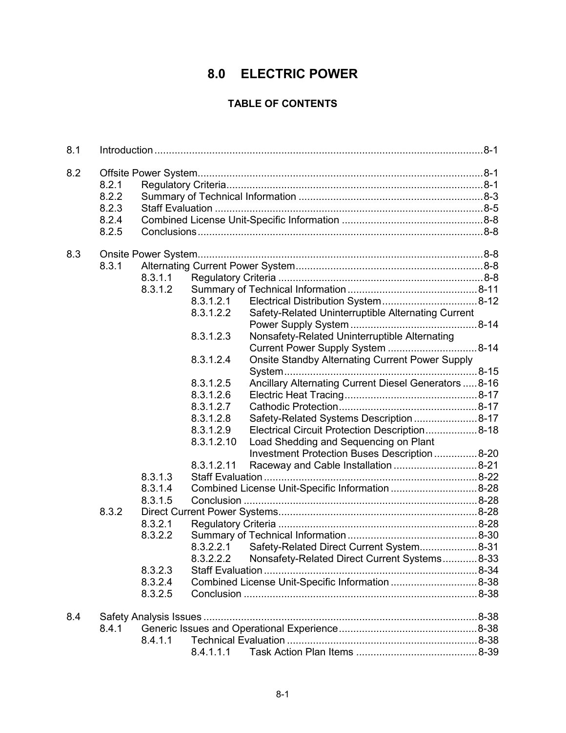# 8.0 ELECTRIC POWER

## TABLE OF CONTENTS

| | | | | | |
|---|---|---|---|---|---|
| 8.1 | Introduction | | | | 8-1 |
| 8.2 | Offsite Power System | | | | 8-1 |
| | 8.2.1 | Regulatory Criteria | | | 8-1 |
| | 8.2.2 | Summary of Technical Information | | | 8-3 |
| | 8.2.3 | Staff Evaluation | | | 8-5 |
| | 8.2.4 | Combined License Unit-Specific Information | | | 8-8 |
| | 8.2.5 | Conclusions | | | 8-8 |
| 8.3 | Onsite Power System | | | | 8-8 |
| | 8.3.1 | Alternating Current Power System | | | 8-8 |
| | | 8.3.1.1 | Regulatory Criteria | | 8-8 |
| | | 8.3.1.2 | Summary of Technical Information | | 8-11 |
| | | | 8.3.1.2.1 | Electrical Distribution System | 8-12 |
| | | | 8.3.1.2.2 | Safety-Related Uninterruptible Alternating Current Power Supply System | 8-14 |
| | | | 8.3.1.2.3 | Nonsafety-Related Uninterruptible Alternating Current Power Supply System | 8-14 |
| | | | 8.3.1.2.4 | Onsite Standby Alternating Current Power Supply System | 8-15 |
| | | | 8.3.1.2.5 | Ancillary Alternating Current Diesel Generators | 8-16 |
| | | | 8.3.1.2.6 | Electric Heat Tracing | 8-17 |
| | | | 8.3.1.2.7 | Cathodic Protection | 8-17 |
| | | | 8.3.1.2.8 | Safety-Related Systems Description | 8-17 |
| | | | 8.3.1.2.9 | Electrical Circuit Protection Description | 8-18 |
| | | | 8.3.1.2.10 | Load Shedding and Sequencing on Plant Investment Protection Buses Description | 8-20 |
| | | | 8.3.1.2.11 | Raceway and Cable Installation | 8-21 |
| | | 8.3.1.3 | Staff Evaluation | | 8-22 |
| | | 8.3.1.4 | Combined License Unit-Specific Information | | 8-28 |
| | | 8.3.1.5 | Conclusion | | 8-28 |
| | 8.3.2 | Direct Current Power Systems | | | 8-28 |
| | | 8.3.2.1 | Regulatory Criteria | | 8-28 |
| | | 8.3.2.2 | Summary of Technical Information | | 8-30 |
| | | | 8.3.2.2.1 | Safety-Related Direct Current System | 8-31 |
| | | | 8.3.2.2.2 | Nonsafety-Related Direct Current Systems | 8-33 |
| | | 8.3.2.3 | Staff Evaluation | | 8-34 |
| | | 8.3.2.4 | Combined License Unit-Specific Information | | 8-38 |
| | | 8.3.2.5 | Conclusion | | 8-38 |
| 8.4 | Safety Analysis Issues | | | | 8-38 |
| | 8.4.1 | Generic Issues and Operational Experience | | | 8-38 |
| | | 8.4.1.1 | Technical Evaluation | | 8-38 |
| | | | 8.4.1.1.1 | Task Action Plan Items | 8-39 |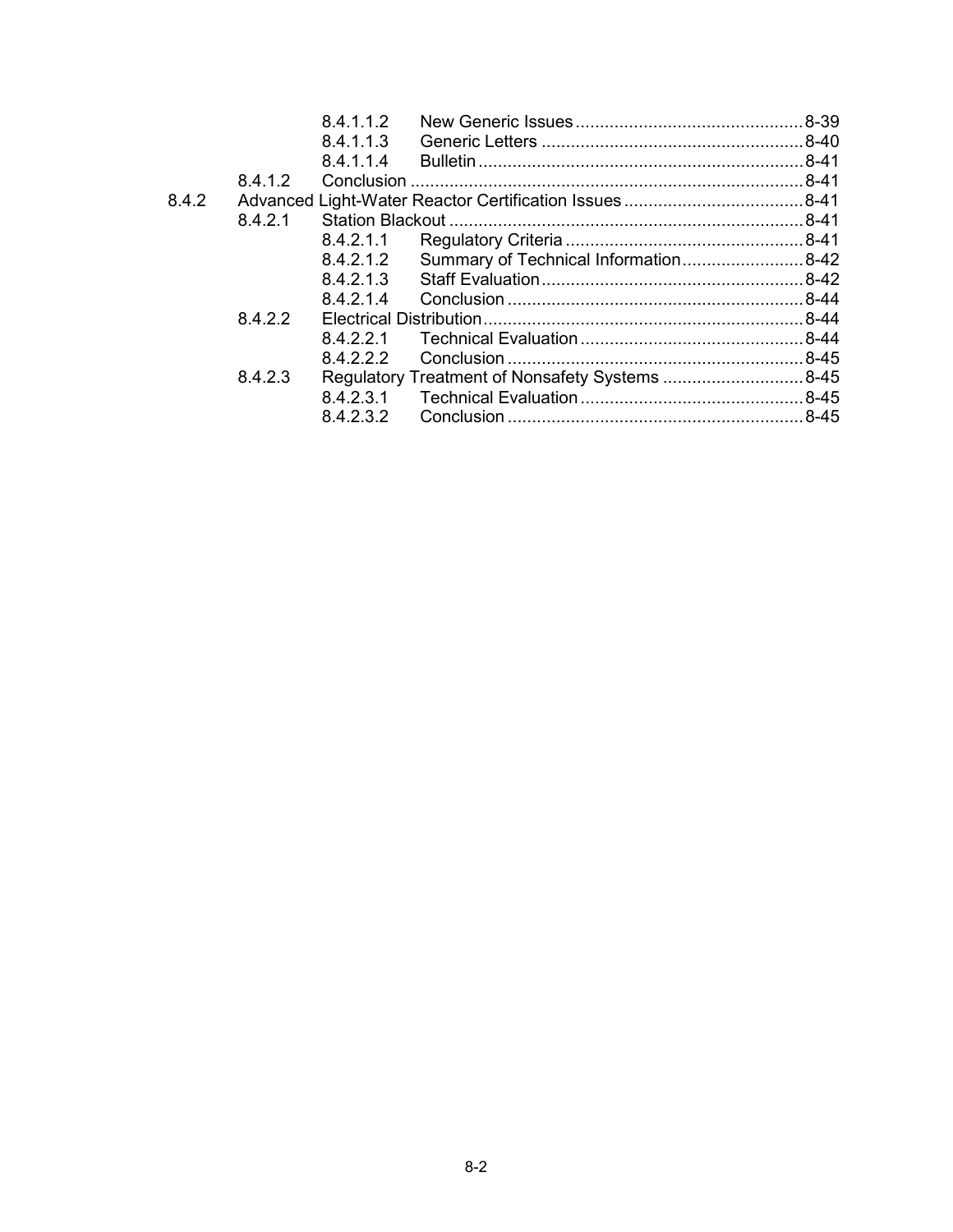| | | | |
|---|---|---|---|
| | 8.4.1.1.2 | New Generic Issues | 8-39 |
| | 8.4.1.1.3 | Generic Letters | 8-40 |
| | 8.4.1.1.4 | Bulletin | 8-41 |
| 8.4.1.2 | | Conclusion | 8-41 |
| 8.4.2 | | Advanced Light-Water Reactor Certification Issues | 8-41 |
| 8.4.2.1 | | Station Blackout | 8-41 |
| | 8.4.2.1.1 | Regulatory Criteria | 8-41 |
| | 8.4.2.1.2 | Summary of Technical Information | 8-42 |
| | 8.4.2.1.3 | Staff Evaluation | 8-42 |
| | 8.4.2.1.4 | Conclusion | 8-44 |
| 8.4.2.2 | | Electrical Distribution | 8-44 |
| | 8.4.2.2.1 | Technical Evaluation | 8-44 |
| | 8.4.2.2.2 | Conclusion | 8-45 |
| 8.4.2.3 | | Regulatory Treatment of Nonsafety Systems | 8-45 |
| | 8.4.2.3.1 | Technical Evaluation | 8-45 |
| | 8.4.2.3.2 | Conclusion | 8-45 |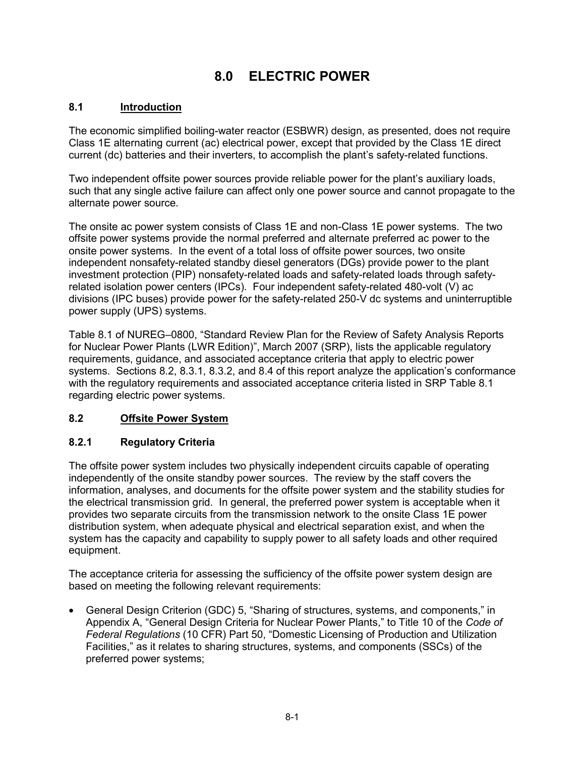# 8.0 ELECTRIC POWER

## 8.1 Introduction

The economic simplified boiling-water reactor (ESBWR) design, as presented, does not require Class 1E alternating current (ac) electrical power, except that provided by the Class 1E direct current (dc) batteries and their inverters, to accomplish the plant's safety-related functions.

Two independent offsite power sources provide reliable power for the plant's auxiliary loads, such that any single active failure can affect only one power source and cannot propagate to the alternate power source.

The onsite ac power system consists of Class 1E and non-Class 1E power systems. The two offsite power systems provide the normal preferred and alternate preferred ac power to the onsite power systems. In the event of a total loss of offsite power sources, two onsite independent nonsafety-related standby diesel generators (DGs) provide power to the plant investment protection (PIP) nonsafety-related loads and safety-related loads through safety-related isolation power centers (IPCs). Four independent safety-related 480-volt (V) ac divisions (IPC buses) provide power for the safety-related 250-V dc systems and uninterruptible power supply (UPS) systems.

Table 8.1 of NUREG–0800, "Standard Review Plan for the Review of Safety Analysis Reports for Nuclear Power Plants (LWR Edition)", March 2007 (SRP), lists the applicable regulatory requirements, guidance, and associated acceptance criteria that apply to electric power systems. Sections 8.2, 8.3.1, 8.3.2, and 8.4 of this report analyze the application's conformance with the regulatory requirements and associated acceptance criteria listed in SRP Table 8.1 regarding electric power systems.

## 8.2 Offsite Power System

### 8.2.1 Regulatory Criteria

The offsite power system includes two physically independent circuits capable of operating independently of the onsite standby power sources. The review by the staff covers the information, analyses, and documents for the offsite power system and the stability studies for the electrical transmission grid. In general, the preferred power system is acceptable when it provides two separate circuits from the transmission network to the onsite Class 1E power distribution system, when adequate physical and electrical separation exist, and when the system has the capacity and capability to supply power to all safety loads and other required equipment.

The acceptance criteria for assessing the sufficiency of the offsite power system design are based on meeting the following relevant requirements:

- General Design Criterion (GDC) 5, "Sharing of structures, systems, and components," in Appendix A, "General Design Criteria for Nuclear Power Plants," to Title 10 of the *Code of Federal Regulations* (10 CFR) Part 50, "Domestic Licensing of Production and Utilization Facilities," as it relates to sharing structures, systems, and components (SSCs) of the preferred power systems;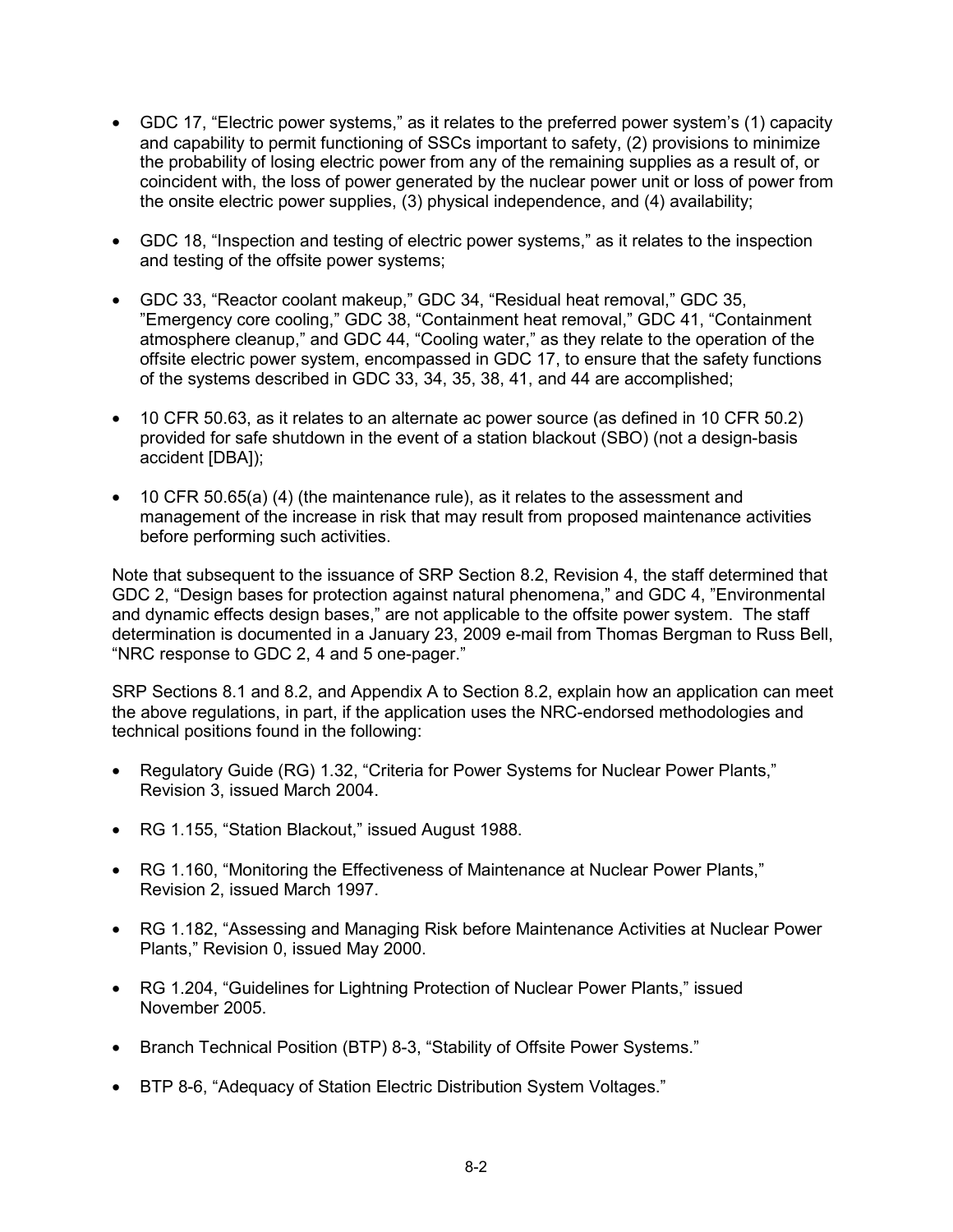- GDC 17, "Electric power systems," as it relates to the preferred power system's (1) capacity and capability to permit functioning of SSCs important to safety, (2) provisions to minimize the probability of losing electric power from any of the remaining supplies as a result of, or coincident with, the loss of power generated by the nuclear power unit or loss of power from the onsite electric power supplies, (3) physical independence, and (4) availability;

- GDC 18, "Inspection and testing of electric power systems," as it relates to the inspection and testing of the offsite power systems;

- GDC 33, "Reactor coolant makeup," GDC 34, "Residual heat removal," GDC 35, "Emergency core cooling," GDC 38, "Containment heat removal," GDC 41, "Containment atmosphere cleanup," and GDC 44, "Cooling water," as they relate to the operation of the offsite electric power system, encompassed in GDC 17, to ensure that the safety functions of the systems described in GDC 33, 34, 35, 38, 41, and 44 are accomplished;

- 10 CFR 50.63, as it relates to an alternate ac power source (as defined in 10 CFR 50.2) provided for safe shutdown in the event of a station blackout (SBO) (not a design-basis accident [DBA]);

- 10 CFR 50.65(a) (4) (the maintenance rule), as it relates to the assessment and management of the increase in risk that may result from proposed maintenance activities before performing such activities.

Note that subsequent to the issuance of SRP Section 8.2, Revision 4, the staff determined that GDC 2, "Design bases for protection against natural phenomena," and GDC 4, "Environmental and dynamic effects design bases," are not applicable to the offsite power system. The staff determination is documented in a January 23, 2009 e-mail from Thomas Bergman to Russ Bell, "NRC response to GDC 2, 4 and 5 one-pager."

SRP Sections 8.1 and 8.2, and Appendix A to Section 8.2, explain how an application can meet the above regulations, in part, if the application uses the NRC-endorsed methodologies and technical positions found in the following:

- Regulatory Guide (RG) 1.32, "Criteria for Power Systems for Nuclear Power Plants," Revision 3, issued March 2004.

- RG 1.155, "Station Blackout," issued August 1988.

- RG 1.160, "Monitoring the Effectiveness of Maintenance at Nuclear Power Plants," Revision 2, issued March 1997.

- RG 1.182, "Assessing and Managing Risk before Maintenance Activities at Nuclear Power Plants," Revision 0, issued May 2000.

- RG 1.204, "Guidelines for Lightning Protection of Nuclear Power Plants," issued November 2005.

- Branch Technical Position (BTP) 8-3, "Stability of Offsite Power Systems."

- BTP 8-6, "Adequacy of Station Electric Distribution System Voltages."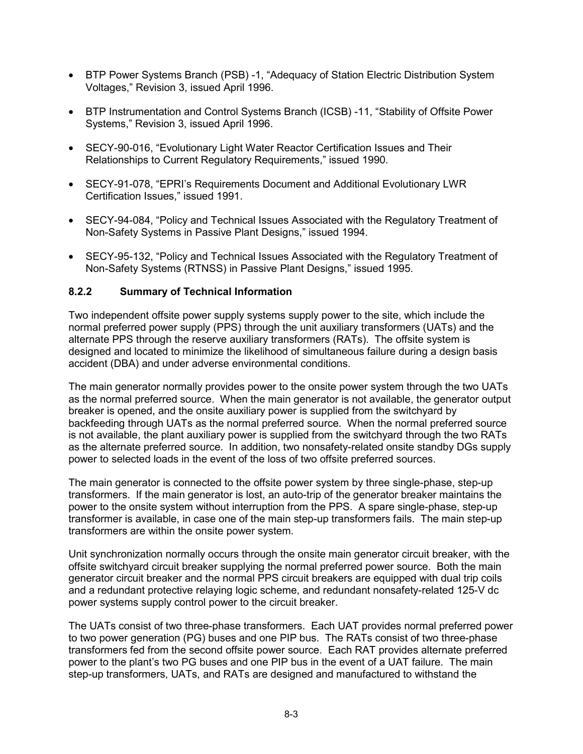- BTP Power Systems Branch (PSB) -1, “Adequacy of Station Electric Distribution System Voltages,” Revision 3, issued April 1996.
- BTP Instrumentation and Control Systems Branch (ICSB) -11, “Stability of Offsite Power Systems,” Revision 3, issued April 1996.
- SECY-90-016, “Evolutionary Light Water Reactor Certification Issues and Their Relationships to Current Regulatory Requirements,” issued 1990.
- SECY-91-078, “EPRI’s Requirements Document and Additional Evolutionary LWR Certification Issues,” issued 1991.
- SECY-94-084, “Policy and Technical Issues Associated with the Regulatory Treatment of Non-Safety Systems in Passive Plant Designs,” issued 1994.
- SECY-95-132, “Policy and Technical Issues Associated with the Regulatory Treatment of Non-Safety Systems (RTNSS) in Passive Plant Designs,” issued 1995.

### 8.2.2 Summary of Technical Information

Two independent offsite power supply systems supply power to the site, which include the normal preferred power supply (PPS) through the unit auxiliary transformers (UATs) and the alternate PPS through the reserve auxiliary transformers (RATs). The offsite system is designed and located to minimize the likelihood of simultaneous failure during a design basis accident (DBA) and under adverse environmental conditions.

The main generator normally provides power to the onsite power system through the two UATs as the normal preferred source. When the main generator is not available, the generator output breaker is opened, and the onsite auxiliary power is supplied from the switchyard by backfeeding through UATs as the normal preferred source. When the normal preferred source is not available, the plant auxiliary power is supplied from the switchyard through the two RATs as the alternate preferred source. In addition, two nonsafety-related onsite standby DGs supply power to selected loads in the event of the loss of two offsite preferred sources.

The main generator is connected to the offsite power system by three single-phase, step-up transformers. If the main generator is lost, an auto-trip of the generator breaker maintains the power to the onsite system without interruption from the PPS. A spare single-phase, step-up transformer is available, in case one of the main step-up transformers fails. The main step-up transformers are within the onsite power system.

Unit synchronization normally occurs through the onsite main generator circuit breaker, with the offsite switchyard circuit breaker supplying the normal preferred power source. Both the main generator circuit breaker and the normal PPS circuit breakers are equipped with dual trip coils and a redundant protective relaying logic scheme, and redundant nonsafety-related 125-V dc power systems supply control power to the circuit breaker.

The UATs consist of two three-phase transformers. Each UAT provides normal preferred power to two power generation (PG) buses and one PIP bus. The RATs consist of two three-phase transformers fed from the second offsite power source. Each RAT provides alternate preferred power to the plant’s two PG buses and one PIP bus in the event of a UAT failure. The main step-up transformers, UATs, and RATs are designed and manufactured to withstand the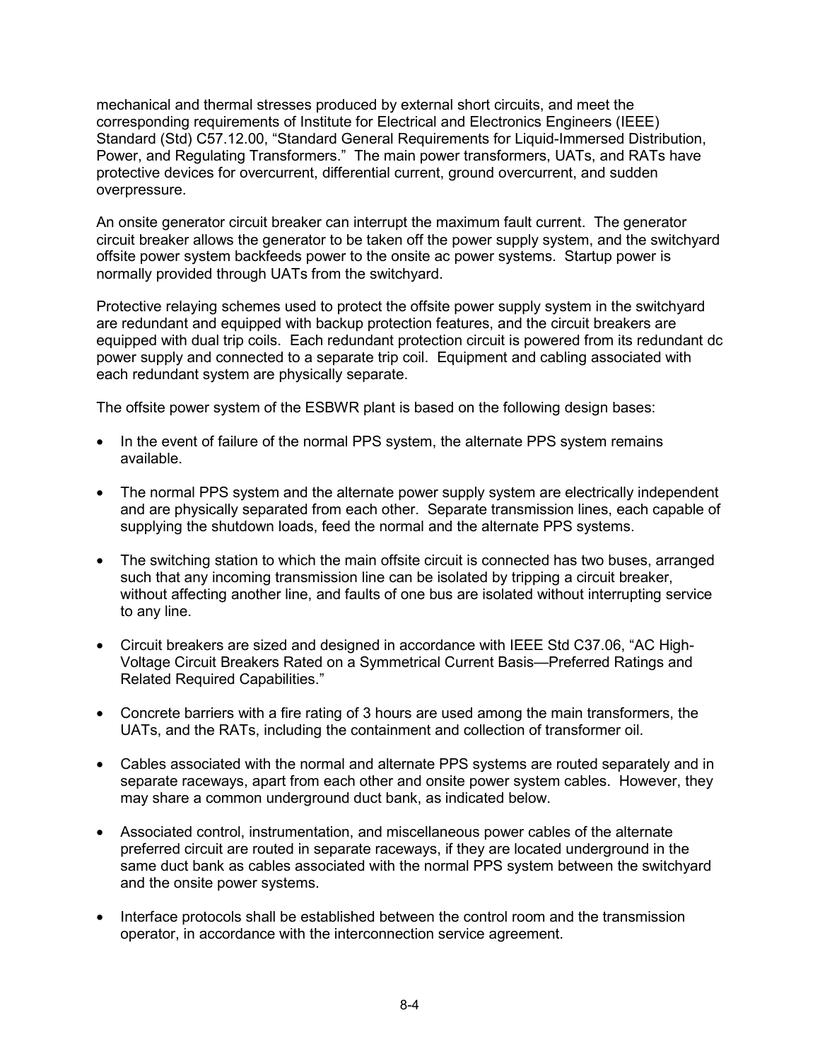mechanical and thermal stresses produced by external short circuits, and meet the corresponding requirements of Institute for Electrical and Electronics Engineers (IEEE) Standard (Std) C57.12.00, “Standard General Requirements for Liquid-Immersed Distribution, Power, and Regulating Transformers.” The main power transformers, UATs, and RATs have protective devices for overcurrent, differential current, ground overcurrent, and sudden overpressure.

An onsite generator circuit breaker can interrupt the maximum fault current. The generator circuit breaker allows the generator to be taken off the power supply system, and the switchyard offsite power system backfeeds power to the onsite ac power systems. Startup power is normally provided through UATs from the switchyard.

Protective relaying schemes used to protect the offsite power supply system in the switchyard are redundant and equipped with backup protection features, and the circuit breakers are equipped with dual trip coils. Each redundant protection circuit is powered from its redundant dc power supply and connected to a separate trip coil. Equipment and cabling associated with each redundant system are physically separate.

The offsite power system of the ESBWR plant is based on the following design bases:

- In the event of failure of the normal PPS system, the alternate PPS system remains available.
- The normal PPS system and the alternate power supply system are electrically independent and are physically separated from each other. Separate transmission lines, each capable of supplying the shutdown loads, feed the normal and the alternate PPS systems.
- The switching station to which the main offsite circuit is connected has two buses, arranged such that any incoming transmission line can be isolated by tripping a circuit breaker, without affecting another line, and faults of one bus are isolated without interrupting service to any line.
- Circuit breakers are sized and designed in accordance with IEEE Std C37.06, “AC High-Voltage Circuit Breakers Rated on a Symmetrical Current Basis—Preferred Ratings and Related Required Capabilities.”
- Concrete barriers with a fire rating of 3 hours are used among the main transformers, the UATs, and the RATs, including the containment and collection of transformer oil.
- Cables associated with the normal and alternate PPS systems are routed separately and in separate raceways, apart from each other and onsite power system cables. However, they may share a common underground duct bank, as indicated below.
- Associated control, instrumentation, and miscellaneous power cables of the alternate preferred circuit are routed in separate raceways, if they are located underground in the same duct bank as cables associated with the normal PPS system between the switchyard and the onsite power systems.
- Interface protocols shall be established between the control room and the transmission operator, in accordance with the interconnection service agreement.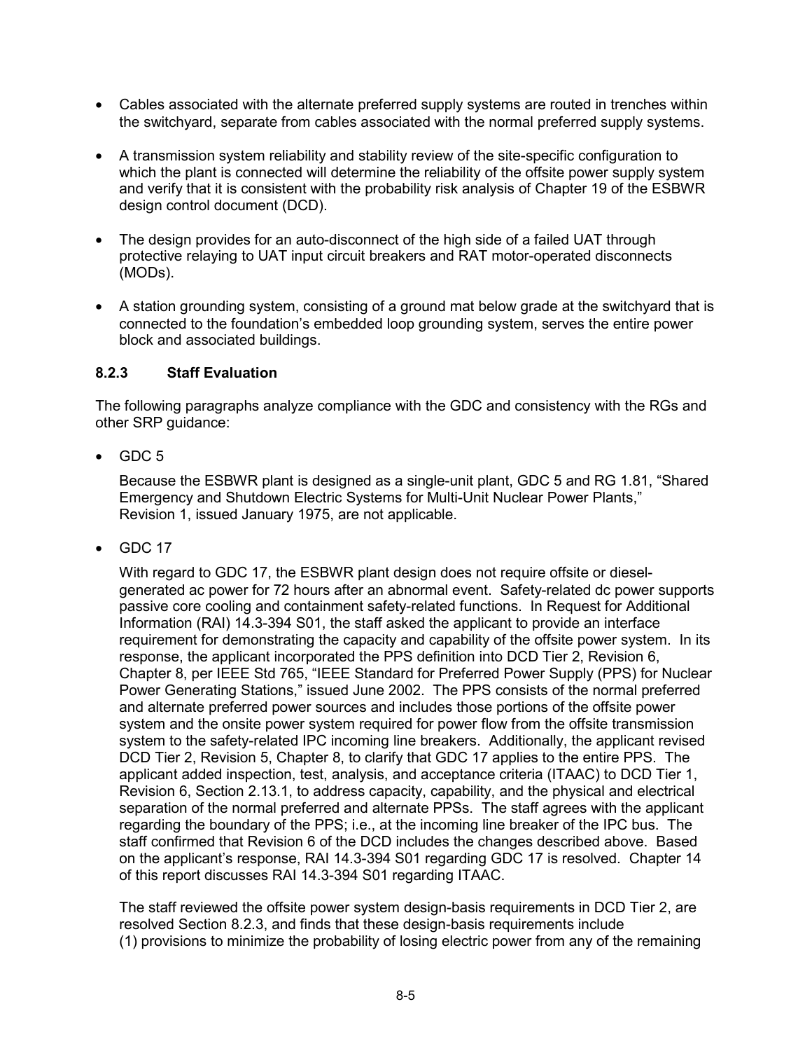- Cables associated with the alternate preferred supply systems are routed in trenches within the switchyard, separate from cables associated with the normal preferred supply systems.

- A transmission system reliability and stability review of the site-specific configuration to which the plant is connected will determine the reliability of the offsite power supply system and verify that it is consistent with the probability risk analysis of Chapter 19 of the ESBWR design control document (DCD).

- The design provides for an auto-disconnect of the high side of a failed UAT through protective relaying to UAT input circuit breakers and RAT motor-operated disconnects (MODs).

- A station grounding system, consisting of a ground mat below grade at the switchyard that is connected to the foundation's embedded loop grounding system, serves the entire power block and associated buildings.

### 8.2.3 Staff Evaluation

The following paragraphs analyze compliance with the GDC and consistency with the RGs and other SRP guidance:

- GDC 5

  Because the ESBWR plant is designed as a single-unit plant, GDC 5 and RG 1.81, "Shared Emergency and Shutdown Electric Systems for Multi-Unit Nuclear Power Plants," Revision 1, issued January 1975, are not applicable.

- GDC 17

  With regard to GDC 17, the ESBWR plant design does not require offsite or diesel-generated ac power for 72 hours after an abnormal event. Safety-related dc power supports passive core cooling and containment safety-related functions. In Request for Additional Information (RAI) 14.3-394 S01, the staff asked the applicant to provide an interface requirement for demonstrating the capacity and capability of the offsite power system. In its response, the applicant incorporated the PPS definition into DCD Tier 2, Revision 6, Chapter 8, per IEEE Std 765, "IEEE Standard for Preferred Power Supply (PPS) for Nuclear Power Generating Stations," issued June 2002. The PPS consists of the normal preferred and alternate preferred power sources and includes those portions of the offsite power system and the onsite power system required for power flow from the offsite transmission system to the safety-related IPC incoming line breakers. Additionally, the applicant revised DCD Tier 2, Revision 5, Chapter 8, to clarify that GDC 17 applies to the entire PPS. The applicant added inspection, test, analysis, and acceptance criteria (ITAAC) to DCD Tier 1, Revision 6, Section 2.13.1, to address capacity, capability, and the physical and electrical separation of the normal preferred and alternate PPSs. The staff agrees with the applicant regarding the boundary of the PPS; i.e., at the incoming line breaker of the IPC bus. The staff confirmed that Revision 6 of the DCD includes the changes described above. Based on the applicant's response, RAI 14.3-394 S01 regarding GDC 17 is resolved. Chapter 14 of this report discusses RAI 14.3-394 S01 regarding ITAAC.

  The staff reviewed the offsite power system design-basis requirements in DCD Tier 2, are resolved Section 8.2.3, and finds that these design-basis requirements include (1) provisions to minimize the probability of losing electric power from any of the remaining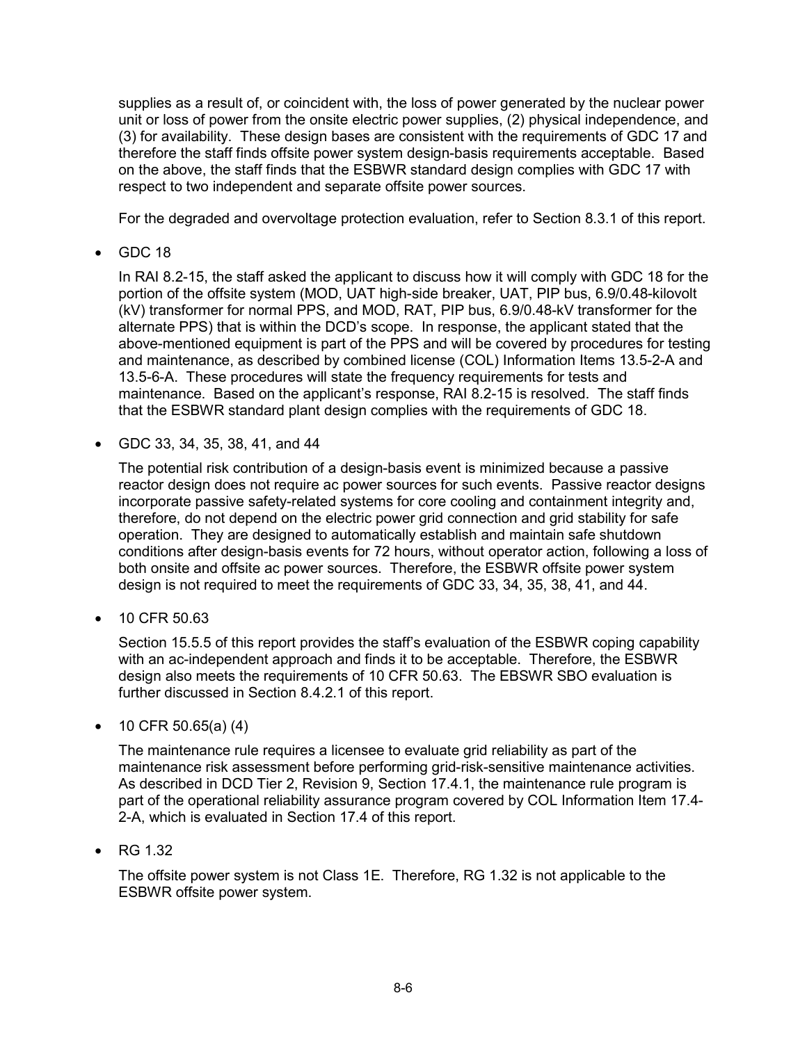supplies as a result of, or coincident with, the loss of power generated by the nuclear power unit or loss of power from the onsite electric power supplies, (2) physical independence, and (3) for availability. These design bases are consistent with the requirements of GDC 17 and therefore the staff finds offsite power system design-basis requirements acceptable. Based on the above, the staff finds that the ESBWR standard design complies with GDC 17 with respect to two independent and separate offsite power sources.

For the degraded and overvoltage protection evaluation, refer to Section 8.3.1 of this report.

- GDC 18

  In RAI 8.2-15, the staff asked the applicant to discuss how it will comply with GDC 18 for the portion of the offsite system (MOD, UAT high-side breaker, UAT, PIP bus, 6.9/0.48-kilovolt (kV) transformer for normal PPS, and MOD, RAT, PIP bus, 6.9/0.48-kV transformer for the alternate PPS) that is within the DCD's scope. In response, the applicant stated that the above-mentioned equipment is part of the PPS and will be covered by procedures for testing and maintenance, as described by combined license (COL) Information Items 13.5-2-A and 13.5-6-A. These procedures will state the frequency requirements for tests and maintenance. Based on the applicant's response, RAI 8.2-15 is resolved. The staff finds that the ESBWR standard plant design complies with the requirements of GDC 18.

- GDC 33, 34, 35, 38, 41, and 44

  The potential risk contribution of a design-basis event is minimized because a passive reactor design does not require ac power sources for such events. Passive reactor designs incorporate passive safety-related systems for core cooling and containment integrity and, therefore, do not depend on the electric power grid connection and grid stability for safe operation. They are designed to automatically establish and maintain safe shutdown conditions after design-basis events for 72 hours, without operator action, following a loss of both onsite and offsite ac power sources. Therefore, the ESBWR offsite power system design is not required to meet the requirements of GDC 33, 34, 35, 38, 41, and 44.

- 10 CFR 50.63

  Section 15.5.5 of this report provides the staff's evaluation of the ESBWR coping capability with an ac-independent approach and finds it to be acceptable. Therefore, the ESBWR design also meets the requirements of 10 CFR 50.63. The EBSWR SBO evaluation is further discussed in Section 8.4.2.1 of this report.

- 10 CFR 50.65(a) (4)

  The maintenance rule requires a licensee to evaluate grid reliability as part of the maintenance risk assessment before performing grid-risk-sensitive maintenance activities. As described in DCD Tier 2, Revision 9, Section 17.4.1, the maintenance rule program is part of the operational reliability assurance program covered by COL Information Item 17.4-2-A, which is evaluated in Section 17.4 of this report.

- RG 1.32

  The offsite power system is not Class 1E. Therefore, RG 1.32 is not applicable to the ESBWR offsite power system.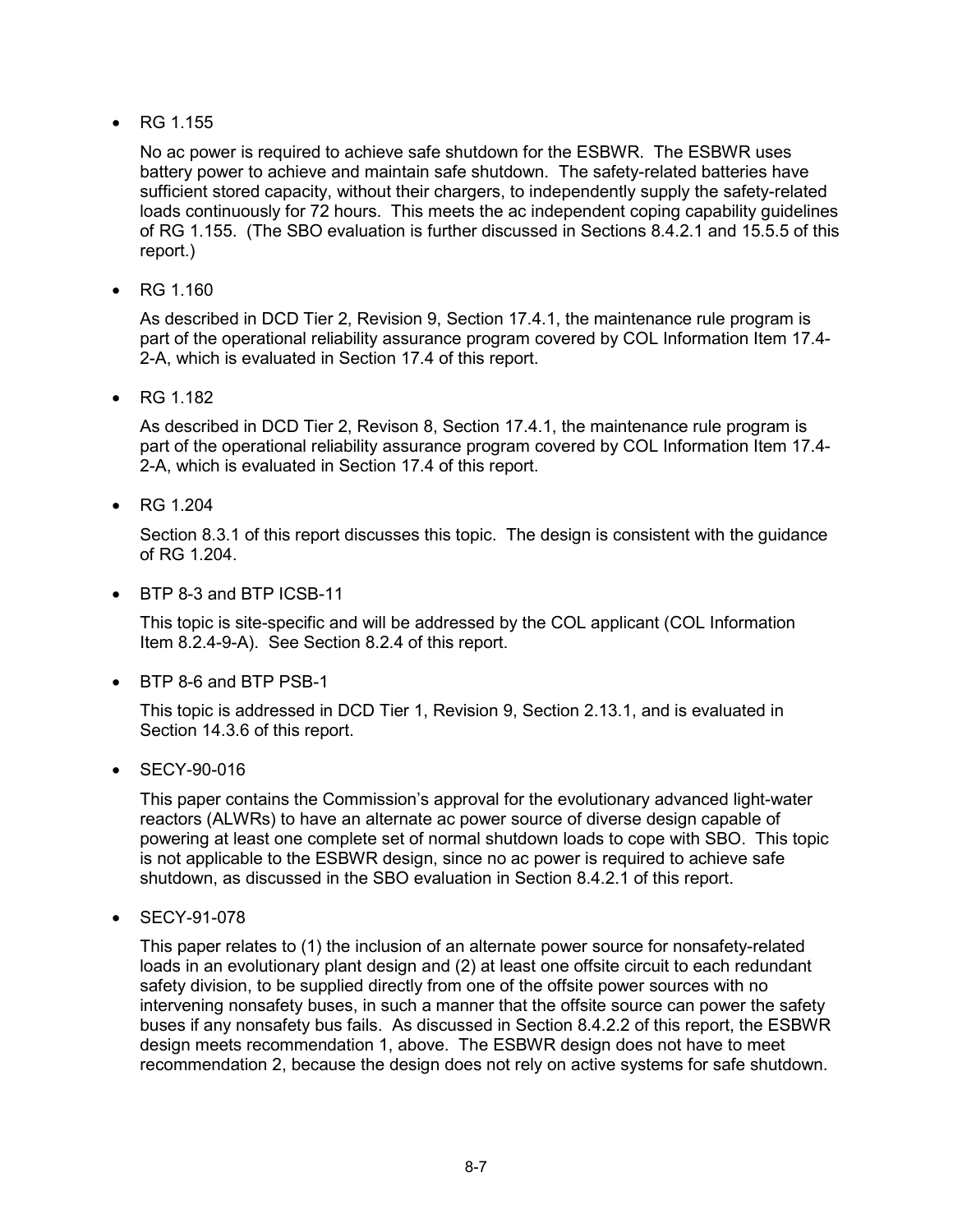- RG 1.155

  No ac power is required to achieve safe shutdown for the ESBWR. The ESBWR uses battery power to achieve and maintain safe shutdown. The safety-related batteries have sufficient stored capacity, without their chargers, to independently supply the safety-related loads continuously for 72 hours. This meets the ac independent coping capability guidelines of RG 1.155. (The SBO evaluation is further discussed in Sections 8.4.2.1 and 15.5.5 of this report.)

- RG 1.160

  As described in DCD Tier 2, Revision 9, Section 17.4.1, the maintenance rule program is part of the operational reliability assurance program covered by COL Information Item 17.4-2-A, which is evaluated in Section 17.4 of this report.

- RG 1.182

  As described in DCD Tier 2, Revison 8, Section 17.4.1, the maintenance rule program is part of the operational reliability assurance program covered by COL Information Item 17.4-2-A, which is evaluated in Section 17.4 of this report.

- RG 1.204

  Section 8.3.1 of this report discusses this topic. The design is consistent with the guidance of RG 1.204.

- BTP 8-3 and BTP ICSB-11

  This topic is site-specific and will be addressed by the COL applicant (COL Information Item 8.2.4-9-A). See Section 8.2.4 of this report.

- BTP 8-6 and BTP PSB-1

  This topic is addressed in DCD Tier 1, Revision 9, Section 2.13.1, and is evaluated in Section 14.3.6 of this report.

- SECY-90-016

  This paper contains the Commission's approval for the evolutionary advanced light-water reactors (ALWRs) to have an alternate ac power source of diverse design capable of powering at least one complete set of normal shutdown loads to cope with SBO. This topic is not applicable to the ESBWR design, since no ac power is required to achieve safe shutdown, as discussed in the SBO evaluation in Section 8.4.2.1 of this report.

- SECY-91-078

  This paper relates to (1) the inclusion of an alternate power source for nonsafety-related loads in an evolutionary plant design and (2) at least one offsite circuit to each redundant safety division, to be supplied directly from one of the offsite power sources with no intervening nonsafety buses, in such a manner that the offsite source can power the safety buses if any nonsafety bus fails. As discussed in Section 8.4.2.2 of this report, the ESBWR design meets recommendation 1, above. The ESBWR design does not have to meet recommendation 2, because the design does not rely on active systems for safe shutdown.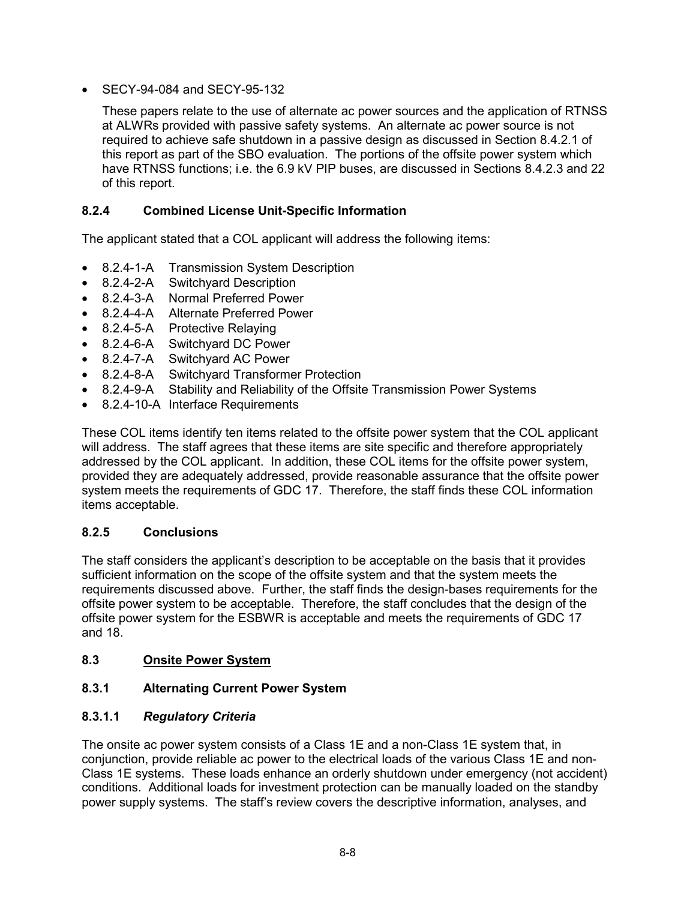- SECY-94-084 and SECY-95-132

  These papers relate to the use of alternate ac power sources and the application of RTNSS at ALWRs provided with passive safety systems. An alternate ac power source is not required to achieve safe shutdown in a passive design as discussed in Section 8.4.2.1 of this report as part of the SBO evaluation. The portions of the offsite power system which have RTNSS functions; i.e. the 6.9 kV PIP buses, are discussed in Sections 8.4.2.3 and 22 of this report.

### 8.2.4 Combined License Unit-Specific Information

The applicant stated that a COL applicant will address the following items:

- 8.2.4-1-A Transmission System Description
- 8.2.4-2-A Switchyard Description
- 8.2.4-3-A Normal Preferred Power
- 8.2.4-4-A Alternate Preferred Power
- 8.2.4-5-A Protective Relaying
- 8.2.4-6-A Switchyard DC Power
- 8.2.4-7-A Switchyard AC Power
- 8.2.4-8-A Switchyard Transformer Protection
- 8.2.4-9-A Stability and Reliability of the Offsite Transmission Power Systems
- 8.2.4-10-A Interface Requirements

These COL items identify ten items related to the offsite power system that the COL applicant will address. The staff agrees that these items are site specific and therefore appropriately addressed by the COL applicant. In addition, these COL items for the offsite power system, provided they are adequately addressed, provide reasonable assurance that the offsite power system meets the requirements of GDC 17. Therefore, the staff finds these COL information items acceptable.

### 8.2.5 Conclusions

The staff considers the applicant's description to be acceptable on the basis that it provides sufficient information on the scope of the offsite system and that the system meets the requirements discussed above. Further, the staff finds the design-bases requirements for the offsite power system to be acceptable. Therefore, the staff concludes that the design of the offsite power system for the ESBWR is acceptable and meets the requirements of GDC 17 and 18.

## 8.3 Onsite Power System

### 8.3.1 Alternating Current Power System

#### 8.3.1.1 *Regulatory Criteria*

The onsite ac power system consists of a Class 1E and a non-Class 1E system that, in conjunction, provide reliable ac power to the electrical loads of the various Class 1E and non-Class 1E systems. These loads enhance an orderly shutdown under emergency (not accident) conditions. Additional loads for investment protection can be manually loaded on the standby power supply systems. The staff's review covers the descriptive information, analyses, and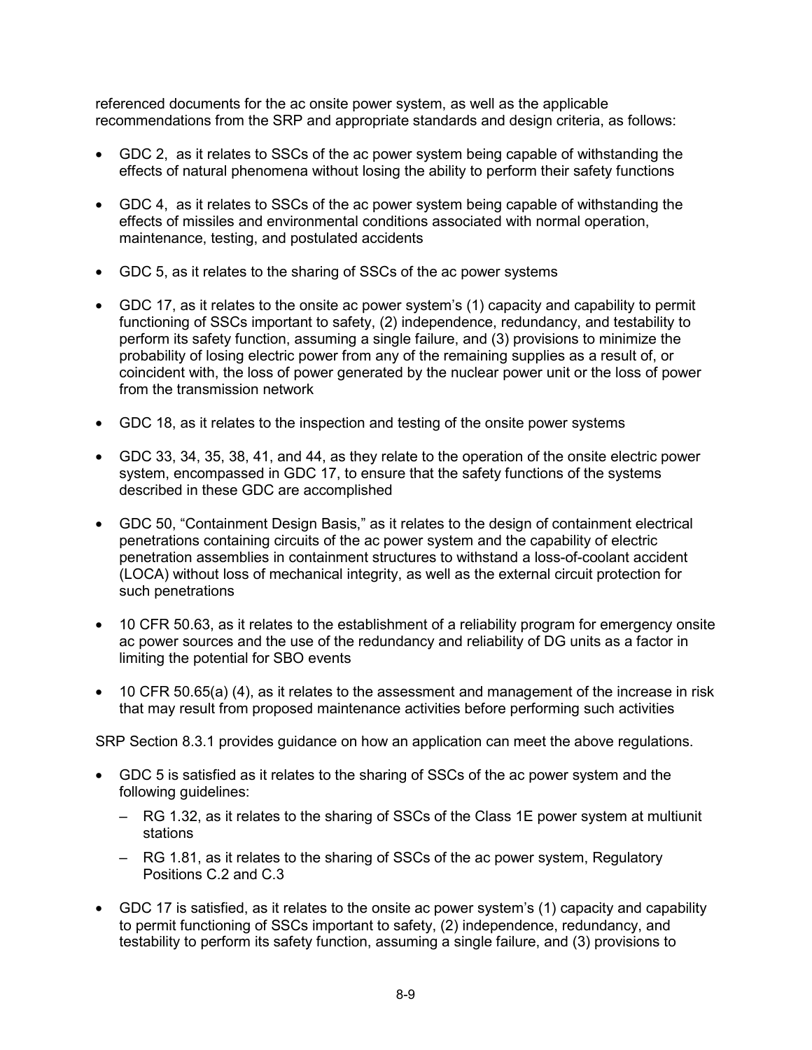referenced documents for the ac onsite power system, as well as the applicable recommendations from the SRP and appropriate standards and design criteria, as follows:

- GDC 2, as it relates to SSCs of the ac power system being capable of withstanding the effects of natural phenomena without losing the ability to perform their safety functions
- GDC 4, as it relates to SSCs of the ac power system being capable of withstanding the effects of missiles and environmental conditions associated with normal operation, maintenance, testing, and postulated accidents
- GDC 5, as it relates to the sharing of SSCs of the ac power systems
- GDC 17, as it relates to the onsite ac power system's (1) capacity and capability to permit functioning of SSCs important to safety, (2) independence, redundancy, and testability to perform its safety function, assuming a single failure, and (3) provisions to minimize the probability of losing electric power from any of the remaining supplies as a result of, or coincident with, the loss of power generated by the nuclear power unit or the loss of power from the transmission network
- GDC 18, as it relates to the inspection and testing of the onsite power systems
- GDC 33, 34, 35, 38, 41, and 44, as they relate to the operation of the onsite electric power system, encompassed in GDC 17, to ensure that the safety functions of the systems described in these GDC are accomplished
- GDC 50, "Containment Design Basis," as it relates to the design of containment electrical penetrations containing circuits of the ac power system and the capability of electric penetration assemblies in containment structures to withstand a loss-of-coolant accident (LOCA) without loss of mechanical integrity, as well as the external circuit protection for such penetrations
- 10 CFR 50.63, as it relates to the establishment of a reliability program for emergency onsite ac power sources and the use of the redundancy and reliability of DG units as a factor in limiting the potential for SBO events
- 10 CFR 50.65(a) (4), as it relates to the assessment and management of the increase in risk that may result from proposed maintenance activities before performing such activities

SRP Section 8.3.1 provides guidance on how an application can meet the above regulations.

- GDC 5 is satisfied as it relates to the sharing of SSCs of the ac power system and the following guidelines:
  - RG 1.32, as it relates to the sharing of SSCs of the Class 1E power system at multiunit stations
  - RG 1.81, as it relates to the sharing of SSCs of the ac power system, Regulatory Positions C.2 and C.3
- GDC 17 is satisfied, as it relates to the onsite ac power system's (1) capacity and capability to permit functioning of SSCs important to safety, (2) independence, redundancy, and testability to perform its safety function, assuming a single failure, and (3) provisions to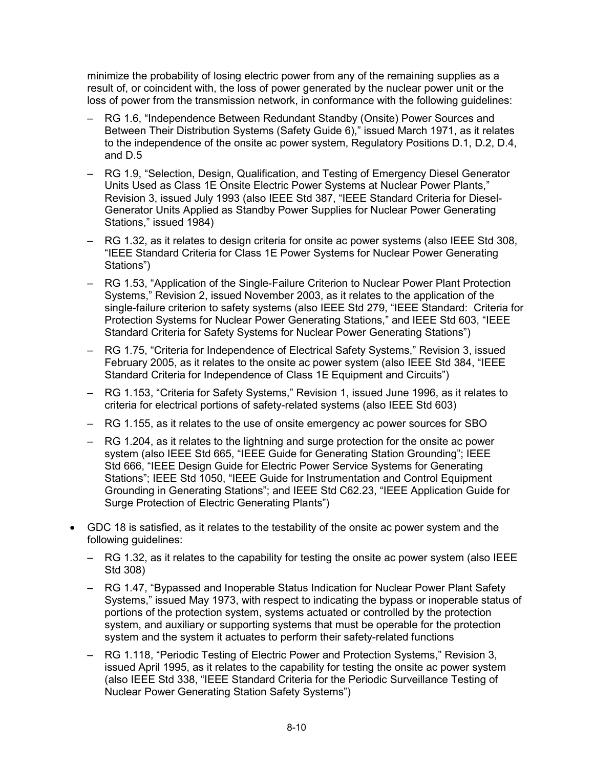minimize the probability of losing electric power from any of the remaining supplies as a result of, or coincident with, the loss of power generated by the nuclear power unit or the loss of power from the transmission network, in conformance with the following guidelines:

  - RG 1.6, “Independence Between Redundant Standby (Onsite) Power Sources and Between Their Distribution Systems (Safety Guide 6),” issued March 1971, as it relates to the independence of the onsite ac power system, Regulatory Positions D.1, D.2, D.4, and D.5
  - RG 1.9, “Selection, Design, Qualification, and Testing of Emergency Diesel Generator Units Used as Class 1E Onsite Electric Power Systems at Nuclear Power Plants,” Revision 3, issued July 1993 (also IEEE Std 387, “IEEE Standard Criteria for Diesel-Generator Units Applied as Standby Power Supplies for Nuclear Power Generating Stations,” issued 1984)
  - RG 1.32, as it relates to design criteria for onsite ac power systems (also IEEE Std 308, “IEEE Standard Criteria for Class 1E Power Systems for Nuclear Power Generating Stations”)
  - RG 1.53, “Application of the Single-Failure Criterion to Nuclear Power Plant Protection Systems,” Revision 2, issued November 2003, as it relates to the application of the single-failure criterion to safety systems (also IEEE Std 279, “IEEE Standard: Criteria for Protection Systems for Nuclear Power Generating Stations,” and IEEE Std 603, “IEEE Standard Criteria for Safety Systems for Nuclear Power Generating Stations”)
  - RG 1.75, “Criteria for Independence of Electrical Safety Systems,” Revision 3, issued February 2005, as it relates to the onsite ac power system (also IEEE Std 384, “IEEE Standard Criteria for Independence of Class 1E Equipment and Circuits”)
  - RG 1.153, “Criteria for Safety Systems,” Revision 1, issued June 1996, as it relates to criteria for electrical portions of safety-related systems (also IEEE Std 603)
  - RG 1.155, as it relates to the use of onsite emergency ac power sources for SBO
  - RG 1.204, as it relates to the lightning and surge protection for the onsite ac power system (also IEEE Std 665, “IEEE Guide for Generating Station Grounding”; IEEE Std 666, “IEEE Design Guide for Electric Power Service Systems for Generating Stations”; IEEE Std 1050, “IEEE Guide for Instrumentation and Control Equipment Grounding in Generating Stations”; and IEEE Std C62.23, “IEEE Application Guide for Surge Protection of Electric Generating Plants”)

- GDC 18 is satisfied, as it relates to the testability of the onsite ac power system and the following guidelines:
  - RG 1.32, as it relates to the capability for testing the onsite ac power system (also IEEE Std 308)
  - RG 1.47, “Bypassed and Inoperable Status Indication for Nuclear Power Plant Safety Systems,” issued May 1973, with respect to indicating the bypass or inoperable status of portions of the protection system, systems actuated or controlled by the protection system, and auxiliary or supporting systems that must be operable for the protection system and the system it actuates to perform their safety-related functions
  - RG 1.118, “Periodic Testing of Electric Power and Protection Systems,” Revision 3, issued April 1995, as it relates to the capability for testing the onsite ac power system (also IEEE Std 338, “IEEE Standard Criteria for the Periodic Surveillance Testing of Nuclear Power Generating Station Safety Systems”)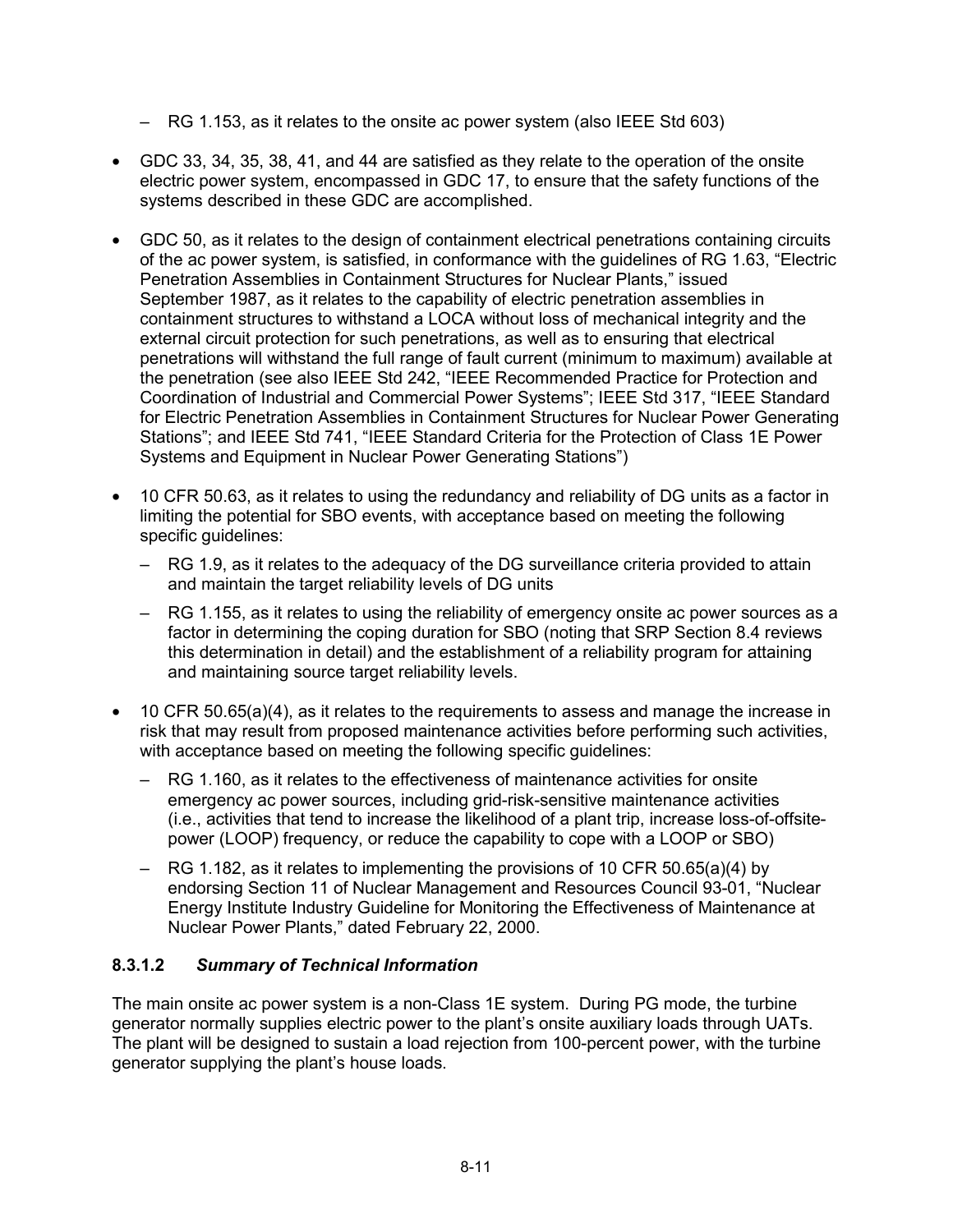- RG 1.153, as it relates to the onsite ac power system (also IEEE Std 603)

- GDC 33, 34, 35, 38, 41, and 44 are satisfied as they relate to the operation of the onsite electric power system, encompassed in GDC 17, to ensure that the safety functions of the systems described in these GDC are accomplished.

- GDC 50, as it relates to the design of containment electrical penetrations containing circuits of the ac power system, is satisfied, in conformance with the guidelines of RG 1.63, "Electric Penetration Assemblies in Containment Structures for Nuclear Plants," issued September 1987, as it relates to the capability of electric penetration assemblies in containment structures to withstand a LOCA without loss of mechanical integrity and the external circuit protection for such penetrations, as well as to ensuring that electrical penetrations will withstand the full range of fault current (minimum to maximum) available at the penetration (see also IEEE Std 242, "IEEE Recommended Practice for Protection and Coordination of Industrial and Commercial Power Systems"; IEEE Std 317, "IEEE Standard for Electric Penetration Assemblies in Containment Structures for Nuclear Power Generating Stations"; and IEEE Std 741, "IEEE Standard Criteria for the Protection of Class 1E Power Systems and Equipment in Nuclear Power Generating Stations")

- 10 CFR 50.63, as it relates to using the redundancy and reliability of DG units as a factor in limiting the potential for SBO events, with acceptance based on meeting the following specific guidelines:
  - RG 1.9, as it relates to the adequacy of the DG surveillance criteria provided to attain and maintain the target reliability levels of DG units
  - RG 1.155, as it relates to using the reliability of emergency onsite ac power sources as a factor in determining the coping duration for SBO (noting that SRP Section 8.4 reviews this determination in detail) and the establishment of a reliability program for attaining and maintaining source target reliability levels.

- 10 CFR 50.65(a)(4), as it relates to the requirements to assess and manage the increase in risk that may result from proposed maintenance activities before performing such activities, with acceptance based on meeting the following specific guidelines:
  - RG 1.160, as it relates to the effectiveness of maintenance activities for onsite emergency ac power sources, including grid-risk-sensitive maintenance activities (i.e., activities that tend to increase the likelihood of a plant trip, increase loss-of-offsite-power (LOOP) frequency, or reduce the capability to cope with a LOOP or SBO)
  - RG 1.182, as it relates to implementing the provisions of 10 CFR 50.65(a)(4) by endorsing Section 11 of Nuclear Management and Resources Council 93-01, "Nuclear Energy Institute Industry Guideline for Monitoring the Effectiveness of Maintenance at Nuclear Power Plants," dated February 22, 2000.

### 8.3.1.2 *Summary of Technical Information*

The main onsite ac power system is a non-Class 1E system. During PG mode, the turbine generator normally supplies electric power to the plant's onsite auxiliary loads through UATs. The plant will be designed to sustain a load rejection from 100-percent power, with the turbine generator supplying the plant's house loads.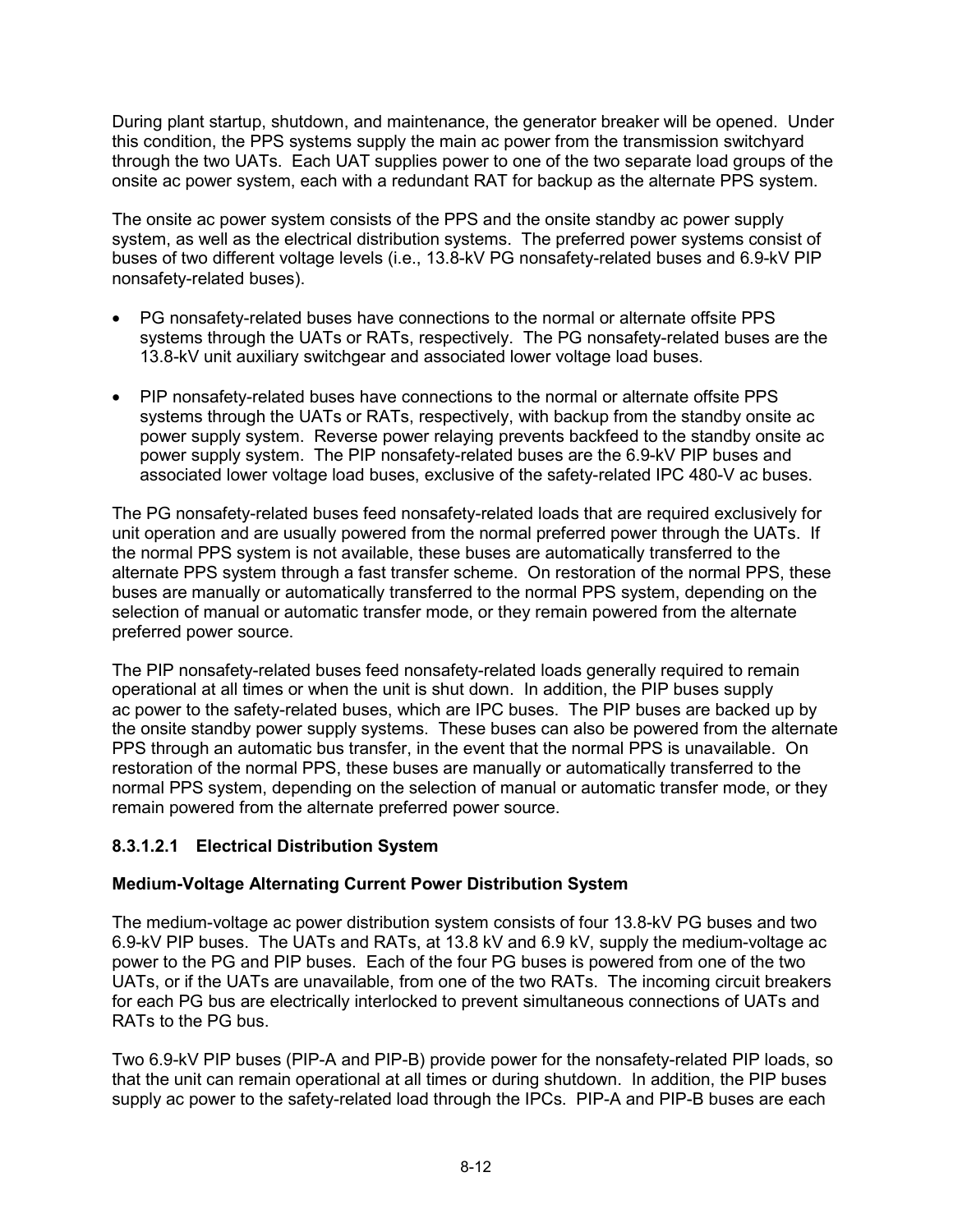During plant startup, shutdown, and maintenance, the generator breaker will be opened. Under this condition, the PPS systems supply the main ac power from the transmission switchyard through the two UATs. Each UAT supplies power to one of the two separate load groups of the onsite ac power system, each with a redundant RAT for backup as the alternate PPS system.

The onsite ac power system consists of the PPS and the onsite standby ac power supply system, as well as the electrical distribution systems. The preferred power systems consist of buses of two different voltage levels (i.e., 13.8-kV PG nonsafety-related buses and 6.9-kV PIP nonsafety-related buses).

- PG nonsafety-related buses have connections to the normal or alternate offsite PPS systems through the UATs or RATs, respectively. The PG nonsafety-related buses are the 13.8-kV unit auxiliary switchgear and associated lower voltage load buses.

- PIP nonsafety-related buses have connections to the normal or alternate offsite PPS systems through the UATs or RATs, respectively, with backup from the standby onsite ac power supply system. Reverse power relaying prevents backfeed to the standby onsite ac power supply system. The PIP nonsafety-related buses are the 6.9-kV PIP buses and associated lower voltage load buses, exclusive of the safety-related IPC 480-V ac buses.

The PG nonsafety-related buses feed nonsafety-related loads that are required exclusively for unit operation and are usually powered from the normal preferred power through the UATs. If the normal PPS system is not available, these buses are automatically transferred to the alternate PPS system through a fast transfer scheme. On restoration of the normal PPS, these buses are manually or automatically transferred to the normal PPS system, depending on the selection of manual or automatic transfer mode, or they remain powered from the alternate preferred power source.

The PIP nonsafety-related buses feed nonsafety-related loads generally required to remain operational at all times or when the unit is shut down. In addition, the PIP buses supply ac power to the safety-related buses, which are IPC buses. The PIP buses are backed up by the onsite standby power supply systems. These buses can also be powered from the alternate PPS through an automatic bus transfer, in the event that the normal PPS is unavailable. On restoration of the normal PPS, these buses are manually or automatically transferred to the normal PPS system, depending on the selection of manual or automatic transfer mode, or they remain powered from the alternate preferred power source.

#### 8.3.1.2.1 Electrical Distribution System

**Medium-Voltage Alternating Current Power Distribution System**

The medium-voltage ac power distribution system consists of four 13.8-kV PG buses and two 6.9-kV PIP buses. The UATs and RATs, at 13.8 kV and 6.9 kV, supply the medium-voltage ac power to the PG and PIP buses. Each of the four PG buses is powered from one of the two UATs, or if the UATs are unavailable, from one of the two RATs. The incoming circuit breakers for each PG bus are electrically interlocked to prevent simultaneous connections of UATs and RATs to the PG bus.

Two 6.9-kV PIP buses (PIP-A and PIP-B) provide power for the nonsafety-related PIP loads, so that the unit can remain operational at all times or during shutdown. In addition, the PIP buses supply ac power to the safety-related load through the IPCs. PIP-A and PIP-B buses are each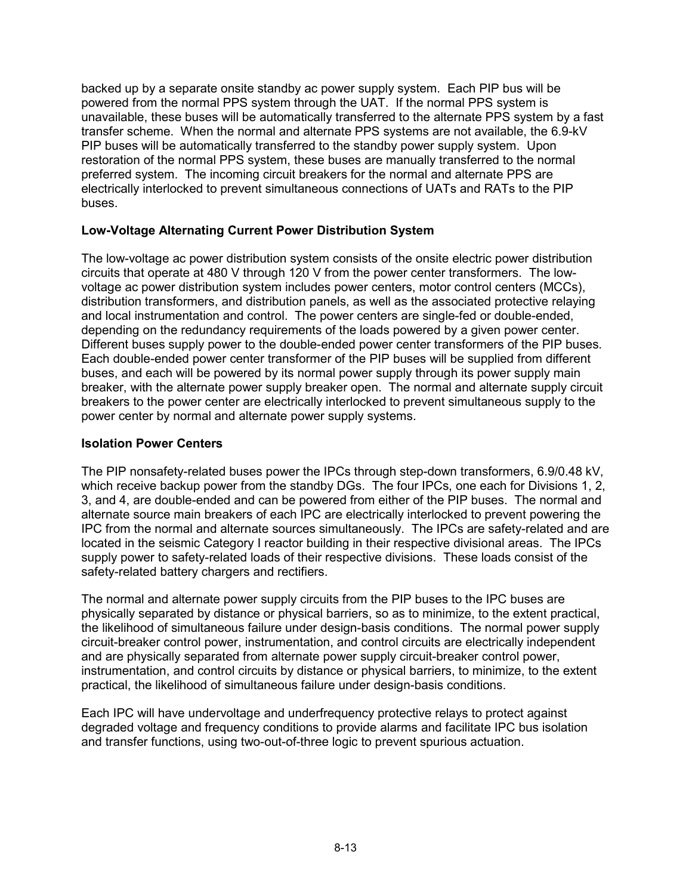backed up by a separate onsite standby ac power supply system. Each PIP bus will be powered from the normal PPS system through the UAT. If the normal PPS system is unavailable, these buses will be automatically transferred to the alternate PPS system by a fast transfer scheme. When the normal and alternate PPS systems are not available, the 6.9-kV PIP buses will be automatically transferred to the standby power supply system. Upon restoration of the normal PPS system, these buses are manually transferred to the normal preferred system. The incoming circuit breakers for the normal and alternate PPS are electrically interlocked to prevent simultaneous connections of UATs and RATs to the PIP buses.

### Low-Voltage Alternating Current Power Distribution System

The low-voltage ac power distribution system consists of the onsite electric power distribution circuits that operate at 480 V through 120 V from the power center transformers. The low-voltage ac power distribution system includes power centers, motor control centers (MCCs), distribution transformers, and distribution panels, as well as the associated protective relaying and local instrumentation and control. The power centers are single-fed or double-ended, depending on the redundancy requirements of the loads powered by a given power center. Different buses supply power to the double-ended power center transformers of the PIP buses. Each double-ended power center transformer of the PIP buses will be supplied from different buses, and each will be powered by its normal power supply through its power supply main breaker, with the alternate power supply breaker open. The normal and alternate supply circuit breakers to the power center are electrically interlocked to prevent simultaneous supply to the power center by normal and alternate power supply systems.

### Isolation Power Centers

The PIP nonsafety-related buses power the IPCs through step-down transformers, 6.9/0.48 kV, which receive backup power from the standby DGs. The four IPCs, one each for Divisions 1, 2, 3, and 4, are double-ended and can be powered from either of the PIP buses. The normal and alternate source main breakers of each IPC are electrically interlocked to prevent powering the IPC from the normal and alternate sources simultaneously. The IPCs are safety-related and are located in the seismic Category I reactor building in their respective divisional areas. The IPCs supply power to safety-related loads of their respective divisions. These loads consist of the safety-related battery chargers and rectifiers.

The normal and alternate power supply circuits from the PIP buses to the IPC buses are physically separated by distance or physical barriers, so as to minimize, to the extent practical, the likelihood of simultaneous failure under design-basis conditions. The normal power supply circuit-breaker control power, instrumentation, and control circuits are electrically independent and are physically separated from alternate power supply circuit-breaker control power, instrumentation, and control circuits by distance or physical barriers, to minimize, to the extent practical, the likelihood of simultaneous failure under design-basis conditions.

Each IPC will have undervoltage and underfrequency protective relays to protect against degraded voltage and frequency conditions to provide alarms and facilitate IPC bus isolation and transfer functions, using two-out-of-three logic to prevent spurious actuation.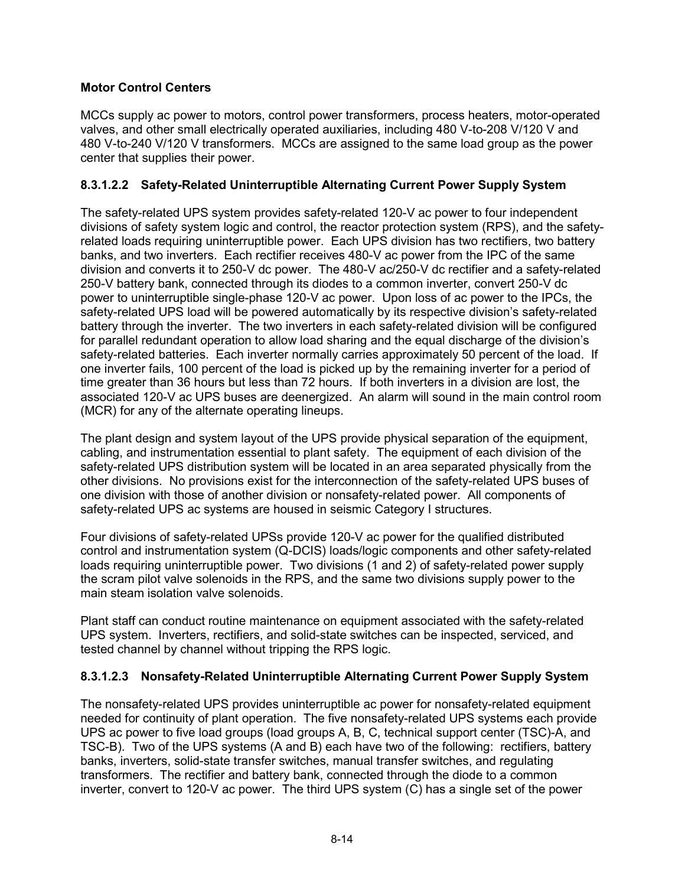**Motor Control Centers**

MCCs supply ac power to motors, control power transformers, process heaters, motor-operated valves, and other small electrically operated auxiliaries, including 480 V-to-208 V/120 V and 480 V-to-240 V/120 V transformers. MCCs are assigned to the same load group as the power center that supplies their power.

### 8.3.1.2.2 Safety-Related Uninterruptible Alternating Current Power Supply System

The safety-related UPS system provides safety-related 120-V ac power to four independent divisions of safety system logic and control, the reactor protection system (RPS), and the safety-related loads requiring uninterruptible power. Each UPS division has two rectifiers, two battery banks, and two inverters. Each rectifier receives 480-V ac power from the IPC of the same division and converts it to 250-V dc power. The 480-V ac/250-V dc rectifier and a safety-related 250-V battery bank, connected through its diodes to a common inverter, convert 250-V dc power to uninterruptible single-phase 120-V ac power. Upon loss of ac power to the IPCs, the safety-related UPS load will be powered automatically by its respective division's safety-related battery through the inverter. The two inverters in each safety-related division will be configured for parallel redundant operation to allow load sharing and the equal discharge of the division's safety-related batteries. Each inverter normally carries approximately 50 percent of the load. If one inverter fails, 100 percent of the load is picked up by the remaining inverter for a period of time greater than 36 hours but less than 72 hours. If both inverters in a division are lost, the associated 120-V ac UPS buses are deenergized. An alarm will sound in the main control room (MCR) for any of the alternate operating lineups.

The plant design and system layout of the UPS provide physical separation of the equipment, cabling, and instrumentation essential to plant safety. The equipment of each division of the safety-related UPS distribution system will be located in an area separated physically from the other divisions. No provisions exist for the interconnection of the safety-related UPS buses of one division with those of another division or nonsafety-related power. All components of safety-related UPS ac systems are housed in seismic Category I structures.

Four divisions of safety-related UPSs provide 120-V ac power for the qualified distributed control and instrumentation system (Q-DCIS) loads/logic components and other safety-related loads requiring uninterruptible power. Two divisions (1 and 2) of safety-related power supply the scram pilot valve solenoids in the RPS, and the same two divisions supply power to the main steam isolation valve solenoids.

Plant staff can conduct routine maintenance on equipment associated with the safety-related UPS system. Inverters, rectifiers, and solid-state switches can be inspected, serviced, and tested channel by channel without tripping the RPS logic.

### 8.3.1.2.3 Nonsafety-Related Uninterruptible Alternating Current Power Supply System

The nonsafety-related UPS provides uninterruptible ac power for nonsafety-related equipment needed for continuity of plant operation. The five nonsafety-related UPS systems each provide UPS ac power to five load groups (load groups A, B, C, technical support center (TSC)-A, and TSC-B). Two of the UPS systems (A and B) each have two of the following: rectifiers, battery banks, inverters, solid-state transfer switches, manual transfer switches, and regulating transformers. The rectifier and battery bank, connected through the diode to a common inverter, convert to 120-V ac power. The third UPS system (C) has a single set of the power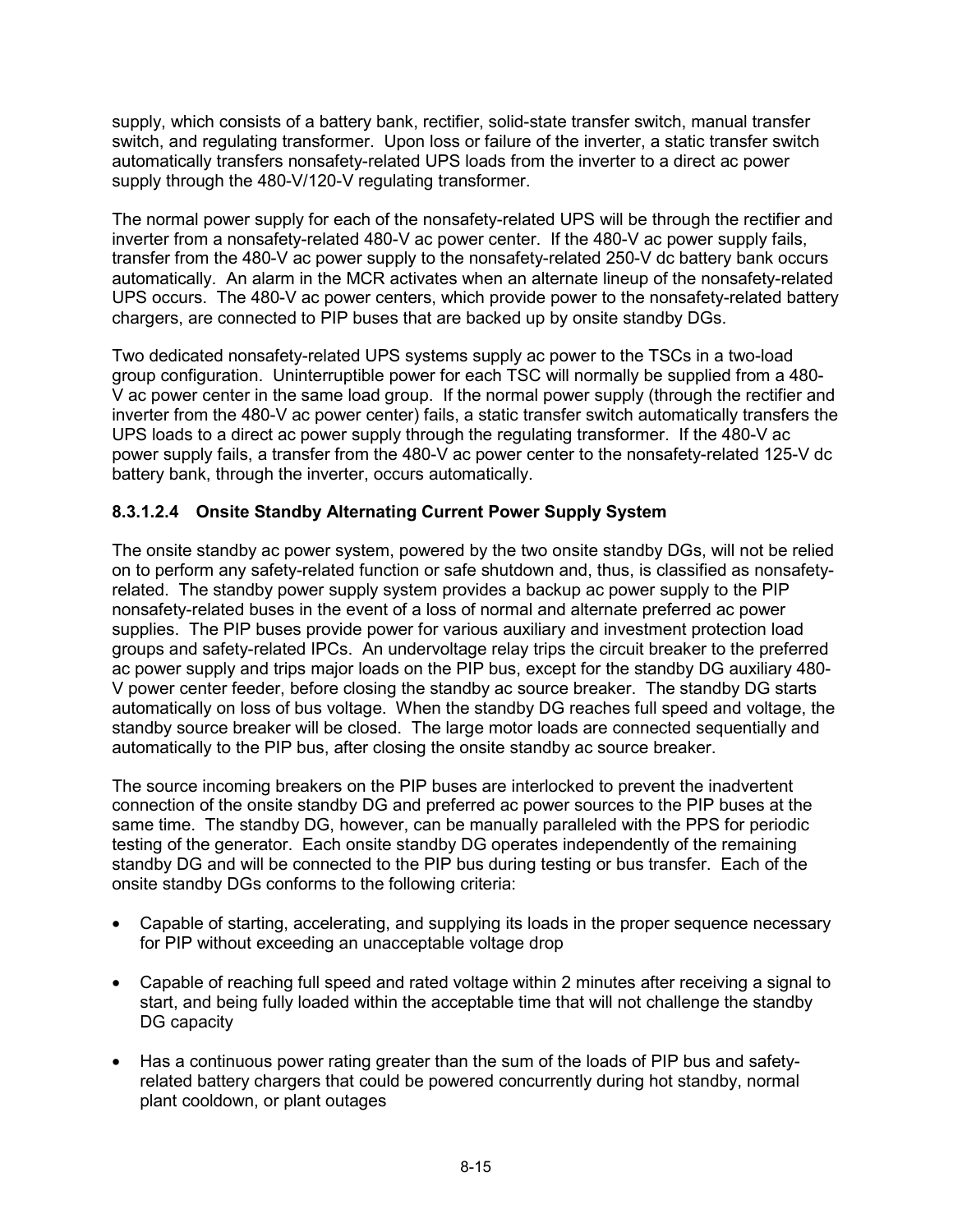supply, which consists of a battery bank, rectifier, solid-state transfer switch, manual transfer switch, and regulating transformer. Upon loss or failure of the inverter, a static transfer switch automatically transfers nonsafety-related UPS loads from the inverter to a direct ac power supply through the 480-V/120-V regulating transformer.

The normal power supply for each of the nonsafety-related UPS will be through the rectifier and inverter from a nonsafety-related 480-V ac power center. If the 480-V ac power supply fails, transfer from the 480-V ac power supply to the nonsafety-related 250-V dc battery bank occurs automatically. An alarm in the MCR activates when an alternate lineup of the nonsafety-related UPS occurs. The 480-V ac power centers, which provide power to the nonsafety-related battery chargers, are connected to PIP buses that are backed up by onsite standby DGs.

Two dedicated nonsafety-related UPS systems supply ac power to the TSCs in a two-load group configuration. Uninterruptible power for each TSC will normally be supplied from a 480-V ac power center in the same load group. If the normal power supply (through the rectifier and inverter from the 480-V ac power center) fails, a static transfer switch automatically transfers the UPS loads to a direct ac power supply through the regulating transformer. If the 480-V ac power supply fails, a transfer from the 480-V ac power center to the nonsafety-related 125-V dc battery bank, through the inverter, occurs automatically.

#### 8.3.1.2.4 Onsite Standby Alternating Current Power Supply System

The onsite standby ac power system, powered by the two onsite standby DGs, will not be relied on to perform any safety-related function or safe shutdown and, thus, is classified as nonsafety-related. The standby power supply system provides a backup ac power supply to the PIP nonsafety-related buses in the event of a loss of normal and alternate preferred ac power supplies. The PIP buses provide power for various auxiliary and investment protection load groups and safety-related IPCs. An undervoltage relay trips the circuit breaker to the preferred ac power supply and trips major loads on the PIP bus, except for the standby DG auxiliary 480-V power center feeder, before closing the standby ac source breaker. The standby DG starts automatically on loss of bus voltage. When the standby DG reaches full speed and voltage, the standby source breaker will be closed. The large motor loads are connected sequentially and automatically to the PIP bus, after closing the onsite standby ac source breaker.

The source incoming breakers on the PIP buses are interlocked to prevent the inadvertent connection of the onsite standby DG and preferred ac power sources to the PIP buses at the same time. The standby DG, however, can be manually paralleled with the PPS for periodic testing of the generator. Each onsite standby DG operates independently of the remaining standby DG and will be connected to the PIP bus during testing or bus transfer. Each of the onsite standby DGs conforms to the following criteria:

- Capable of starting, accelerating, and supplying its loads in the proper sequence necessary for PIP without exceeding an unacceptable voltage drop
- Capable of reaching full speed and rated voltage within 2 minutes after receiving a signal to start, and being fully loaded within the acceptable time that will not challenge the standby DG capacity
- Has a continuous power rating greater than the sum of the loads of PIP bus and safety-related battery chargers that could be powered concurrently during hot standby, normal plant cooldown, or plant outages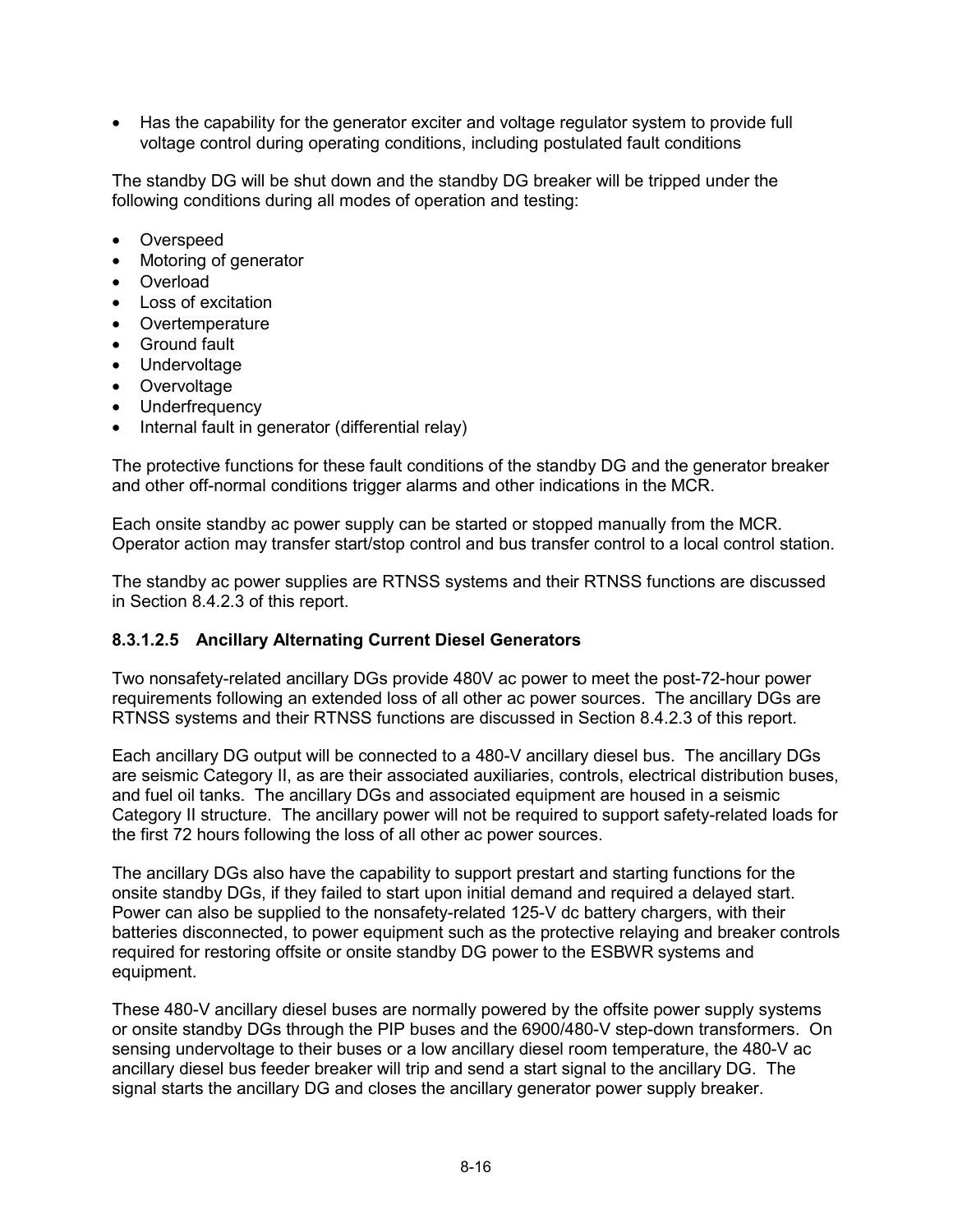- Has the capability for the generator exciter and voltage regulator system to provide full voltage control during operating conditions, including postulated fault conditions

The standby DG will be shut down and the standby DG breaker will be tripped under the following conditions during all modes of operation and testing:

- Overspeed
- Motoring of generator
- Overload
- Loss of excitation
- Overtemperature
- Ground fault
- Undervoltage
- Overvoltage
- Underfrequency
- Internal fault in generator (differential relay)

The protective functions for these fault conditions of the standby DG and the generator breaker and other off-normal conditions trigger alarms and other indications in the MCR.

Each onsite standby ac power supply can be started or stopped manually from the MCR. Operator action may transfer start/stop control and bus transfer control to a local control station.

The standby ac power supplies are RTNSS systems and their RTNSS functions are discussed in Section 8.4.2.3 of this report.

#### 8.3.1.2.5 Ancillary Alternating Current Diesel Generators

Two nonsafety-related ancillary DGs provide 480V ac power to meet the post-72-hour power requirements following an extended loss of all other ac power sources. The ancillary DGs are RTNSS systems and their RTNSS functions are discussed in Section 8.4.2.3 of this report.

Each ancillary DG output will be connected to a 480-V ancillary diesel bus. The ancillary DGs are seismic Category II, as are their associated auxiliaries, controls, electrical distribution buses, and fuel oil tanks. The ancillary DGs and associated equipment are housed in a seismic Category II structure. The ancillary power will not be required to support safety-related loads for the first 72 hours following the loss of all other ac power sources.

The ancillary DGs also have the capability to support prestart and starting functions for the onsite standby DGs, if they failed to start upon initial demand and required a delayed start. Power can also be supplied to the nonsafety-related 125-V dc battery chargers, with their batteries disconnected, to power equipment such as the protective relaying and breaker controls required for restoring offsite or onsite standby DG power to the ESBWR systems and equipment.

These 480-V ancillary diesel buses are normally powered by the offsite power supply systems or onsite standby DGs through the PIP buses and the 6900/480-V step-down transformers. On sensing undervoltage to their buses or a low ancillary diesel room temperature, the 480-V ac ancillary diesel bus feeder breaker will trip and send a start signal to the ancillary DG. The signal starts the ancillary DG and closes the ancillary generator power supply breaker.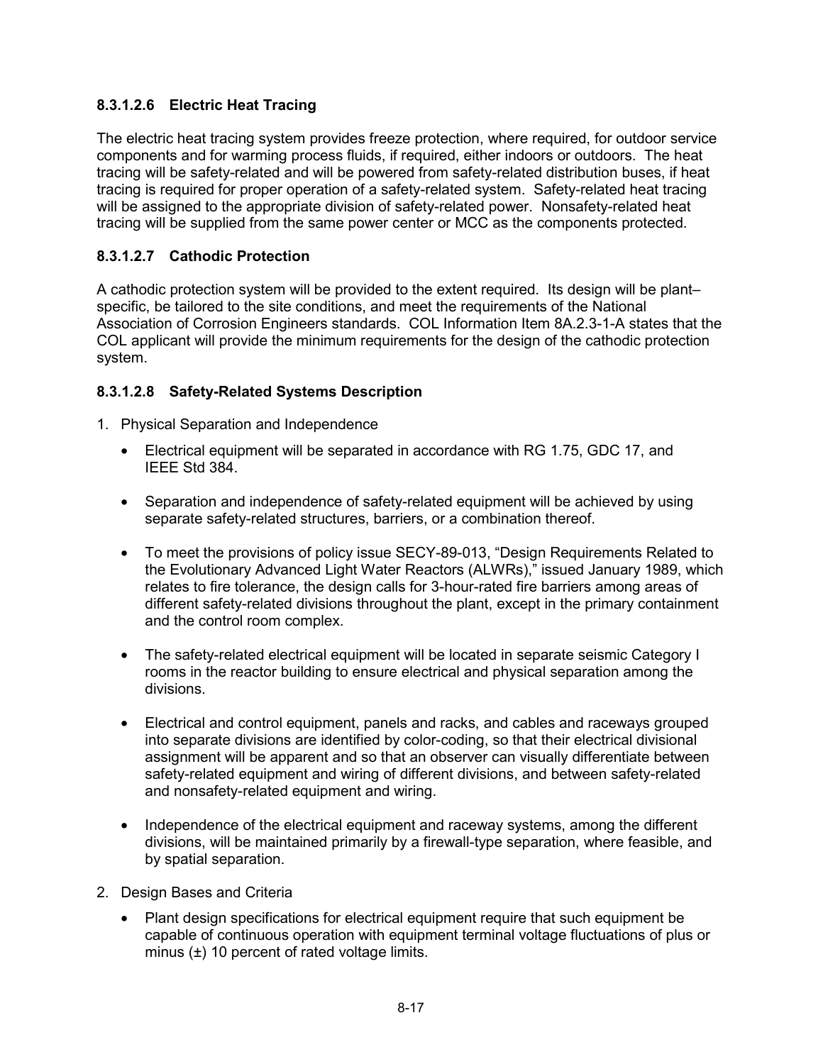#### 8.3.1.2.6 Electric Heat Tracing

The electric heat tracing system provides freeze protection, where required, for outdoor service components and for warming process fluids, if required, either indoors or outdoors. The heat tracing will be safety-related and will be powered from safety-related distribution buses, if heat tracing is required for proper operation of a safety-related system. Safety-related heat tracing will be assigned to the appropriate division of safety-related power. Nonsafety-related heat tracing will be supplied from the same power center or MCC as the components protected.

#### 8.3.1.2.7 Cathodic Protection

A cathodic protection system will be provided to the extent required. Its design will be plant–specific, be tailored to the site conditions, and meet the requirements of the National Association of Corrosion Engineers standards. COL Information Item 8A.2.3-1-A states that the COL applicant will provide the minimum requirements for the design of the cathodic protection system.

#### 8.3.1.2.8 Safety-Related Systems Description

1. Physical Separation and Independence

   - Electrical equipment will be separated in accordance with RG 1.75, GDC 17, and IEEE Std 384.

   - Separation and independence of safety-related equipment will be achieved by using separate safety-related structures, barriers, or a combination thereof.

   - To meet the provisions of policy issue SECY-89-013, "Design Requirements Related to the Evolutionary Advanced Light Water Reactors (ALWRs)," issued January 1989, which relates to fire tolerance, the design calls for 3-hour-rated fire barriers among areas of different safety-related divisions throughout the plant, except in the primary containment and the control room complex.

   - The safety-related electrical equipment will be located in separate seismic Category I rooms in the reactor building to ensure electrical and physical separation among the divisions.

   - Electrical and control equipment, panels and racks, and cables and raceways grouped into separate divisions are identified by color-coding, so that their electrical divisional assignment will be apparent and so that an observer can visually differentiate between safety-related equipment and wiring of different divisions, and between safety-related and nonsafety-related equipment and wiring.

   - Independence of the electrical equipment and raceway systems, among the different divisions, will be maintained primarily by a firewall-type separation, where feasible, and by spatial separation.

2. Design Bases and Criteria

   - Plant design specifications for electrical equipment require that such equipment be capable of continuous operation with equipment terminal voltage fluctuations of plus or minus (±) 10 percent of rated voltage limits.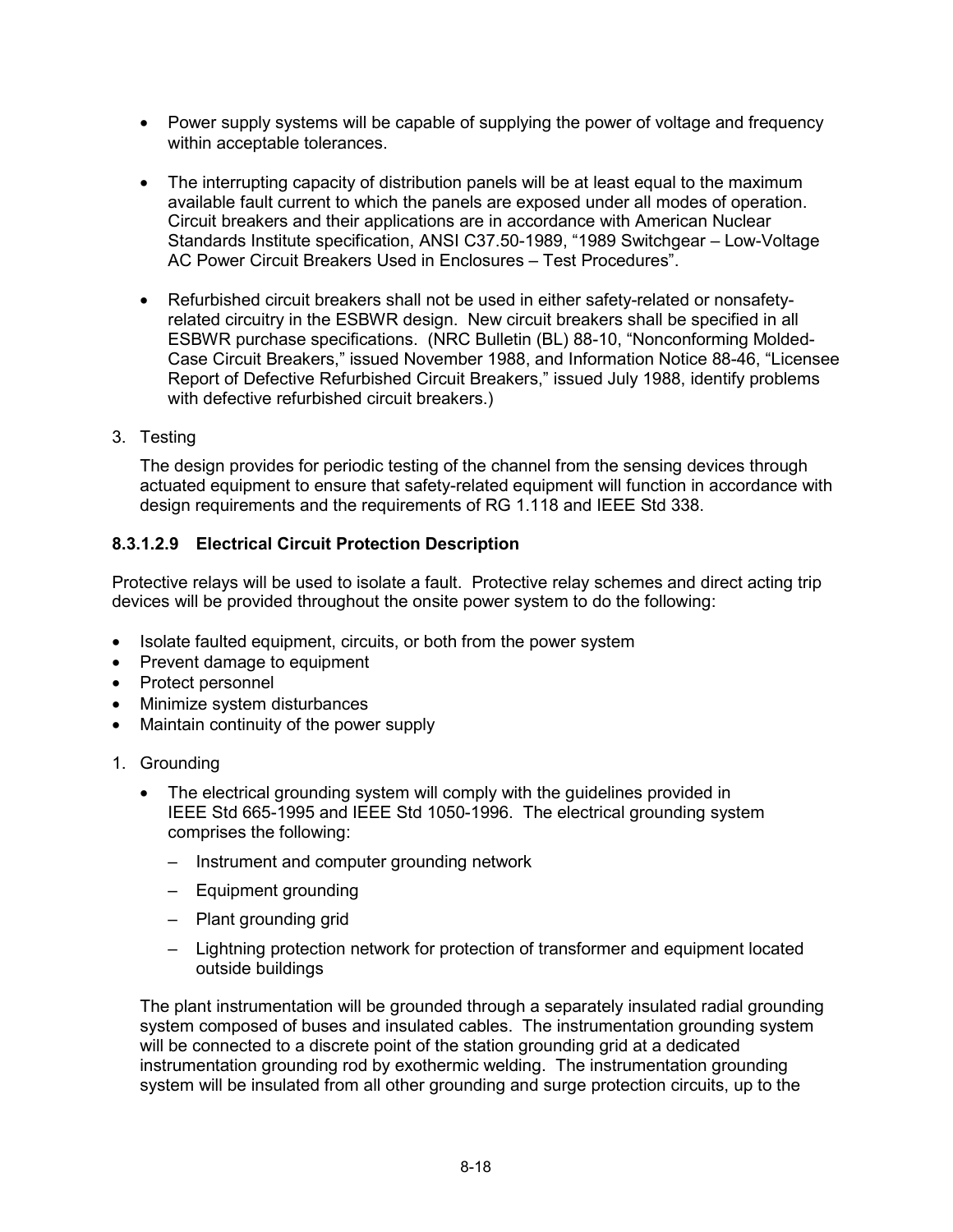- Power supply systems will be capable of supplying the power of voltage and frequency within acceptable tolerances.

- The interrupting capacity of distribution panels will be at least equal to the maximum available fault current to which the panels are exposed under all modes of operation. Circuit breakers and their applications are in accordance with American Nuclear Standards Institute specification, ANSI C37.50-1989, “1989 Switchgear – Low-Voltage AC Power Circuit Breakers Used in Enclosures – Test Procedures”.

- Refurbished circuit breakers shall not be used in either safety-related or nonsafety-related circuitry in the ESBWR design. New circuit breakers shall be specified in all ESBWR purchase specifications. (NRC Bulletin (BL) 88-10, “Nonconforming Molded-Case Circuit Breakers,” issued November 1988, and Information Notice 88-46, “Licensee Report of Defective Refurbished Circuit Breakers,” issued July 1988, identify problems with defective refurbished circuit breakers.)

3. Testing

   The design provides for periodic testing of the channel from the sensing devices through actuated equipment to ensure that safety-related equipment will function in accordance with design requirements and the requirements of RG 1.118 and IEEE Std 338.

### 8.3.1.2.9 Electrical Circuit Protection Description

Protective relays will be used to isolate a fault. Protective relay schemes and direct acting trip devices will be provided throughout the onsite power system to do the following:

- Isolate faulted equipment, circuits, or both from the power system
- Prevent damage to equipment
- Protect personnel
- Minimize system disturbances
- Maintain continuity of the power supply

1. Grounding

   - The electrical grounding system will comply with the guidelines provided in IEEE Std 665-1995 and IEEE Std 1050-1996. The electrical grounding system comprises the following:

     – Instrument and computer grounding network

     – Equipment grounding

     – Plant grounding grid

     – Lightning protection network for protection of transformer and equipment located outside buildings

   The plant instrumentation will be grounded through a separately insulated radial grounding system composed of buses and insulated cables. The instrumentation grounding system will be connected to a discrete point of the station grounding grid at a dedicated instrumentation grounding rod by exothermic welding. The instrumentation grounding system will be insulated from all other grounding and surge protection circuits, up to the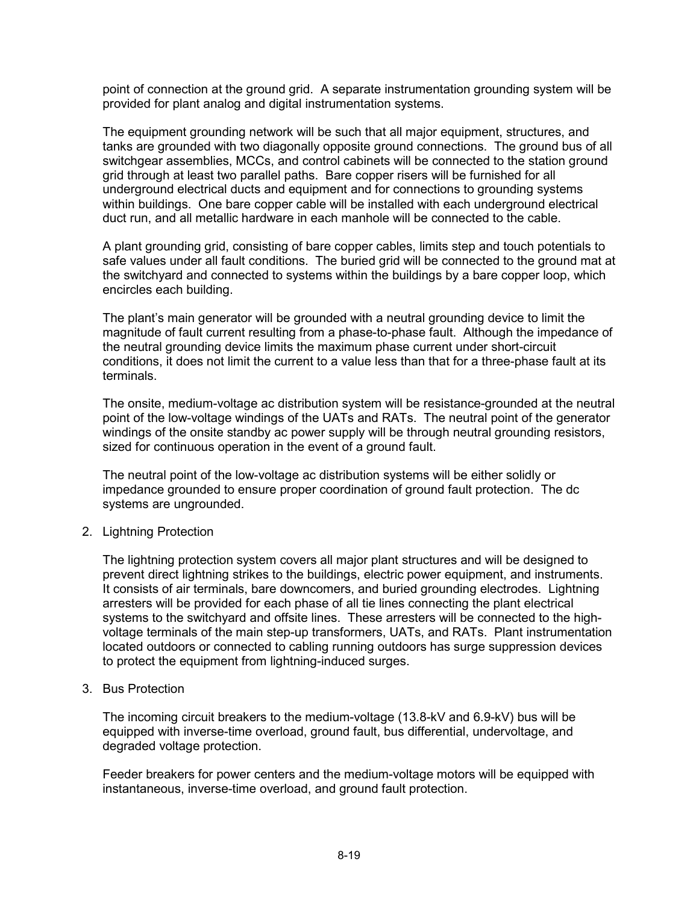point of connection at the ground grid. A separate instrumentation grounding system will be provided for plant analog and digital instrumentation systems.

The equipment grounding network will be such that all major equipment, structures, and tanks are grounded with two diagonally opposite ground connections. The ground bus of all switchgear assemblies, MCCs, and control cabinets will be connected to the station ground grid through at least two parallel paths. Bare copper risers will be furnished for all underground electrical ducts and equipment and for connections to grounding systems within buildings. One bare copper cable will be installed with each underground electrical duct run, and all metallic hardware in each manhole will be connected to the cable.

A plant grounding grid, consisting of bare copper cables, limits step and touch potentials to safe values under all fault conditions. The buried grid will be connected to the ground mat at the switchyard and connected to systems within the buildings by a bare copper loop, which encircles each building.

The plant's main generator will be grounded with a neutral grounding device to limit the magnitude of fault current resulting from a phase-to-phase fault. Although the impedance of the neutral grounding device limits the maximum phase current under short-circuit conditions, it does not limit the current to a value less than that for a three-phase fault at its terminals.

The onsite, medium-voltage ac distribution system will be resistance-grounded at the neutral point of the low-voltage windings of the UATs and RATs. The neutral point of the generator windings of the onsite standby ac power supply will be through neutral grounding resistors, sized for continuous operation in the event of a ground fault.

The neutral point of the low-voltage ac distribution systems will be either solidly or impedance grounded to ensure proper coordination of ground fault protection. The dc systems are ungrounded.

2. Lightning Protection

   The lightning protection system covers all major plant structures and will be designed to prevent direct lightning strikes to the buildings, electric power equipment, and instruments. It consists of air terminals, bare downcomers, and buried grounding electrodes. Lightning arresters will be provided for each phase of all tie lines connecting the plant electrical systems to the switchyard and offsite lines. These arresters will be connected to the high-voltage terminals of the main step-up transformers, UATs, and RATs. Plant instrumentation located outdoors or connected to cabling running outdoors has surge suppression devices to protect the equipment from lightning-induced surges.

3. Bus Protection

   The incoming circuit breakers to the medium-voltage (13.8-kV and 6.9-kV) bus will be equipped with inverse-time overload, ground fault, bus differential, undervoltage, and degraded voltage protection.

   Feeder breakers for power centers and the medium-voltage motors will be equipped with instantaneous, inverse-time overload, and ground fault protection.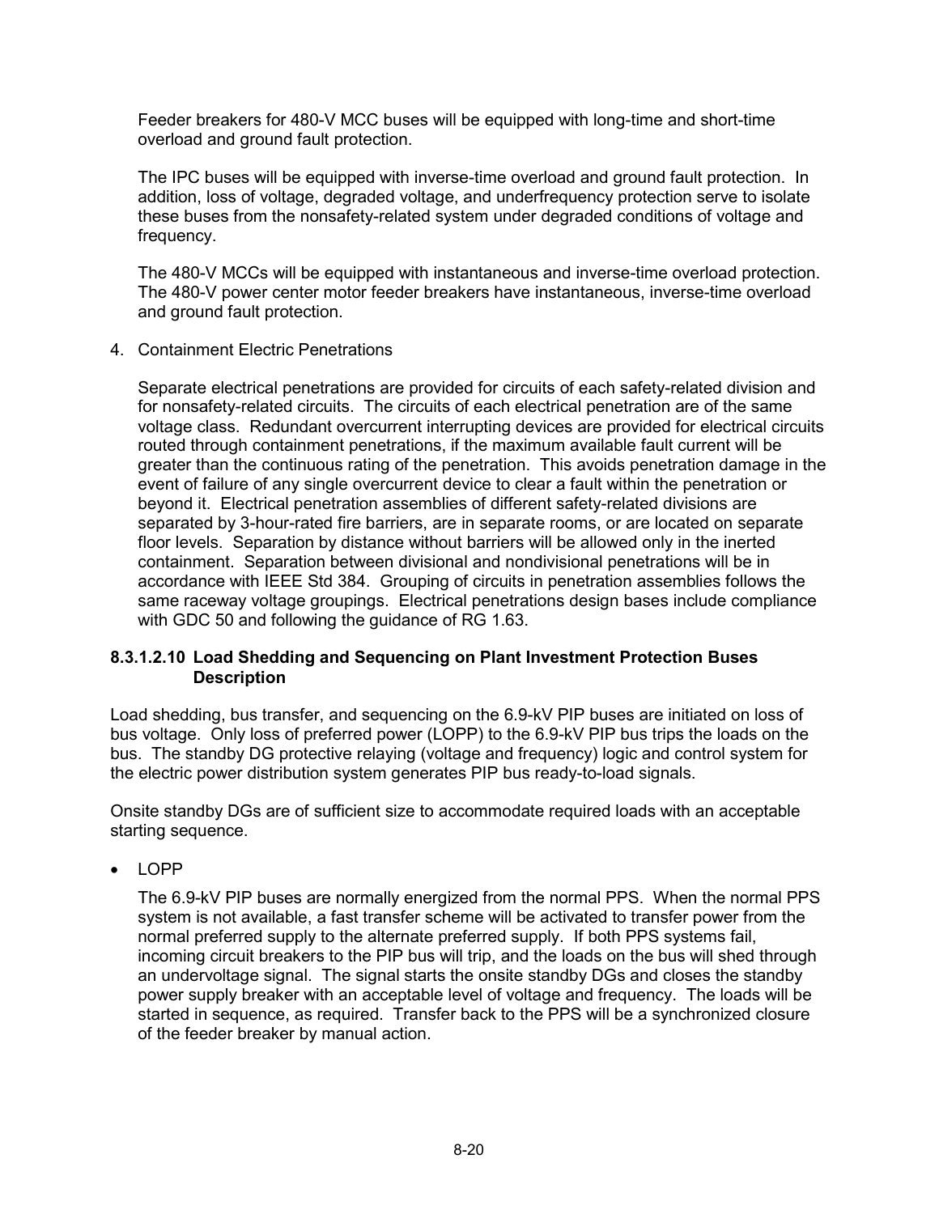Feeder breakers for 480-V MCC buses will be equipped with long-time and short-time overload and ground fault protection.

The IPC buses will be equipped with inverse-time overload and ground fault protection. In addition, loss of voltage, degraded voltage, and underfrequency protection serve to isolate these buses from the nonsafety-related system under degraded conditions of voltage and frequency.

The 480-V MCCs will be equipped with instantaneous and inverse-time overload protection. The 480-V power center motor feeder breakers have instantaneous, inverse-time overload and ground fault protection.

4. Containment Electric Penetrations

   Separate electrical penetrations are provided for circuits of each safety-related division and for nonsafety-related circuits. The circuits of each electrical penetration are of the same voltage class. Redundant overcurrent interrupting devices are provided for electrical circuits routed through containment penetrations, if the maximum available fault current will be greater than the continuous rating of the penetration. This avoids penetration damage in the event of failure of any single overcurrent device to clear a fault within the penetration or beyond it. Electrical penetration assemblies of different safety-related divisions are separated by 3-hour-rated fire barriers, are in separate rooms, or are located on separate floor levels. Separation by distance without barriers will be allowed only in the inerted containment. Separation between divisional and nondivisional penetrations will be in accordance with IEEE Std 384. Grouping of circuits in penetration assemblies follows the same raceway voltage groupings. Electrical penetrations design bases include compliance with GDC 50 and following the guidance of RG 1.63.

#### 8.3.1.2.10 Load Shedding and Sequencing on Plant Investment Protection Buses Description

Load shedding, bus transfer, and sequencing on the 6.9-kV PIP buses are initiated on loss of bus voltage. Only loss of preferred power (LOPP) to the 6.9-kV PIP bus trips the loads on the bus. The standby DG protective relaying (voltage and frequency) logic and control system for the electric power distribution system generates PIP bus ready-to-load signals.

Onsite standby DGs are of sufficient size to accommodate required loads with an acceptable starting sequence.

- LOPP

  The 6.9-kV PIP buses are normally energized from the normal PPS. When the normal PPS system is not available, a fast transfer scheme will be activated to transfer power from the normal preferred supply to the alternate preferred supply. If both PPS systems fail, incoming circuit breakers to the PIP bus will trip, and the loads on the bus will shed through an undervoltage signal. The signal starts the onsite standby DGs and closes the standby power supply breaker with an acceptable level of voltage and frequency. The loads will be started in sequence, as required. Transfer back to the PPS will be a synchronized closure of the feeder breaker by manual action.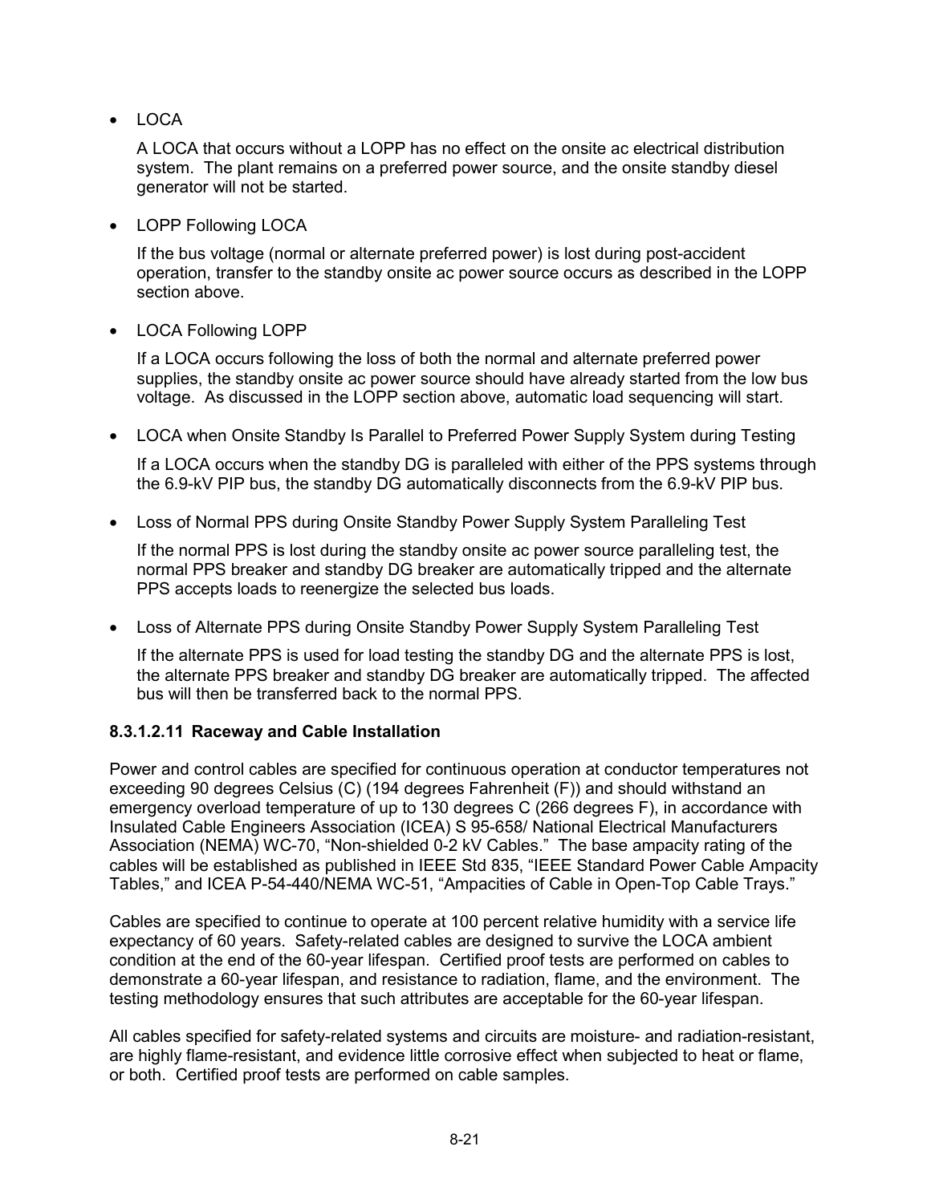- LOCA

  A LOCA that occurs without a LOPP has no effect on the onsite ac electrical distribution system. The plant remains on a preferred power source, and the onsite standby diesel generator will not be started.

- LOPP Following LOCA

  If the bus voltage (normal or alternate preferred power) is lost during post-accident operation, transfer to the standby onsite ac power source occurs as described in the LOPP section above.

- LOCA Following LOPP

  If a LOCA occurs following the loss of both the normal and alternate preferred power supplies, the standby onsite ac power source should have already started from the low bus voltage. As discussed in the LOPP section above, automatic load sequencing will start.

- LOCA when Onsite Standby Is Parallel to Preferred Power Supply System during Testing

  If a LOCA occurs when the standby DG is paralleled with either of the PPS systems through the 6.9-kV PIP bus, the standby DG automatically disconnects from the 6.9-kV PIP bus.

- Loss of Normal PPS during Onsite Standby Power Supply System Paralleling Test

  If the normal PPS is lost during the standby onsite ac power source paralleling test, the normal PPS breaker and standby DG breaker are automatically tripped and the alternate PPS accepts loads to reenergize the selected bus loads.

- Loss of Alternate PPS during Onsite Standby Power Supply System Paralleling Test

  If the alternate PPS is used for load testing the standby DG and the alternate PPS is lost, the alternate PPS breaker and standby DG breaker are automatically tripped. The affected bus will then be transferred back to the normal PPS.

#### 8.3.1.2.11 Raceway and Cable Installation

Power and control cables are specified for continuous operation at conductor temperatures not exceeding 90 degrees Celsius (C) (194 degrees Fahrenheit (F)) and should withstand an emergency overload temperature of up to 130 degrees C (266 degrees F), in accordance with Insulated Cable Engineers Association (ICEA) S 95-658/ National Electrical Manufacturers Association (NEMA) WC-70, "Non-shielded 0-2 kV Cables." The base ampacity rating of the cables will be established as published in IEEE Std 835, "IEEE Standard Power Cable Ampacity Tables," and ICEA P-54-440/NEMA WC-51, "Ampacities of Cable in Open-Top Cable Trays."

Cables are specified to continue to operate at 100 percent relative humidity with a service life expectancy of 60 years. Safety-related cables are designed to survive the LOCA ambient condition at the end of the 60-year lifespan. Certified proof tests are performed on cables to demonstrate a 60-year lifespan, and resistance to radiation, flame, and the environment. The testing methodology ensures that such attributes are acceptable for the 60-year lifespan.

All cables specified for safety-related systems and circuits are moisture- and radiation-resistant, are highly flame-resistant, and evidence little corrosive effect when subjected to heat or flame, or both. Certified proof tests are performed on cable samples.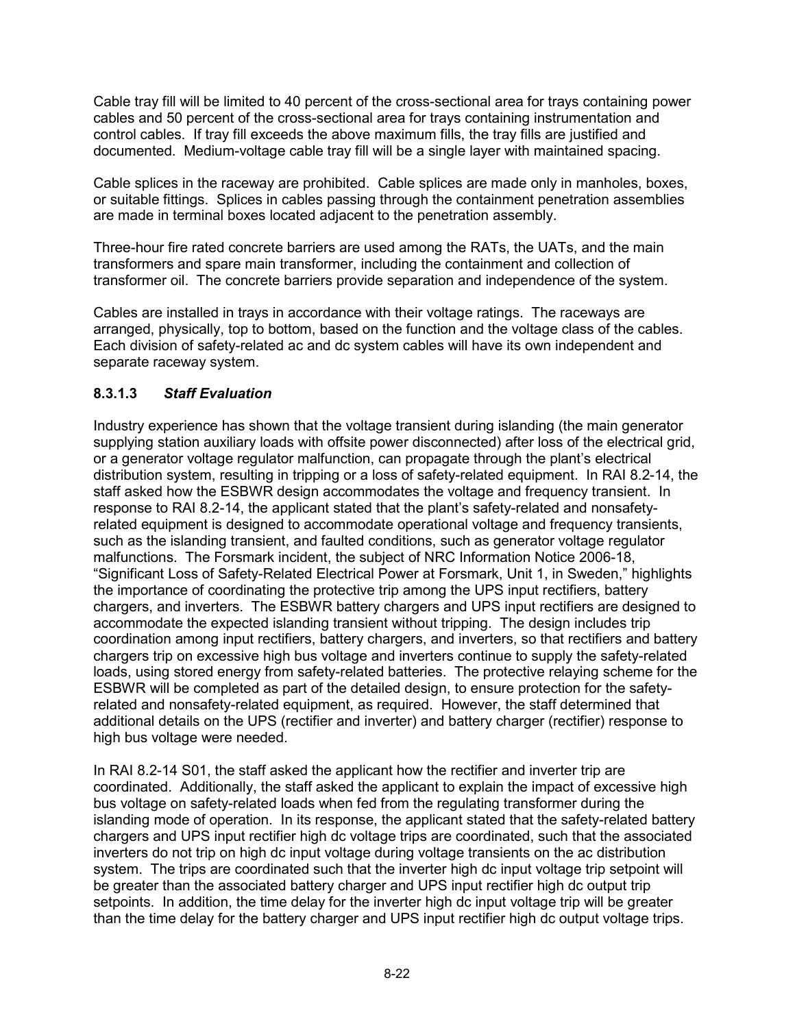Cable tray fill will be limited to 40 percent of the cross-sectional area for trays containing power cables and 50 percent of the cross-sectional area for trays containing instrumentation and control cables. If tray fill exceeds the above maximum fills, the tray fills are justified and documented. Medium-voltage cable tray fill will be a single layer with maintained spacing.

Cable splices in the raceway are prohibited. Cable splices are made only in manholes, boxes, or suitable fittings. Splices in cables passing through the containment penetration assemblies are made in terminal boxes located adjacent to the penetration assembly.

Three-hour fire rated concrete barriers are used among the RATs, the UATs, and the main transformers and spare main transformer, including the containment and collection of transformer oil. The concrete barriers provide separation and independence of the system.

Cables are installed in trays in accordance with their voltage ratings. The raceways are arranged, physically, top to bottom, based on the function and the voltage class of the cables. Each division of safety-related ac and dc system cables will have its own independent and separate raceway system.

### 8.3.1.3 *Staff Evaluation*

Industry experience has shown that the voltage transient during islanding (the main generator supplying station auxiliary loads with offsite power disconnected) after loss of the electrical grid, or a generator voltage regulator malfunction, can propagate through the plant's electrical distribution system, resulting in tripping or a loss of safety-related equipment. In RAI 8.2-14, the staff asked how the ESBWR design accommodates the voltage and frequency transient. In response to RAI 8.2-14, the applicant stated that the plant's safety-related and nonsafety-related equipment is designed to accommodate operational voltage and frequency transients, such as the islanding transient, and faulted conditions, such as generator voltage regulator malfunctions. The Forsmark incident, the subject of NRC Information Notice 2006-18, "Significant Loss of Safety-Related Electrical Power at Forsmark, Unit 1, in Sweden," highlights the importance of coordinating the protective trip among the UPS input rectifiers, battery chargers, and inverters. The ESBWR battery chargers and UPS input rectifiers are designed to accommodate the expected islanding transient without tripping. The design includes trip coordination among input rectifiers, battery chargers, and inverters, so that rectifiers and battery chargers trip on excessive high bus voltage and inverters continue to supply the safety-related loads, using stored energy from safety-related batteries. The protective relaying scheme for the ESBWR will be completed as part of the detailed design, to ensure protection for the safety-related and nonsafety-related equipment, as required. However, the staff determined that additional details on the UPS (rectifier and inverter) and battery charger (rectifier) response to high bus voltage were needed.

In RAI 8.2-14 S01, the staff asked the applicant how the rectifier and inverter trip are coordinated. Additionally, the staff asked the applicant to explain the impact of excessive high bus voltage on safety-related loads when fed from the regulating transformer during the islanding mode of operation. In its response, the applicant stated that the safety-related battery chargers and UPS input rectifier high dc voltage trips are coordinated, such that the associated inverters do not trip on high dc input voltage during voltage transients on the ac distribution system. The trips are coordinated such that the inverter high dc input voltage trip setpoint will be greater than the associated battery charger and UPS input rectifier high dc output trip setpoints. In addition, the time delay for the inverter high dc input voltage trip will be greater than the time delay for the battery charger and UPS input rectifier high dc output voltage trips.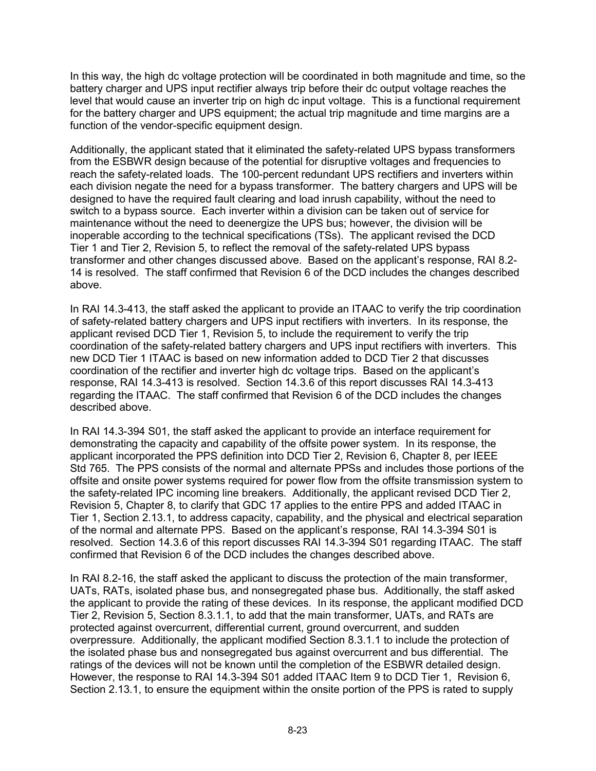In this way, the high dc voltage protection will be coordinated in both magnitude and time, so the battery charger and UPS input rectifier always trip before their dc output voltage reaches the level that would cause an inverter trip on high dc input voltage. This is a functional requirement for the battery charger and UPS equipment; the actual trip magnitude and time margins are a function of the vendor-specific equipment design.

Additionally, the applicant stated that it eliminated the safety-related UPS bypass transformers from the ESBWR design because of the potential for disruptive voltages and frequencies to reach the safety-related loads. The 100-percent redundant UPS rectifiers and inverters within each division negate the need for a bypass transformer. The battery chargers and UPS will be designed to have the required fault clearing and load inrush capability, without the need to switch to a bypass source. Each inverter within a division can be taken out of service for maintenance without the need to deenergize the UPS bus; however, the division will be inoperable according to the technical specifications (TSs). The applicant revised the DCD Tier 1 and Tier 2, Revision 5, to reflect the removal of the safety-related UPS bypass transformer and other changes discussed above. Based on the applicant's response, RAI 8.2-14 is resolved. The staff confirmed that Revision 6 of the DCD includes the changes described above.

In RAI 14.3-413, the staff asked the applicant to provide an ITAAC to verify the trip coordination of safety-related battery chargers and UPS input rectifiers with inverters. In its response, the applicant revised DCD Tier 1, Revision 5, to include the requirement to verify the trip coordination of the safety-related battery chargers and UPS input rectifiers with inverters. This new DCD Tier 1 ITAAC is based on new information added to DCD Tier 2 that discusses coordination of the rectifier and inverter high dc voltage trips. Based on the applicant's response, RAI 14.3-413 is resolved. Section 14.3.6 of this report discusses RAI 14.3-413 regarding the ITAAC. The staff confirmed that Revision 6 of the DCD includes the changes described above.

In RAI 14.3-394 S01, the staff asked the applicant to provide an interface requirement for demonstrating the capacity and capability of the offsite power system. In its response, the applicant incorporated the PPS definition into DCD Tier 2, Revision 6, Chapter 8, per IEEE Std 765. The PPS consists of the normal and alternate PPSs and includes those portions of the offsite and onsite power systems required for power flow from the offsite transmission system to the safety-related IPC incoming line breakers. Additionally, the applicant revised DCD Tier 2, Revision 5, Chapter 8, to clarify that GDC 17 applies to the entire PPS and added ITAAC in Tier 1, Section 2.13.1, to address capacity, capability, and the physical and electrical separation of the normal and alternate PPS. Based on the applicant's response, RAI 14.3-394 S01 is resolved. Section 14.3.6 of this report discusses RAI 14.3-394 S01 regarding ITAAC. The staff confirmed that Revision 6 of the DCD includes the changes described above.

In RAI 8.2-16, the staff asked the applicant to discuss the protection of the main transformer, UATs, RATs, isolated phase bus, and nonsegregated phase bus. Additionally, the staff asked the applicant to provide the rating of these devices. In its response, the applicant modified DCD Tier 2, Revision 5, Section 8.3.1.1, to add that the main transformer, UATs, and RATs are protected against overcurrent, differential current, ground overcurrent, and sudden overpressure. Additionally, the applicant modified Section 8.3.1.1 to include the protection of the isolated phase bus and nonsegregated bus against overcurrent and bus differential. The ratings of the devices will not be known until the completion of the ESBWR detailed design. However, the response to RAI 14.3-394 S01 added ITAAC Item 9 to DCD Tier 1, Revision 6, Section 2.13.1, to ensure the equipment within the onsite portion of the PPS is rated to supply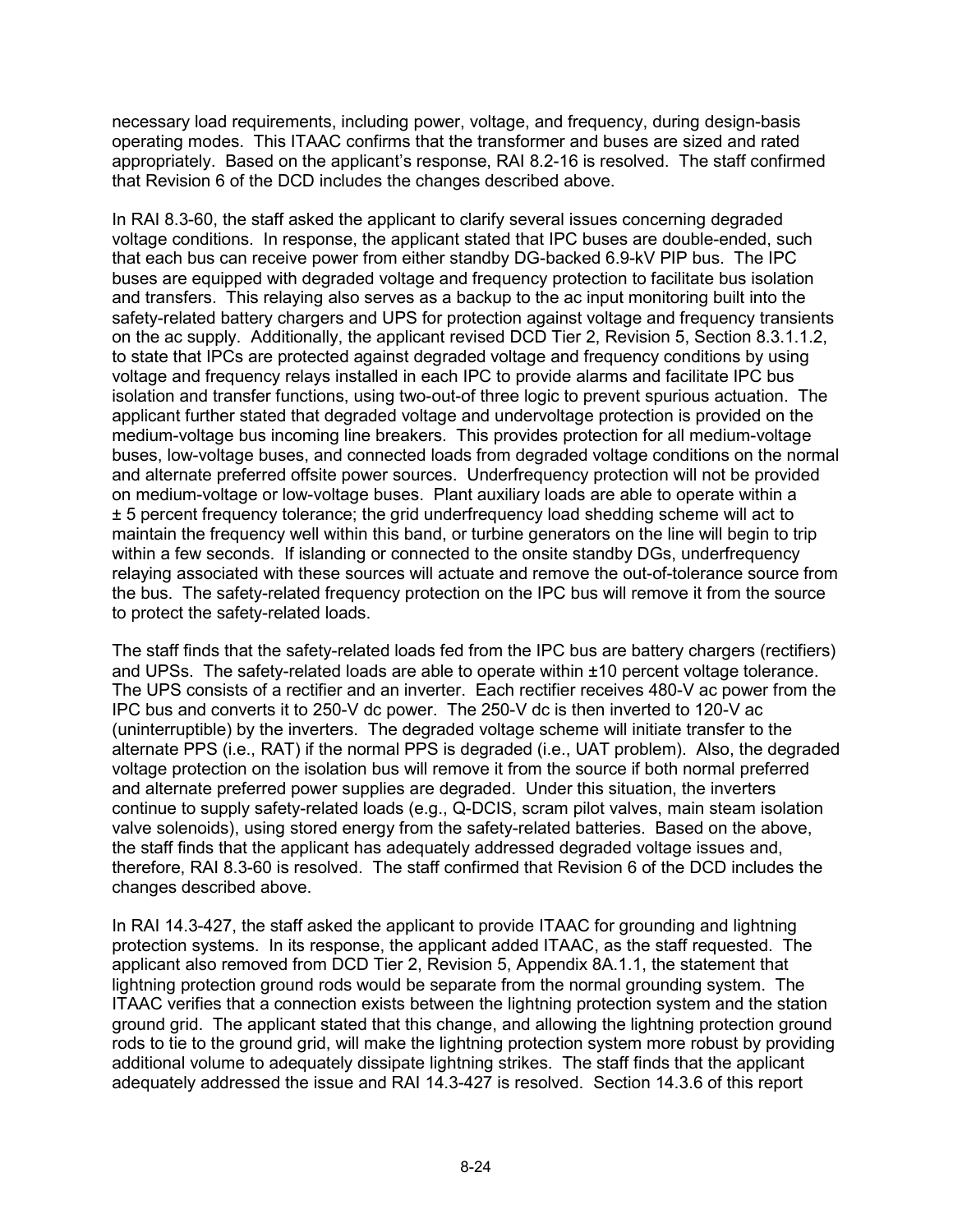necessary load requirements, including power, voltage, and frequency, during design-basis operating modes. This ITAAC confirms that the transformer and buses are sized and rated appropriately. Based on the applicant's response, RAI 8.2-16 is resolved. The staff confirmed that Revision 6 of the DCD includes the changes described above.

In RAI 8.3-60, the staff asked the applicant to clarify several issues concerning degraded voltage conditions. In response, the applicant stated that IPC buses are double-ended, such that each bus can receive power from either standby DG-backed 6.9-kV PIP bus. The IPC buses are equipped with degraded voltage and frequency protection to facilitate bus isolation and transfers. This relaying also serves as a backup to the ac input monitoring built into the safety-related battery chargers and UPS for protection against voltage and frequency transients on the ac supply. Additionally, the applicant revised DCD Tier 2, Revision 5, Section 8.3.1.1.2, to state that IPCs are protected against degraded voltage and frequency conditions by using voltage and frequency relays installed in each IPC to provide alarms and facilitate IPC bus isolation and transfer functions, using two-out-of three logic to prevent spurious actuation. The applicant further stated that degraded voltage and undervoltage protection is provided on the medium-voltage bus incoming line breakers. This provides protection for all medium-voltage buses, low-voltage buses, and connected loads from degraded voltage conditions on the normal and alternate preferred offsite power sources. Underfrequency protection will not be provided on medium-voltage or low-voltage buses. Plant auxiliary loads are able to operate within a ± 5 percent frequency tolerance; the grid underfrequency load shedding scheme will act to maintain the frequency well within this band, or turbine generators on the line will begin to trip within a few seconds. If islanding or connected to the onsite standby DGs, underfrequency relaying associated with these sources will actuate and remove the out-of-tolerance source from the bus. The safety-related frequency protection on the IPC bus will remove it from the source to protect the safety-related loads.

The staff finds that the safety-related loads fed from the IPC bus are battery chargers (rectifiers) and UPSs. The safety-related loads are able to operate within ±10 percent voltage tolerance. The UPS consists of a rectifier and an inverter. Each rectifier receives 480-V ac power from the IPC bus and converts it to 250-V dc power. The 250-V dc is then inverted to 120-V ac (uninterruptible) by the inverters. The degraded voltage scheme will initiate transfer to the alternate PPS (i.e., RAT) if the normal PPS is degraded (i.e., UAT problem). Also, the degraded voltage protection on the isolation bus will remove it from the source if both normal preferred and alternate preferred power supplies are degraded. Under this situation, the inverters continue to supply safety-related loads (e.g., Q-DCIS, scram pilot valves, main steam isolation valve solenoids), using stored energy from the safety-related batteries. Based on the above, the staff finds that the applicant has adequately addressed degraded voltage issues and, therefore, RAI 8.3-60 is resolved. The staff confirmed that Revision 6 of the DCD includes the changes described above.

In RAI 14.3-427, the staff asked the applicant to provide ITAAC for grounding and lightning protection systems. In its response, the applicant added ITAAC, as the staff requested. The applicant also removed from DCD Tier 2, Revision 5, Appendix 8A.1.1, the statement that lightning protection ground rods would be separate from the normal grounding system. The ITAAC verifies that a connection exists between the lightning protection system and the station ground grid. The applicant stated that this change, and allowing the lightning protection ground rods to tie to the ground grid, will make the lightning protection system more robust by providing additional volume to adequately dissipate lightning strikes. The staff finds that the applicant adequately addressed the issue and RAI 14.3-427 is resolved. Section 14.3.6 of this report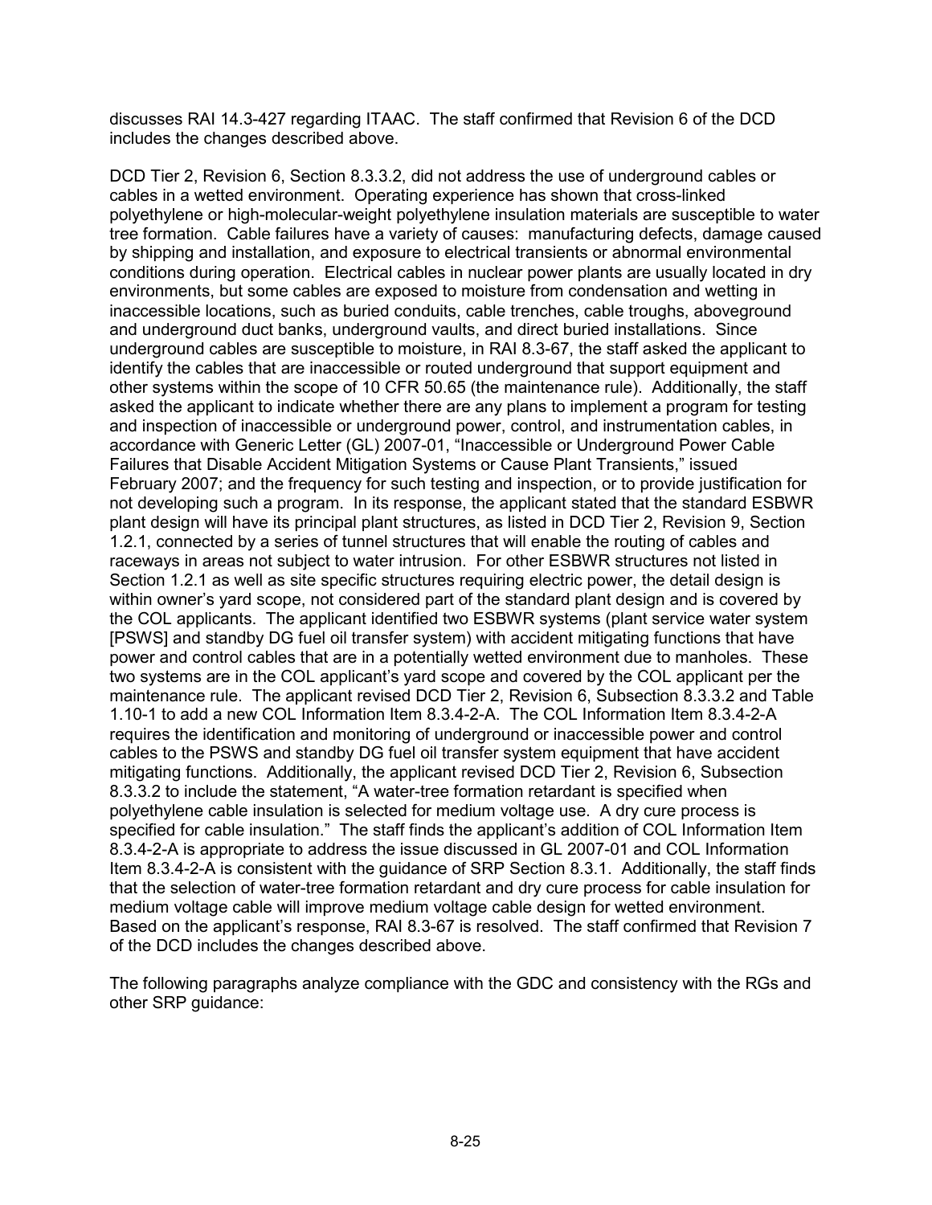discusses RAI 14.3-427 regarding ITAAC. The staff confirmed that Revision 6 of the DCD includes the changes described above.

DCD Tier 2, Revision 6, Section 8.3.3.2, did not address the use of underground cables or cables in a wetted environment. Operating experience has shown that cross-linked polyethylene or high-molecular-weight polyethylene insulation materials are susceptible to water tree formation. Cable failures have a variety of causes: manufacturing defects, damage caused by shipping and installation, and exposure to electrical transients or abnormal environmental conditions during operation. Electrical cables in nuclear power plants are usually located in dry environments, but some cables are exposed to moisture from condensation and wetting in inaccessible locations, such as buried conduits, cable trenches, cable troughs, aboveground and underground duct banks, underground vaults, and direct buried installations. Since underground cables are susceptible to moisture, in RAI 8.3-67, the staff asked the applicant to identify the cables that are inaccessible or routed underground that support equipment and other systems within the scope of 10 CFR 50.65 (the maintenance rule). Additionally, the staff asked the applicant to indicate whether there are any plans to implement a program for testing and inspection of inaccessible or underground power, control, and instrumentation cables, in accordance with Generic Letter (GL) 2007-01, "Inaccessible or Underground Power Cable Failures that Disable Accident Mitigation Systems or Cause Plant Transients," issued February 2007; and the frequency for such testing and inspection, or to provide justification for not developing such a program. In its response, the applicant stated that the standard ESBWR plant design will have its principal plant structures, as listed in DCD Tier 2, Revision 9, Section 1.2.1, connected by a series of tunnel structures that will enable the routing of cables and raceways in areas not subject to water intrusion. For other ESBWR structures not listed in Section 1.2.1 as well as site specific structures requiring electric power, the detail design is within owner's yard scope, not considered part of the standard plant design and is covered by the COL applicants. The applicant identified two ESBWR systems (plant service water system [PSWS] and standby DG fuel oil transfer system) with accident mitigating functions that have power and control cables that are in a potentially wetted environment due to manholes. These two systems are in the COL applicant's yard scope and covered by the COL applicant per the maintenance rule. The applicant revised DCD Tier 2, Revision 6, Subsection 8.3.3.2 and Table 1.10-1 to add a new COL Information Item 8.3.4-2-A. The COL Information Item 8.3.4-2-A requires the identification and monitoring of underground or inaccessible power and control cables to the PSWS and standby DG fuel oil transfer system equipment that have accident mitigating functions. Additionally, the applicant revised DCD Tier 2, Revision 6, Subsection 8.3.3.2 to include the statement, "A water-tree formation retardant is specified when polyethylene cable insulation is selected for medium voltage use. A dry cure process is specified for cable insulation." The staff finds the applicant's addition of COL Information Item 8.3.4-2-A is appropriate to address the issue discussed in GL 2007-01 and COL Information Item 8.3.4-2-A is consistent with the guidance of SRP Section 8.3.1. Additionally, the staff finds that the selection of water-tree formation retardant and dry cure process for cable insulation for medium voltage cable will improve medium voltage cable design for wetted environment. Based on the applicant's response, RAI 8.3-67 is resolved. The staff confirmed that Revision 7 of the DCD includes the changes described above.

The following paragraphs analyze compliance with the GDC and consistency with the RGs and other SRP guidance: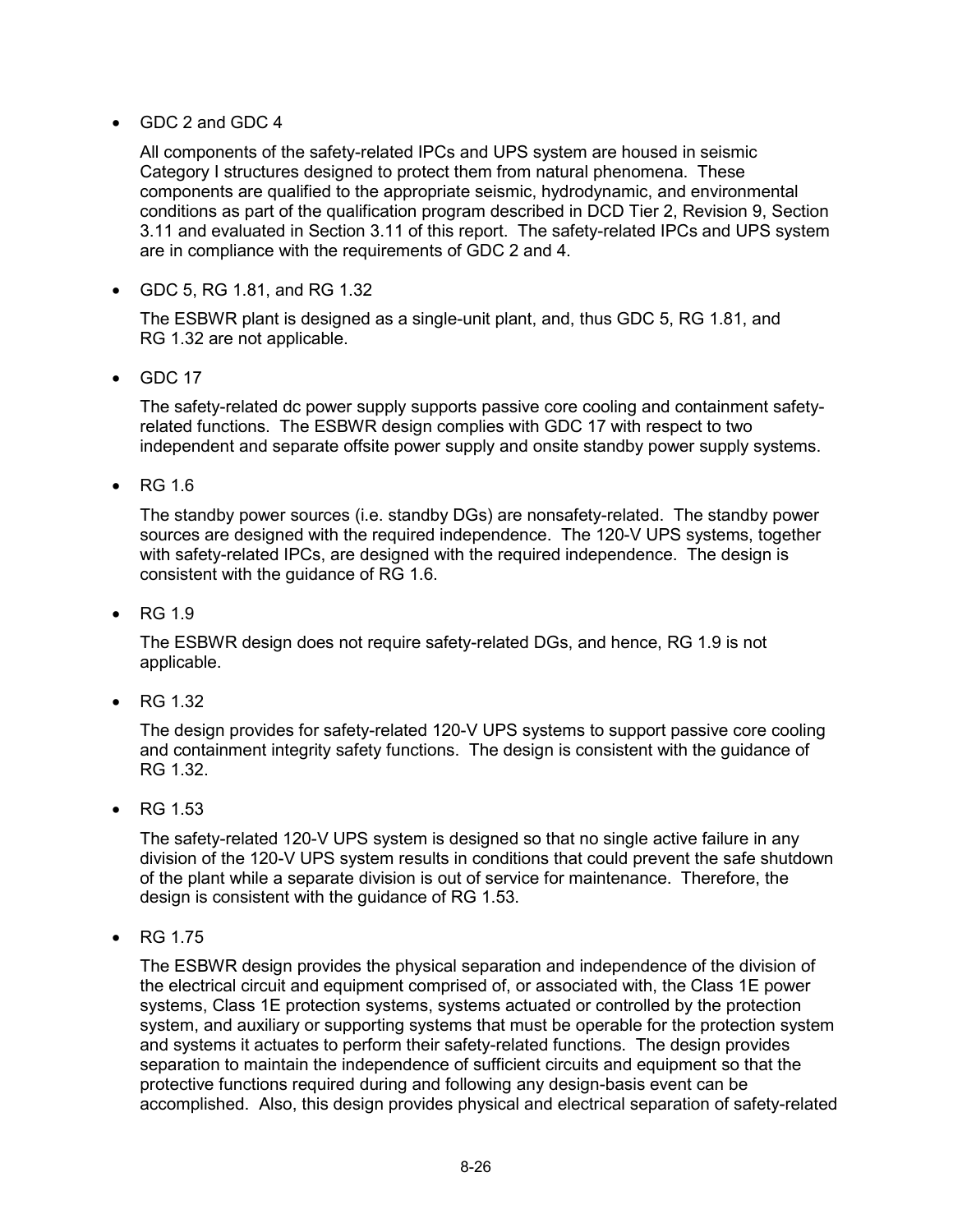- GDC 2 and GDC 4

  All components of the safety-related IPCs and UPS system are housed in seismic Category I structures designed to protect them from natural phenomena. These components are qualified to the appropriate seismic, hydrodynamic, and environmental conditions as part of the qualification program described in DCD Tier 2, Revision 9, Section 3.11 and evaluated in Section 3.11 of this report. The safety-related IPCs and UPS system are in compliance with the requirements of GDC 2 and 4.

- GDC 5, RG 1.81, and RG 1.32

  The ESBWR plant is designed as a single-unit plant, and, thus GDC 5, RG 1.81, and RG 1.32 are not applicable.

- GDC 17

  The safety-related dc power supply supports passive core cooling and containment safety-related functions. The ESBWR design complies with GDC 17 with respect to two independent and separate offsite power supply and onsite standby power supply systems.

- RG 1.6

  The standby power sources (i.e. standby DGs) are nonsafety-related. The standby power sources are designed with the required independence. The 120-V UPS systems, together with safety-related IPCs, are designed with the required independence. The design is consistent with the guidance of RG 1.6.

- RG 1.9

  The ESBWR design does not require safety-related DGs, and hence, RG 1.9 is not applicable.

- RG 1.32

  The design provides for safety-related 120-V UPS systems to support passive core cooling and containment integrity safety functions. The design is consistent with the guidance of RG 1.32.

- RG 1.53

  The safety-related 120-V UPS system is designed so that no single active failure in any division of the 120-V UPS system results in conditions that could prevent the safe shutdown of the plant while a separate division is out of service for maintenance. Therefore, the design is consistent with the guidance of RG 1.53.

- RG 1.75

  The ESBWR design provides the physical separation and independence of the division of the electrical circuit and equipment comprised of, or associated with, the Class 1E power systems, Class 1E protection systems, systems actuated or controlled by the protection system, and auxiliary or supporting systems that must be operable for the protection system and systems it actuates to perform their safety-related functions. The design provides separation to maintain the independence of sufficient circuits and equipment so that the protective functions required during and following any design-basis event can be accomplished. Also, this design provides physical and electrical separation of safety-related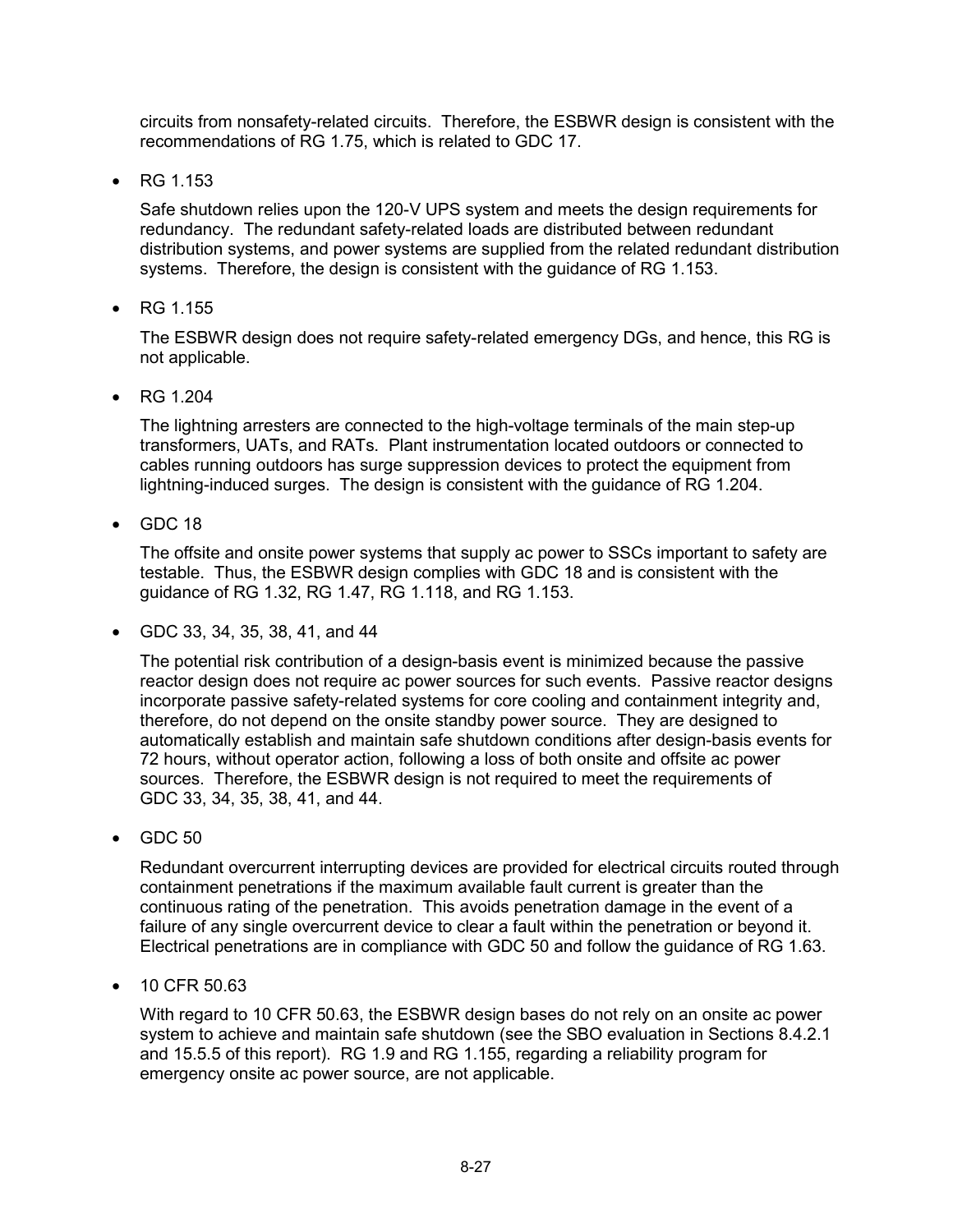circuits from nonsafety-related circuits. Therefore, the ESBWR design is consistent with the recommendations of RG 1.75, which is related to GDC 17.

- RG 1.153

  Safe shutdown relies upon the 120-V UPS system and meets the design requirements for redundancy. The redundant safety-related loads are distributed between redundant distribution systems, and power systems are supplied from the related redundant distribution systems. Therefore, the design is consistent with the guidance of RG 1.153.

- RG 1.155

  The ESBWR design does not require safety-related emergency DGs, and hence, this RG is not applicable.

- RG 1.204

  The lightning arresters are connected to the high-voltage terminals of the main step-up transformers, UATs, and RATs. Plant instrumentation located outdoors or connected to cables running outdoors has surge suppression devices to protect the equipment from lightning-induced surges. The design is consistent with the guidance of RG 1.204.

- GDC 18

  The offsite and onsite power systems that supply ac power to SSCs important to safety are testable. Thus, the ESBWR design complies with GDC 18 and is consistent with the guidance of RG 1.32, RG 1.47, RG 1.118, and RG 1.153.

- GDC 33, 34, 35, 38, 41, and 44

  The potential risk contribution of a design-basis event is minimized because the passive reactor design does not require ac power sources for such events. Passive reactor designs incorporate passive safety-related systems for core cooling and containment integrity and, therefore, do not depend on the onsite standby power source. They are designed to automatically establish and maintain safe shutdown conditions after design-basis events for 72 hours, without operator action, following a loss of both onsite and offsite ac power sources. Therefore, the ESBWR design is not required to meet the requirements of GDC 33, 34, 35, 38, 41, and 44.

- GDC 50

  Redundant overcurrent interrupting devices are provided for electrical circuits routed through containment penetrations if the maximum available fault current is greater than the continuous rating of the penetration. This avoids penetration damage in the event of a failure of any single overcurrent device to clear a fault within the penetration or beyond it. Electrical penetrations are in compliance with GDC 50 and follow the guidance of RG 1.63.

- 10 CFR 50.63

  With regard to 10 CFR 50.63, the ESBWR design bases do not rely on an onsite ac power system to achieve and maintain safe shutdown (see the SBO evaluation in Sections 8.4.2.1 and 15.5.5 of this report). RG 1.9 and RG 1.155, regarding a reliability program for emergency onsite ac power source, are not applicable.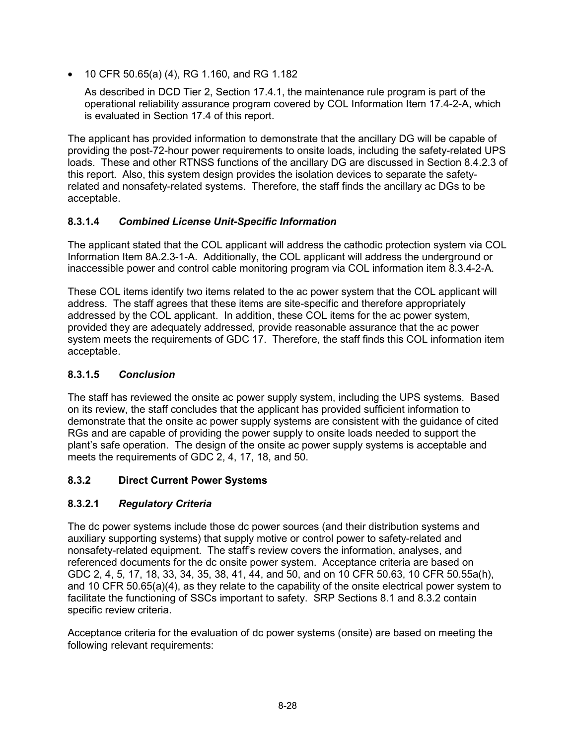- 10 CFR 50.65(a) (4), RG 1.160, and RG 1.182

  As described in DCD Tier 2, Section 17.4.1, the maintenance rule program is part of the operational reliability assurance program covered by COL Information Item 17.4-2-A, which is evaluated in Section 17.4 of this report.

The applicant has provided information to demonstrate that the ancillary DG will be capable of providing the post-72-hour power requirements to onsite loads, including the safety-related UPS loads. These and other RTNSS functions of the ancillary DG are discussed in Section 8.4.2.3 of this report. Also, this system design provides the isolation devices to separate the safety-related and nonsafety-related systems. Therefore, the staff finds the ancillary ac DGs to be acceptable.

### 8.3.1.4 *Combined License Unit-Specific Information*

The applicant stated that the COL applicant will address the cathodic protection system via COL Information Item 8A.2.3-1-A. Additionally, the COL applicant will address the underground or inaccessible power and control cable monitoring program via COL information item 8.3.4-2-A.

These COL items identify two items related to the ac power system that the COL applicant will address. The staff agrees that these items are site-specific and therefore appropriately addressed by the COL applicant. In addition, these COL items for the ac power system, provided they are adequately addressed, provide reasonable assurance that the ac power system meets the requirements of GDC 17. Therefore, the staff finds this COL information item acceptable.

### 8.3.1.5 *Conclusion*

The staff has reviewed the onsite ac power supply system, including the UPS systems. Based on its review, the staff concludes that the applicant has provided sufficient information to demonstrate that the onsite ac power supply systems are consistent with the guidance of cited RGs and are capable of providing the power supply to onsite loads needed to support the plant's safe operation. The design of the onsite ac power supply systems is acceptable and meets the requirements of GDC 2, 4, 17, 18, and 50.

## 8.3.2 Direct Current Power Systems

### 8.3.2.1 *Regulatory Criteria*

The dc power systems include those dc power sources (and their distribution systems and auxiliary supporting systems) that supply motive or control power to safety-related and nonsafety-related equipment. The staff's review covers the information, analyses, and referenced documents for the dc onsite power system. Acceptance criteria are based on GDC 2, 4, 5, 17, 18, 33, 34, 35, 38, 41, 44, and 50, and on 10 CFR 50.63, 10 CFR 50.55a(h), and 10 CFR 50.65(a)(4), as they relate to the capability of the onsite electrical power system to facilitate the functioning of SSCs important to safety. SRP Sections 8.1 and 8.3.2 contain specific review criteria.

Acceptance criteria for the evaluation of dc power systems (onsite) are based on meeting the following relevant requirements: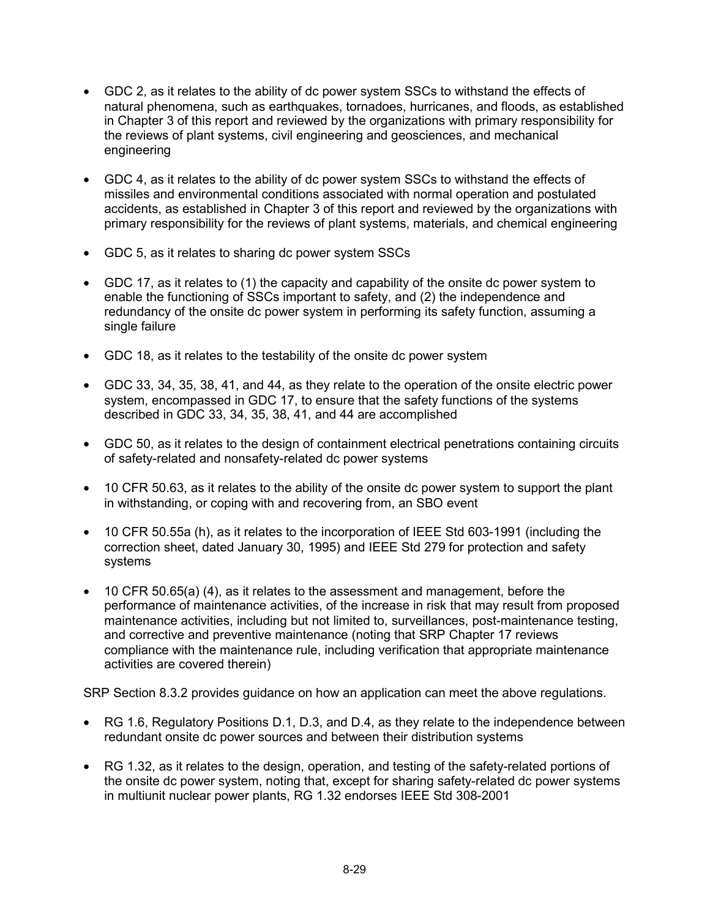- GDC 2, as it relates to the ability of dc power system SSCs to withstand the effects of natural phenomena, such as earthquakes, tornadoes, hurricanes, and floods, as established in Chapter 3 of this report and reviewed by the organizations with primary responsibility for the reviews of plant systems, civil engineering and geosciences, and mechanical engineering

- GDC 4, as it relates to the ability of dc power system SSCs to withstand the effects of missiles and environmental conditions associated with normal operation and postulated accidents, as established in Chapter 3 of this report and reviewed by the organizations with primary responsibility for the reviews of plant systems, materials, and chemical engineering

- GDC 5, as it relates to sharing dc power system SSCs

- GDC 17, as it relates to (1) the capacity and capability of the onsite dc power system to enable the functioning of SSCs important to safety, and (2) the independence and redundancy of the onsite dc power system in performing its safety function, assuming a single failure

- GDC 18, as it relates to the testability of the onsite dc power system

- GDC 33, 34, 35, 38, 41, and 44, as they relate to the operation of the onsite electric power system, encompassed in GDC 17, to ensure that the safety functions of the systems described in GDC 33, 34, 35, 38, 41, and 44 are accomplished

- GDC 50, as it relates to the design of containment electrical penetrations containing circuits of safety-related and nonsafety-related dc power systems

- 10 CFR 50.63, as it relates to the ability of the onsite dc power system to support the plant in withstanding, or coping with and recovering from, an SBO event

- 10 CFR 50.55a (h), as it relates to the incorporation of IEEE Std 603-1991 (including the correction sheet, dated January 30, 1995) and IEEE Std 279 for protection and safety systems

- 10 CFR 50.65(a) (4), as it relates to the assessment and management, before the performance of maintenance activities, of the increase in risk that may result from proposed maintenance activities, including but not limited to, surveillances, post-maintenance testing, and corrective and preventive maintenance (noting that SRP Chapter 17 reviews compliance with the maintenance rule, including verification that appropriate maintenance activities are covered therein)

SRP Section 8.3.2 provides guidance on how an application can meet the above regulations.

- RG 1.6, Regulatory Positions D.1, D.3, and D.4, as they relate to the independence between redundant onsite dc power sources and between their distribution systems

- RG 1.32, as it relates to the design, operation, and testing of the safety-related portions of the onsite dc power system, noting that, except for sharing safety-related dc power systems in multiunit nuclear power plants, RG 1.32 endorses IEEE Std 308-2001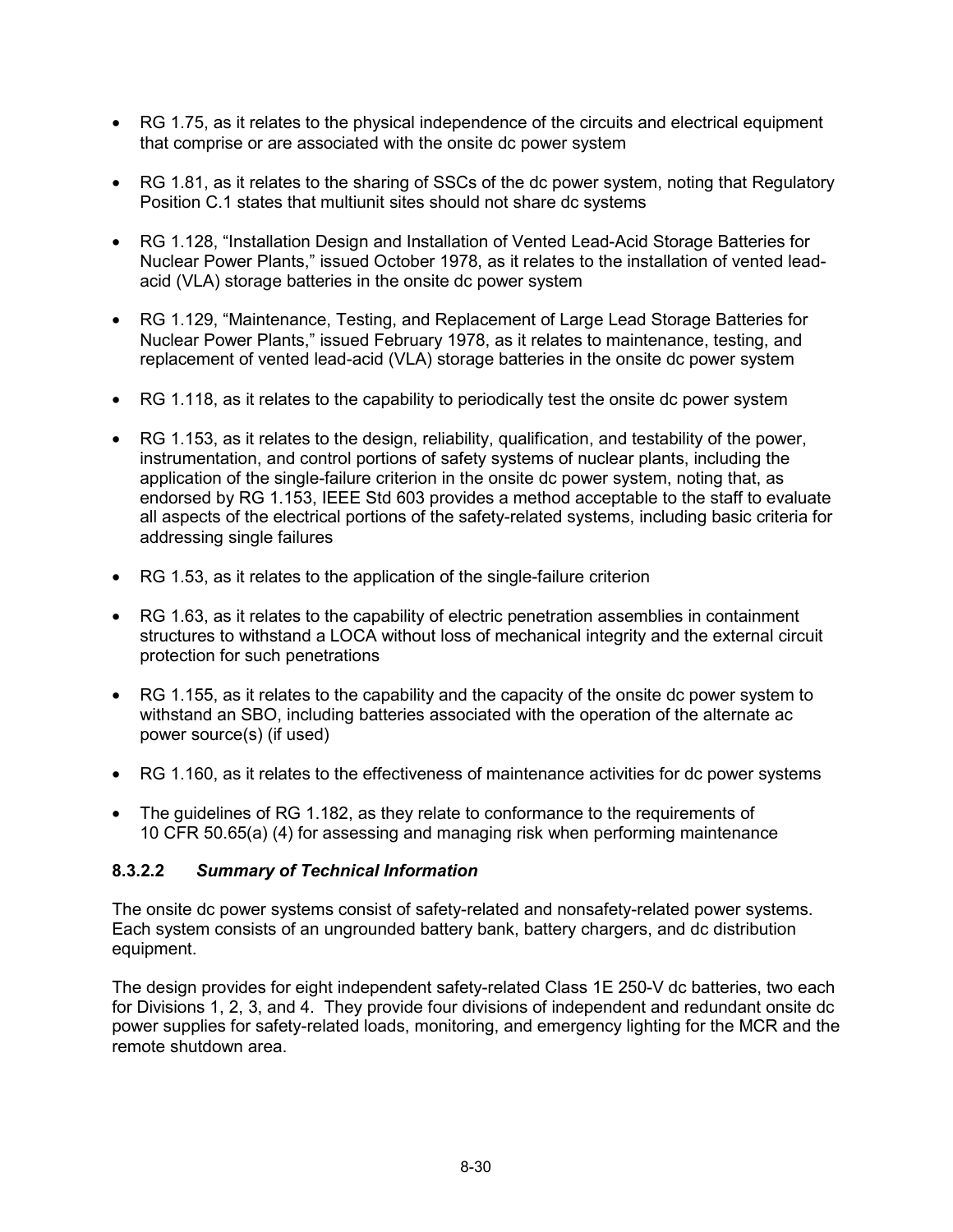- RG 1.75, as it relates to the physical independence of the circuits and electrical equipment that comprise or are associated with the onsite dc power system
- RG 1.81, as it relates to the sharing of SSCs of the dc power system, noting that Regulatory Position C.1 states that multiunit sites should not share dc systems
- RG 1.128, "Installation Design and Installation of Vented Lead-Acid Storage Batteries for Nuclear Power Plants," issued October 1978, as it relates to the installation of vented lead-acid (VLA) storage batteries in the onsite dc power system
- RG 1.129, "Maintenance, Testing, and Replacement of Large Lead Storage Batteries for Nuclear Power Plants," issued February 1978, as it relates to maintenance, testing, and replacement of vented lead-acid (VLA) storage batteries in the onsite dc power system
- RG 1.118, as it relates to the capability to periodically test the onsite dc power system
- RG 1.153, as it relates to the design, reliability, qualification, and testability of the power, instrumentation, and control portions of safety systems of nuclear plants, including the application of the single-failure criterion in the onsite dc power system, noting that, as endorsed by RG 1.153, IEEE Std 603 provides a method acceptable to the staff to evaluate all aspects of the electrical portions of the safety-related systems, including basic criteria for addressing single failures
- RG 1.53, as it relates to the application of the single-failure criterion
- RG 1.63, as it relates to the capability of electric penetration assemblies in containment structures to withstand a LOCA without loss of mechanical integrity and the external circuit protection for such penetrations
- RG 1.155, as it relates to the capability and the capacity of the onsite dc power system to withstand an SBO, including batteries associated with the operation of the alternate ac power source(s) (if used)
- RG 1.160, as it relates to the effectiveness of maintenance activities for dc power systems
- The guidelines of RG 1.182, as they relate to conformance to the requirements of 10 CFR 50.65(a) (4) for assessing and managing risk when performing maintenance

### 8.3.2.2 *Summary of Technical Information*

The onsite dc power systems consist of safety-related and nonsafety-related power systems. Each system consists of an ungrounded battery bank, battery chargers, and dc distribution equipment.

The design provides for eight independent safety-related Class 1E 250-V dc batteries, two each for Divisions 1, 2, 3, and 4. They provide four divisions of independent and redundant onsite dc power supplies for safety-related loads, monitoring, and emergency lighting for the MCR and the remote shutdown area.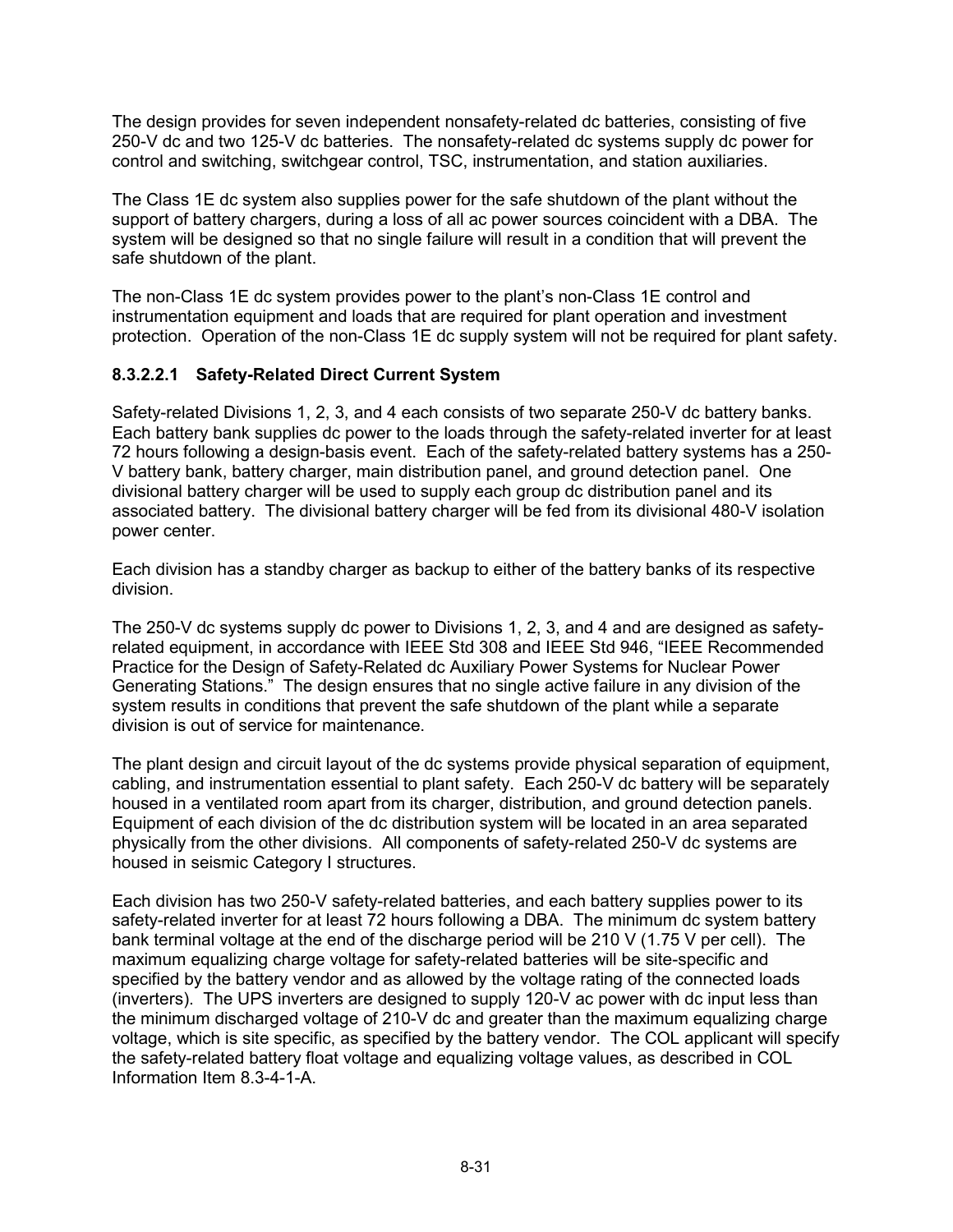The design provides for seven independent nonsafety-related dc batteries, consisting of five 250-V dc and two 125-V dc batteries. The nonsafety-related dc systems supply dc power for control and switching, switchgear control, TSC, instrumentation, and station auxiliaries.

The Class 1E dc system also supplies power for the safe shutdown of the plant without the support of battery chargers, during a loss of all ac power sources coincident with a DBA. The system will be designed so that no single failure will result in a condition that will prevent the safe shutdown of the plant.

The non-Class 1E dc system provides power to the plant's non-Class 1E control and instrumentation equipment and loads that are required for plant operation and investment protection. Operation of the non-Class 1E dc supply system will not be required for plant safety.

#### 8.3.2.2.1 Safety-Related Direct Current System

Safety-related Divisions 1, 2, 3, and 4 each consists of two separate 250-V dc battery banks. Each battery bank supplies dc power to the loads through the safety-related inverter for at least 72 hours following a design-basis event. Each of the safety-related battery systems has a 250-V battery bank, battery charger, main distribution panel, and ground detection panel. One divisional battery charger will be used to supply each group dc distribution panel and its associated battery. The divisional battery charger will be fed from its divisional 480-V isolation power center.

Each division has a standby charger as backup to either of the battery banks of its respective division.

The 250-V dc systems supply dc power to Divisions 1, 2, 3, and 4 and are designed as safety-related equipment, in accordance with IEEE Std 308 and IEEE Std 946, "IEEE Recommended Practice for the Design of Safety-Related dc Auxiliary Power Systems for Nuclear Power Generating Stations." The design ensures that no single active failure in any division of the system results in conditions that prevent the safe shutdown of the plant while a separate division is out of service for maintenance.

The plant design and circuit layout of the dc systems provide physical separation of equipment, cabling, and instrumentation essential to plant safety. Each 250-V dc battery will be separately housed in a ventilated room apart from its charger, distribution, and ground detection panels. Equipment of each division of the dc distribution system will be located in an area separated physically from the other divisions. All components of safety-related 250-V dc systems are housed in seismic Category I structures.

Each division has two 250-V safety-related batteries, and each battery supplies power to its safety-related inverter for at least 72 hours following a DBA. The minimum dc system battery bank terminal voltage at the end of the discharge period will be 210 V (1.75 V per cell). The maximum equalizing charge voltage for safety-related batteries will be site-specific and specified by the battery vendor and as allowed by the voltage rating of the connected loads (inverters). The UPS inverters are designed to supply 120-V ac power with dc input less than the minimum discharged voltage of 210-V dc and greater than the maximum equalizing charge voltage, which is site specific, as specified by the battery vendor. The COL applicant will specify the safety-related battery float voltage and equalizing voltage values, as described in COL Information Item 8.3-4-1-A.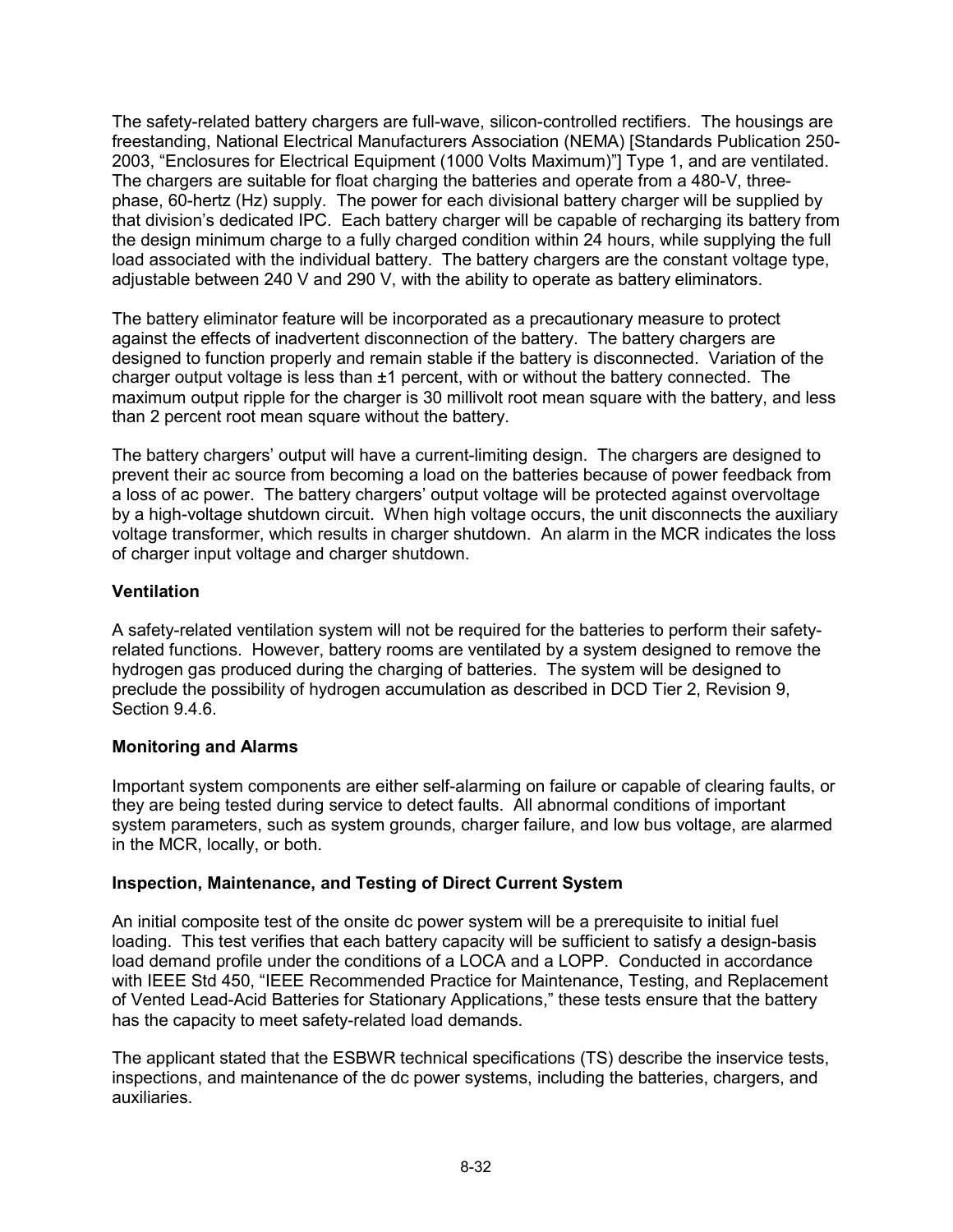The safety-related battery chargers are full-wave, silicon-controlled rectifiers. The housings are freestanding, National Electrical Manufacturers Association (NEMA) [Standards Publication 250-2003, "Enclosures for Electrical Equipment (1000 Volts Maximum)"] Type 1, and are ventilated. The chargers are suitable for float charging the batteries and operate from a 480-V, three-phase, 60-hertz (Hz) supply. The power for each divisional battery charger will be supplied by that division's dedicated IPC. Each battery charger will be capable of recharging its battery from the design minimum charge to a fully charged condition within 24 hours, while supplying the full load associated with the individual battery. The battery chargers are the constant voltage type, adjustable between 240 V and 290 V, with the ability to operate as battery eliminators.

The battery eliminator feature will be incorporated as a precautionary measure to protect against the effects of inadvertent disconnection of the battery. The battery chargers are designed to function properly and remain stable if the battery is disconnected. Variation of the charger output voltage is less than ±1 percent, with or without the battery connected. The maximum output ripple for the charger is 30 millivolt root mean square with the battery, and less than 2 percent root mean square without the battery.

The battery chargers' output will have a current-limiting design. The chargers are designed to prevent their ac source from becoming a load on the batteries because of power feedback from a loss of ac power. The battery chargers' output voltage will be protected against overvoltage by a high-voltage shutdown circuit. When high voltage occurs, the unit disconnects the auxiliary voltage transformer, which results in charger shutdown. An alarm in the MCR indicates the loss of charger input voltage and charger shutdown.

**Ventilation**

A safety-related ventilation system will not be required for the batteries to perform their safety-related functions. However, battery rooms are ventilated by a system designed to remove the hydrogen gas produced during the charging of batteries. The system will be designed to preclude the possibility of hydrogen accumulation as described in DCD Tier 2, Revision 9, Section 9.4.6.

**Monitoring and Alarms**

Important system components are either self-alarming on failure or capable of clearing faults, or they are being tested during service to detect faults. All abnormal conditions of important system parameters, such as system grounds, charger failure, and low bus voltage, are alarmed in the MCR, locally, or both.

**Inspection, Maintenance, and Testing of Direct Current System**

An initial composite test of the onsite dc power system will be a prerequisite to initial fuel loading. This test verifies that each battery capacity will be sufficient to satisfy a design-basis load demand profile under the conditions of a LOCA and a LOPP. Conducted in accordance with IEEE Std 450, "IEEE Recommended Practice for Maintenance, Testing, and Replacement of Vented Lead-Acid Batteries for Stationary Applications," these tests ensure that the battery has the capacity to meet safety-related load demands.

The applicant stated that the ESBWR technical specifications (TS) describe the inservice tests, inspections, and maintenance of the dc power systems, including the batteries, chargers, and auxiliaries.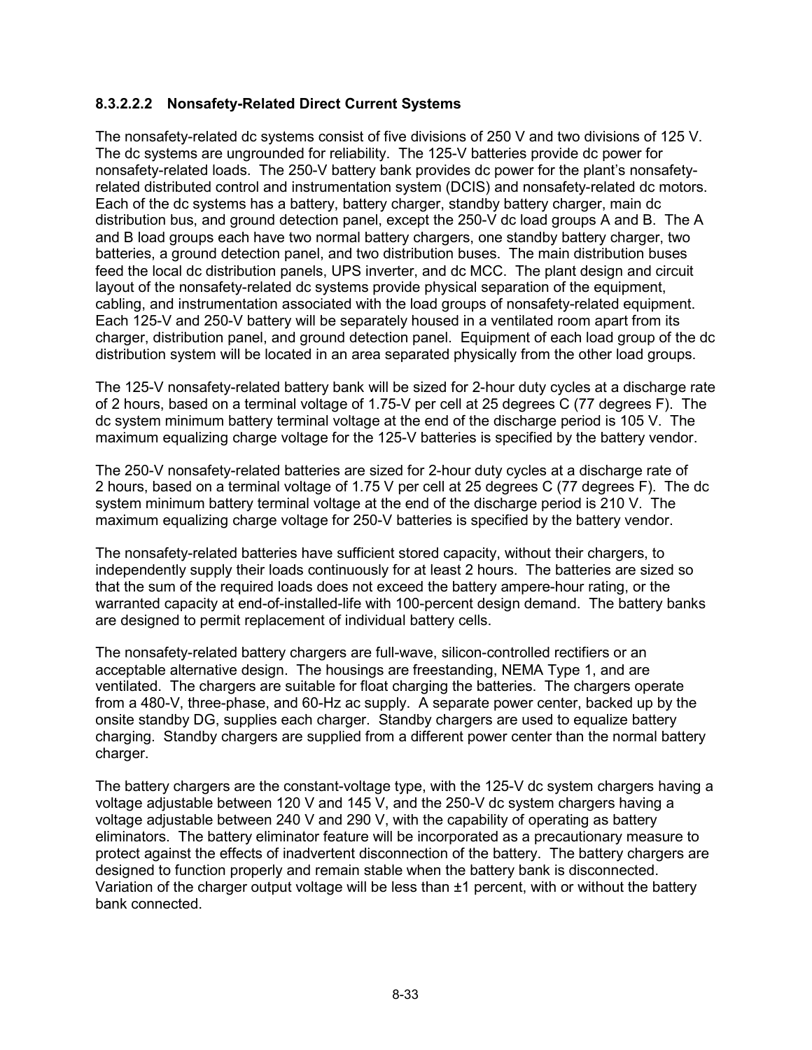#### 8.3.2.2.2 Nonsafety-Related Direct Current Systems

The nonsafety-related dc systems consist of five divisions of 250 V and two divisions of 125 V. The dc systems are ungrounded for reliability. The 125-V batteries provide dc power for nonsafety-related loads. The 250-V battery bank provides dc power for the plant's nonsafety-related distributed control and instrumentation system (DCIS) and nonsafety-related dc motors. Each of the dc systems has a battery, battery charger, standby battery charger, main dc distribution bus, and ground detection panel, except the 250-V dc load groups A and B. The A and B load groups each have two normal battery chargers, one standby battery charger, two batteries, a ground detection panel, and two distribution buses. The main distribution buses feed the local dc distribution panels, UPS inverter, and dc MCC. The plant design and circuit layout of the nonsafety-related dc systems provide physical separation of the equipment, cabling, and instrumentation associated with the load groups of nonsafety-related equipment. Each 125-V and 250-V battery will be separately housed in a ventilated room apart from its charger, distribution panel, and ground detection panel. Equipment of each load group of the dc distribution system will be located in an area separated physically from the other load groups.

The 125-V nonsafety-related battery bank will be sized for 2-hour duty cycles at a discharge rate of 2 hours, based on a terminal voltage of 1.75-V per cell at 25 degrees C (77 degrees F). The dc system minimum battery terminal voltage at the end of the discharge period is 105 V. The maximum equalizing charge voltage for the 125-V batteries is specified by the battery vendor.

The 250-V nonsafety-related batteries are sized for 2-hour duty cycles at a discharge rate of 2 hours, based on a terminal voltage of 1.75 V per cell at 25 degrees C (77 degrees F). The dc system minimum battery terminal voltage at the end of the discharge period is 210 V. The maximum equalizing charge voltage for 250-V batteries is specified by the battery vendor.

The nonsafety-related batteries have sufficient stored capacity, without their chargers, to independently supply their loads continuously for at least 2 hours. The batteries are sized so that the sum of the required loads does not exceed the battery ampere-hour rating, or the warranted capacity at end-of-installed-life with 100-percent design demand. The battery banks are designed to permit replacement of individual battery cells.

The nonsafety-related battery chargers are full-wave, silicon-controlled rectifiers or an acceptable alternative design. The housings are freestanding, NEMA Type 1, and are ventilated. The chargers are suitable for float charging the batteries. The chargers operate from a 480-V, three-phase, and 60-Hz ac supply. A separate power center, backed up by the onsite standby DG, supplies each charger. Standby chargers are used to equalize battery charging. Standby chargers are supplied from a different power center than the normal battery charger.

The battery chargers are the constant-voltage type, with the 125-V dc system chargers having a voltage adjustable between 120 V and 145 V, and the 250-V dc system chargers having a voltage adjustable between 240 V and 290 V, with the capability of operating as battery eliminators. The battery eliminator feature will be incorporated as a precautionary measure to protect against the effects of inadvertent disconnection of the battery. The battery chargers are designed to function properly and remain stable when the battery bank is disconnected. Variation of the charger output voltage will be less than ±1 percent, with or without the battery bank connected.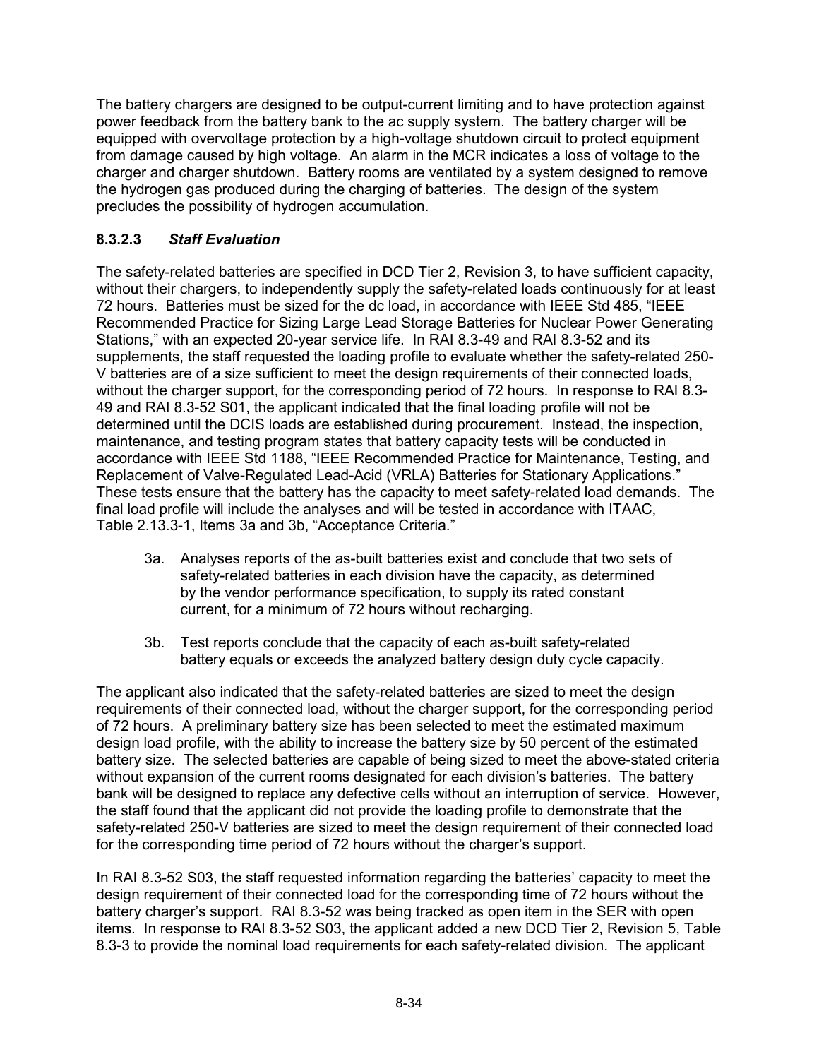The battery chargers are designed to be output-current limiting and to have protection against power feedback from the battery bank to the ac supply system. The battery charger will be equipped with overvoltage protection by a high-voltage shutdown circuit to protect equipment from damage caused by high voltage. An alarm in the MCR indicates a loss of voltage to the charger and charger shutdown. Battery rooms are ventilated by a system designed to remove the hydrogen gas produced during the charging of batteries. The design of the system precludes the possibility of hydrogen accumulation.

### 8.3.2.3 *Staff Evaluation*

The safety-related batteries are specified in DCD Tier 2, Revision 3, to have sufficient capacity, without their chargers, to independently supply the safety-related loads continuously for at least 72 hours. Batteries must be sized for the dc load, in accordance with IEEE Std 485, "IEEE Recommended Practice for Sizing Large Lead Storage Batteries for Nuclear Power Generating Stations," with an expected 20-year service life. In RAI 8.3-49 and RAI 8.3-52 and its supplements, the staff requested the loading profile to evaluate whether the safety-related 250-V batteries are of a size sufficient to meet the design requirements of their connected loads, without the charger support, for the corresponding period of 72 hours. In response to RAI 8.3-49 and RAI 8.3-52 S01, the applicant indicated that the final loading profile will not be determined until the DCIS loads are established during procurement. Instead, the inspection, maintenance, and testing program states that battery capacity tests will be conducted in accordance with IEEE Std 1188, "IEEE Recommended Practice for Maintenance, Testing, and Replacement of Valve-Regulated Lead-Acid (VRLA) Batteries for Stationary Applications." These tests ensure that the battery has the capacity to meet safety-related load demands. The final load profile will include the analyses and will be tested in accordance with ITAAC, Table 2.13.3-1, Items 3a and 3b, "Acceptance Criteria."

> 3a. Analyses reports of the as-built batteries exist and conclude that two sets of safety-related batteries in each division have the capacity, as determined by the vendor performance specification, to supply its rated constant current, for a minimum of 72 hours without recharging.
>
> 3b. Test reports conclude that the capacity of each as-built safety-related battery equals or exceeds the analyzed battery design duty cycle capacity.

The applicant also indicated that the safety-related batteries are sized to meet the design requirements of their connected load, without the charger support, for the corresponding period of 72 hours. A preliminary battery size has been selected to meet the estimated maximum design load profile, with the ability to increase the battery size by 50 percent of the estimated battery size. The selected batteries are capable of being sized to meet the above-stated criteria without expansion of the current rooms designated for each division's batteries. The battery bank will be designed to replace any defective cells without an interruption of service. However, the staff found that the applicant did not provide the loading profile to demonstrate that the safety-related 250-V batteries are sized to meet the design requirement of their connected load for the corresponding time period of 72 hours without the charger's support.

In RAI 8.3-52 S03, the staff requested information regarding the batteries' capacity to meet the design requirement of their connected load for the corresponding time of 72 hours without the battery charger's support. RAI 8.3-52 was being tracked as open item in the SER with open items. In response to RAI 8.3-52 S03, the applicant added a new DCD Tier 2, Revision 5, Table 8.3-3 to provide the nominal load requirements for each safety-related division. The applicant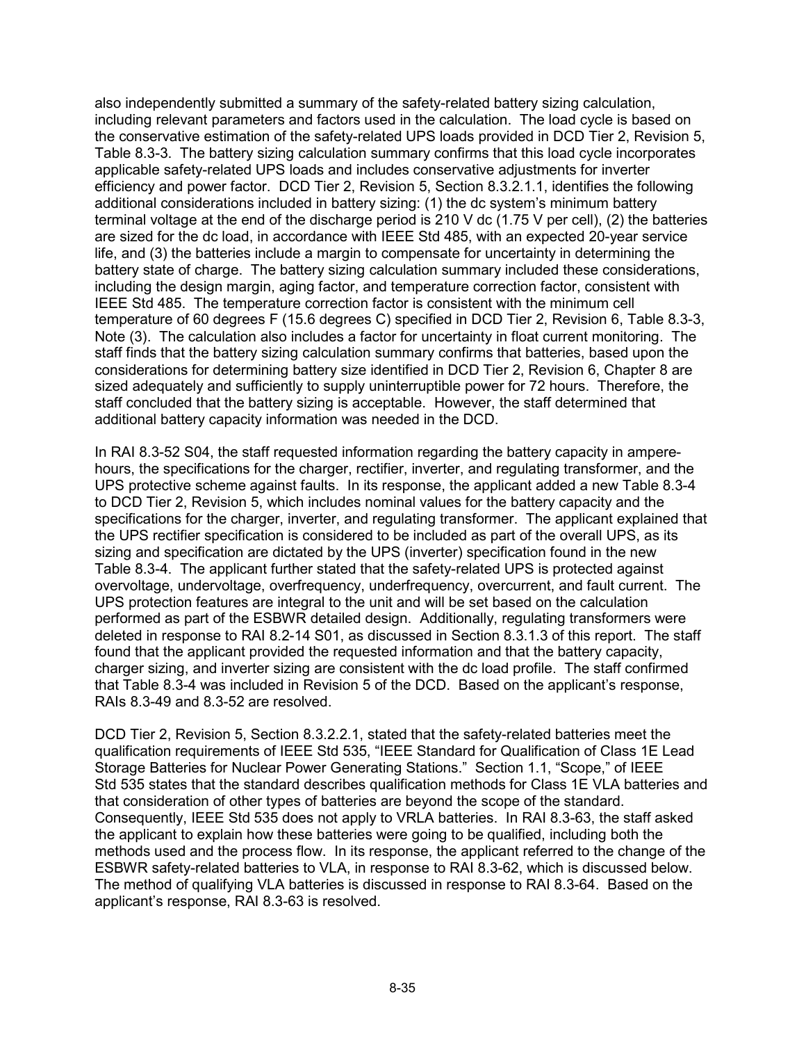also independently submitted a summary of the safety-related battery sizing calculation, including relevant parameters and factors used in the calculation. The load cycle is based on the conservative estimation of the safety-related UPS loads provided in DCD Tier 2, Revision 5, Table 8.3-3. The battery sizing calculation summary confirms that this load cycle incorporates applicable safety-related UPS loads and includes conservative adjustments for inverter efficiency and power factor. DCD Tier 2, Revision 5, Section 8.3.2.1.1, identifies the following additional considerations included in battery sizing: (1) the dc system's minimum battery terminal voltage at the end of the discharge period is 210 V dc (1.75 V per cell), (2) the batteries are sized for the dc load, in accordance with IEEE Std 485, with an expected 20-year service life, and (3) the batteries include a margin to compensate for uncertainty in determining the battery state of charge. The battery sizing calculation summary included these considerations, including the design margin, aging factor, and temperature correction factor, consistent with IEEE Std 485. The temperature correction factor is consistent with the minimum cell temperature of 60 degrees F (15.6 degrees C) specified in DCD Tier 2, Revision 6, Table 8.3-3, Note (3). The calculation also includes a factor for uncertainty in float current monitoring. The staff finds that the battery sizing calculation summary confirms that batteries, based upon the considerations for determining battery size identified in DCD Tier 2, Revision 6, Chapter 8 are sized adequately and sufficiently to supply uninterruptible power for 72 hours. Therefore, the staff concluded that the battery sizing is acceptable. However, the staff determined that additional battery capacity information was needed in the DCD.

In RAI 8.3-52 S04, the staff requested information regarding the battery capacity in ampere-hours, the specifications for the charger, rectifier, inverter, and regulating transformer, and the UPS protective scheme against faults. In its response, the applicant added a new Table 8.3-4 to DCD Tier 2, Revision 5, which includes nominal values for the battery capacity and the specifications for the charger, inverter, and regulating transformer. The applicant explained that the UPS rectifier specification is considered to be included as part of the overall UPS, as its sizing and specification are dictated by the UPS (inverter) specification found in the new Table 8.3-4. The applicant further stated that the safety-related UPS is protected against overvoltage, undervoltage, overfrequency, underfrequency, overcurrent, and fault current. The UPS protection features are integral to the unit and will be set based on the calculation performed as part of the ESBWR detailed design. Additionally, regulating transformers were deleted in response to RAI 8.2-14 S01, as discussed in Section 8.3.1.3 of this report. The staff found that the applicant provided the requested information and that the battery capacity, charger sizing, and inverter sizing are consistent with the dc load profile. The staff confirmed that Table 8.3-4 was included in Revision 5 of the DCD. Based on the applicant's response, RAIs 8.3-49 and 8.3-52 are resolved.

DCD Tier 2, Revision 5, Section 8.3.2.2.1, stated that the safety-related batteries meet the qualification requirements of IEEE Std 535, "IEEE Standard for Qualification of Class 1E Lead Storage Batteries for Nuclear Power Generating Stations." Section 1.1, "Scope," of IEEE Std 535 states that the standard describes qualification methods for Class 1E VLA batteries and that consideration of other types of batteries are beyond the scope of the standard. Consequently, IEEE Std 535 does not apply to VRLA batteries. In RAI 8.3-63, the staff asked the applicant to explain how these batteries were going to be qualified, including both the methods used and the process flow. In its response, the applicant referred to the change of the ESBWR safety-related batteries to VLA, in response to RAI 8.3-62, which is discussed below. The method of qualifying VLA batteries is discussed in response to RAI 8.3-64. Based on the applicant's response, RAI 8.3-63 is resolved.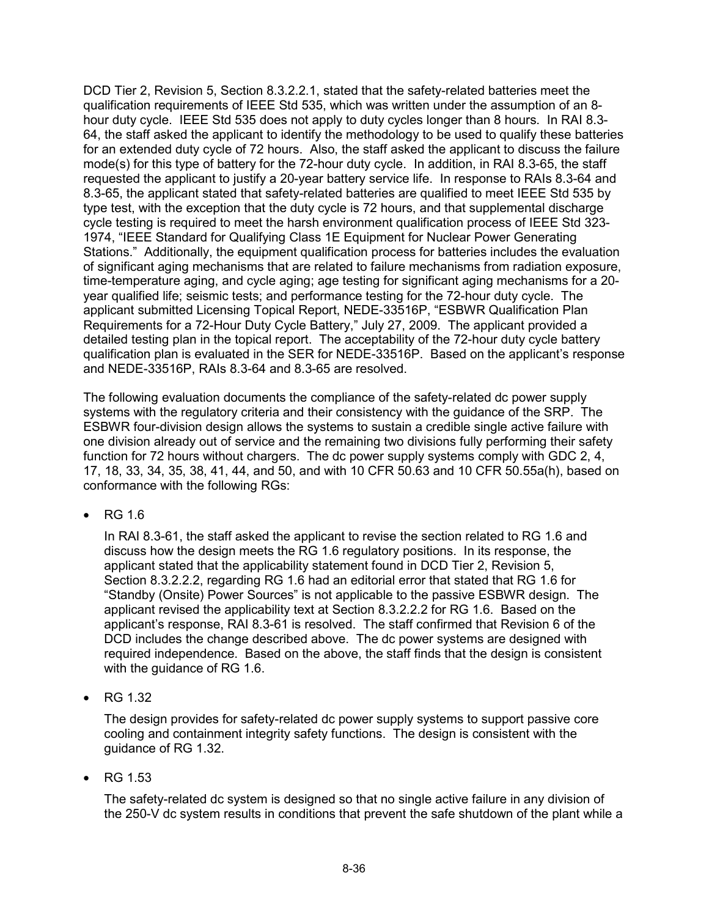DCD Tier 2, Revision 5, Section 8.3.2.2.1, stated that the safety-related batteries meet the qualification requirements of IEEE Std 535, which was written under the assumption of an 8-hour duty cycle. IEEE Std 535 does not apply to duty cycles longer than 8 hours. In RAI 8.3-64, the staff asked the applicant to identify the methodology to be used to qualify these batteries for an extended duty cycle of 72 hours. Also, the staff asked the applicant to discuss the failure mode(s) for this type of battery for the 72-hour duty cycle. In addition, in RAI 8.3-65, the staff requested the applicant to justify a 20-year battery service life. In response to RAIs 8.3-64 and 8.3-65, the applicant stated that safety-related batteries are qualified to meet IEEE Std 535 by type test, with the exception that the duty cycle is 72 hours, and that supplemental discharge cycle testing is required to meet the harsh environment qualification process of IEEE Std 323-1974, "IEEE Standard for Qualifying Class 1E Equipment for Nuclear Power Generating Stations." Additionally, the equipment qualification process for batteries includes the evaluation of significant aging mechanisms that are related to failure mechanisms from radiation exposure, time-temperature aging, and cycle aging; age testing for significant aging mechanisms for a 20-year qualified life; seismic tests; and performance testing for the 72-hour duty cycle. The applicant submitted Licensing Topical Report, NEDE-33516P, "ESBWR Qualification Plan Requirements for a 72-Hour Duty Cycle Battery," July 27, 2009. The applicant provided a detailed testing plan in the topical report. The acceptability of the 72-hour duty cycle battery qualification plan is evaluated in the SER for NEDE-33516P. Based on the applicant's response and NEDE-33516P, RAIs 8.3-64 and 8.3-65 are resolved.

The following evaluation documents the compliance of the safety-related dc power supply systems with the regulatory criteria and their consistency with the guidance of the SRP. The ESBWR four-division design allows the systems to sustain a credible single active failure with one division already out of service and the remaining two divisions fully performing their safety function for 72 hours without chargers. The dc power supply systems comply with GDC 2, 4, 17, 18, 33, 34, 35, 38, 41, 44, and 50, and with 10 CFR 50.63 and 10 CFR 50.55a(h), based on conformance with the following RGs:

- RG 1.6

  In RAI 8.3-61, the staff asked the applicant to revise the section related to RG 1.6 and discuss how the design meets the RG 1.6 regulatory positions. In its response, the applicant stated that the applicability statement found in DCD Tier 2, Revision 5, Section 8.3.2.2.2, regarding RG 1.6 had an editorial error that stated that RG 1.6 for "Standby (Onsite) Power Sources" is not applicable to the passive ESBWR design. The applicant revised the applicability text at Section 8.3.2.2.2 for RG 1.6. Based on the applicant's response, RAI 8.3-61 is resolved. The staff confirmed that Revision 6 of the DCD includes the change described above. The dc power systems are designed with required independence. Based on the above, the staff finds that the design is consistent with the guidance of RG 1.6.

- RG 1.32

  The design provides for safety-related dc power supply systems to support passive core cooling and containment integrity safety functions. The design is consistent with the guidance of RG 1.32.

- RG 1.53

  The safety-related dc system is designed so that no single active failure in any division of the 250-V dc system results in conditions that prevent the safe shutdown of the plant while a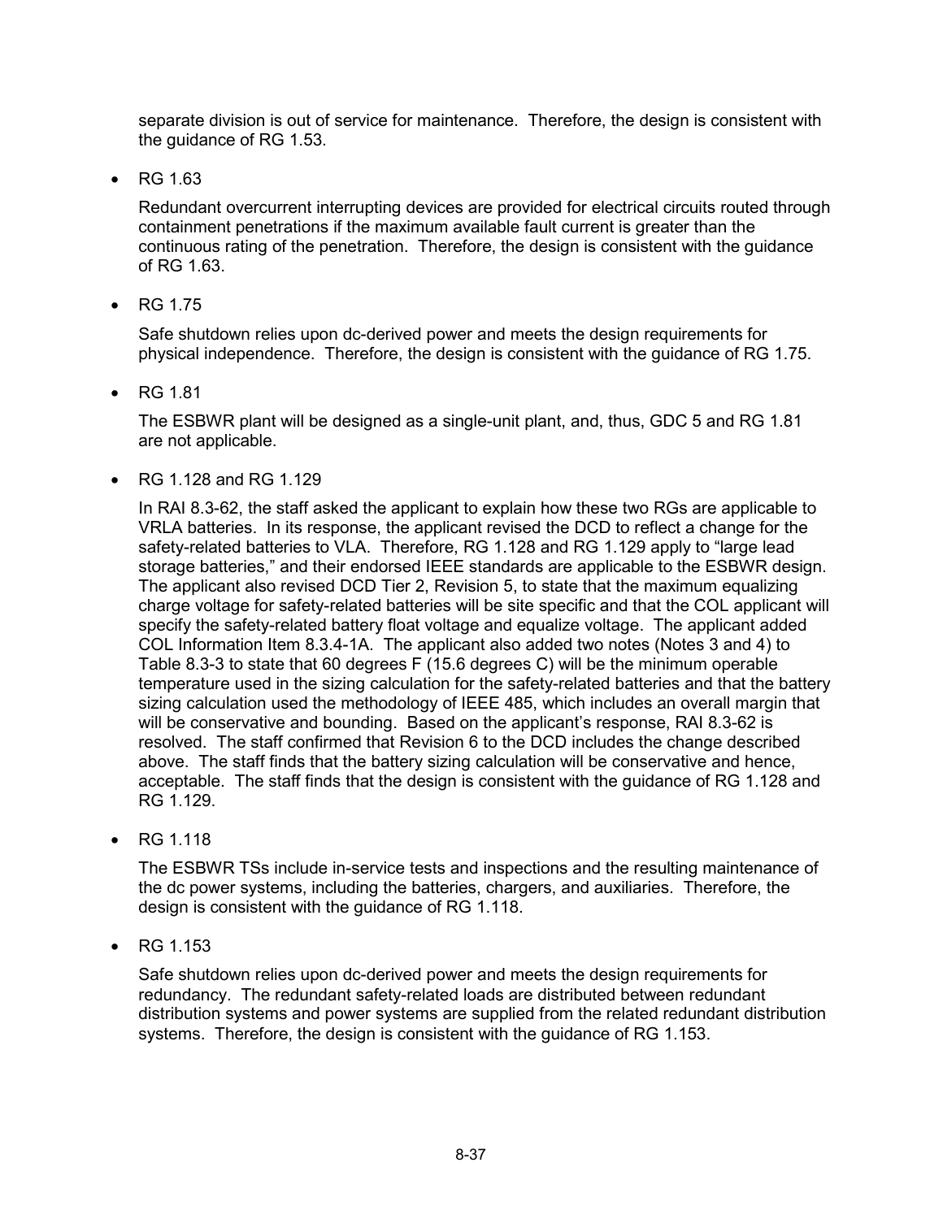separate division is out of service for maintenance. Therefore, the design is consistent with the guidance of RG 1.53.

- RG 1.63

  Redundant overcurrent interrupting devices are provided for electrical circuits routed through containment penetrations if the maximum available fault current is greater than the continuous rating of the penetration. Therefore, the design is consistent with the guidance of RG 1.63.

- RG 1.75

  Safe shutdown relies upon dc-derived power and meets the design requirements for physical independence. Therefore, the design is consistent with the guidance of RG 1.75.

- RG 1.81

  The ESBWR plant will be designed as a single-unit plant, and, thus, GDC 5 and RG 1.81 are not applicable.

- RG 1.128 and RG 1.129

  In RAI 8.3-62, the staff asked the applicant to explain how these two RGs are applicable to VRLA batteries. In its response, the applicant revised the DCD to reflect a change for the safety-related batteries to VLA. Therefore, RG 1.128 and RG 1.129 apply to "large lead storage batteries," and their endorsed IEEE standards are applicable to the ESBWR design. The applicant also revised DCD Tier 2, Revision 5, to state that the maximum equalizing charge voltage for safety-related batteries will be site specific and that the COL applicant will specify the safety-related battery float voltage and equalize voltage. The applicant added COL Information Item 8.3.4-1A. The applicant also added two notes (Notes 3 and 4) to Table 8.3-3 to state that 60 degrees F (15.6 degrees C) will be the minimum operable temperature used in the sizing calculation for the safety-related batteries and that the battery sizing calculation used the methodology of IEEE 485, which includes an overall margin that will be conservative and bounding. Based on the applicant's response, RAI 8.3-62 is resolved. The staff confirmed that Revision 6 to the DCD includes the change described above. The staff finds that the battery sizing calculation will be conservative and hence, acceptable. The staff finds that the design is consistent with the guidance of RG 1.128 and RG 1.129.

- RG 1.118

  The ESBWR TSs include in-service tests and inspections and the resulting maintenance of the dc power systems, including the batteries, chargers, and auxiliaries. Therefore, the design is consistent with the guidance of RG 1.118.

- RG 1.153

  Safe shutdown relies upon dc-derived power and meets the design requirements for redundancy. The redundant safety-related loads are distributed between redundant distribution systems and power systems are supplied from the related redundant distribution systems. Therefore, the design is consistent with the guidance of RG 1.153.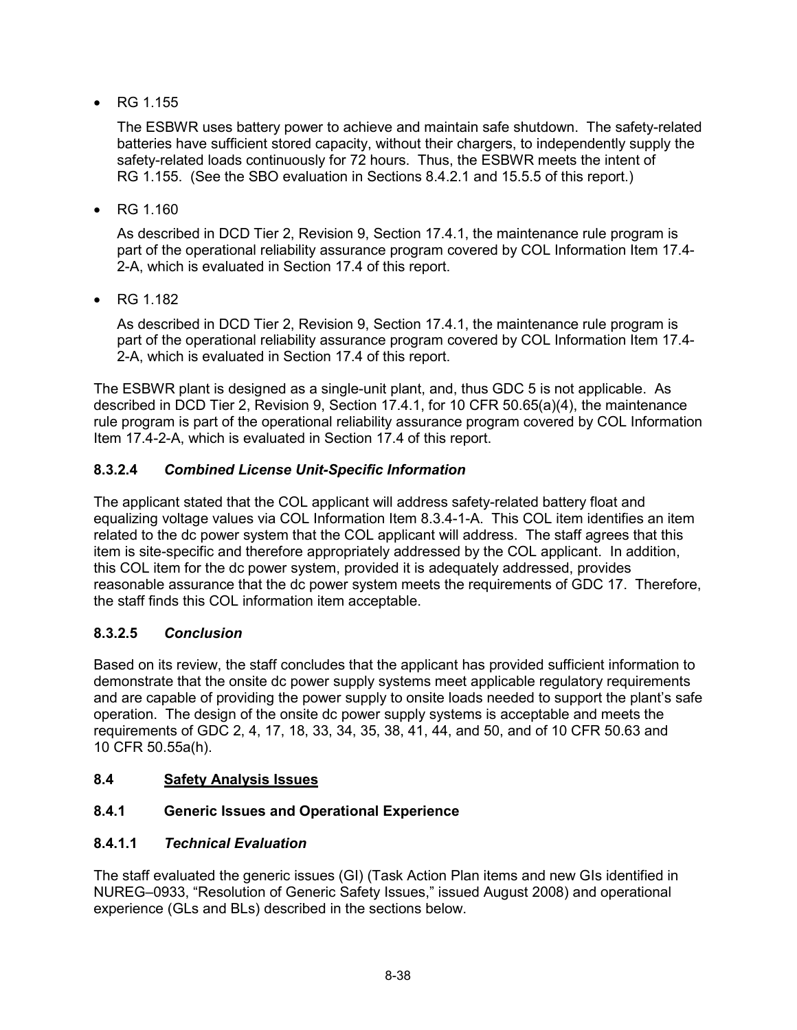- RG 1.155

  The ESBWR uses battery power to achieve and maintain safe shutdown. The safety-related batteries have sufficient stored capacity, without their chargers, to independently supply the safety-related loads continuously for 72 hours. Thus, the ESBWR meets the intent of RG 1.155. (See the SBO evaluation in Sections 8.4.2.1 and 15.5.5 of this report.)

- RG 1.160

  As described in DCD Tier 2, Revision 9, Section 17.4.1, the maintenance rule program is part of the operational reliability assurance program covered by COL Information Item 17.4-2-A, which is evaluated in Section 17.4 of this report.

- RG 1.182

  As described in DCD Tier 2, Revision 9, Section 17.4.1, the maintenance rule program is part of the operational reliability assurance program covered by COL Information Item 17.4-2-A, which is evaluated in Section 17.4 of this report.

The ESBWR plant is designed as a single-unit plant, and, thus GDC 5 is not applicable. As described in DCD Tier 2, Revision 9, Section 17.4.1, for 10 CFR 50.65(a)(4), the maintenance rule program is part of the operational reliability assurance program covered by COL Information Item 17.4-2-A, which is evaluated in Section 17.4 of this report.

#### 8.3.2.4 *Combined License Unit-Specific Information*

The applicant stated that the COL applicant will address safety-related battery float and equalizing voltage values via COL Information Item 8.3.4-1-A. This COL item identifies an item related to the dc power system that the COL applicant will address. The staff agrees that this item is site-specific and therefore appropriately addressed by the COL applicant. In addition, this COL item for the dc power system, provided it is adequately addressed, provides reasonable assurance that the dc power system meets the requirements of GDC 17. Therefore, the staff finds this COL information item acceptable.

#### 8.3.2.5 *Conclusion*

Based on its review, the staff concludes that the applicant has provided sufficient information to demonstrate that the onsite dc power supply systems meet applicable regulatory requirements and are capable of providing the power supply to onsite loads needed to support the plant's safe operation. The design of the onsite dc power supply systems is acceptable and meets the requirements of GDC 2, 4, 17, 18, 33, 34, 35, 38, 41, 44, and 50, and of 10 CFR 50.63 and 10 CFR 50.55a(h).

## 8.4 Safety Analysis Issues

### 8.4.1 Generic Issues and Operational Experience

#### 8.4.1.1 *Technical Evaluation*

The staff evaluated the generic issues (GI) (Task Action Plan items and new GIs identified in NUREG–0933, "Resolution of Generic Safety Issues," issued August 2008) and operational experience (GLs and BLs) described in the sections below.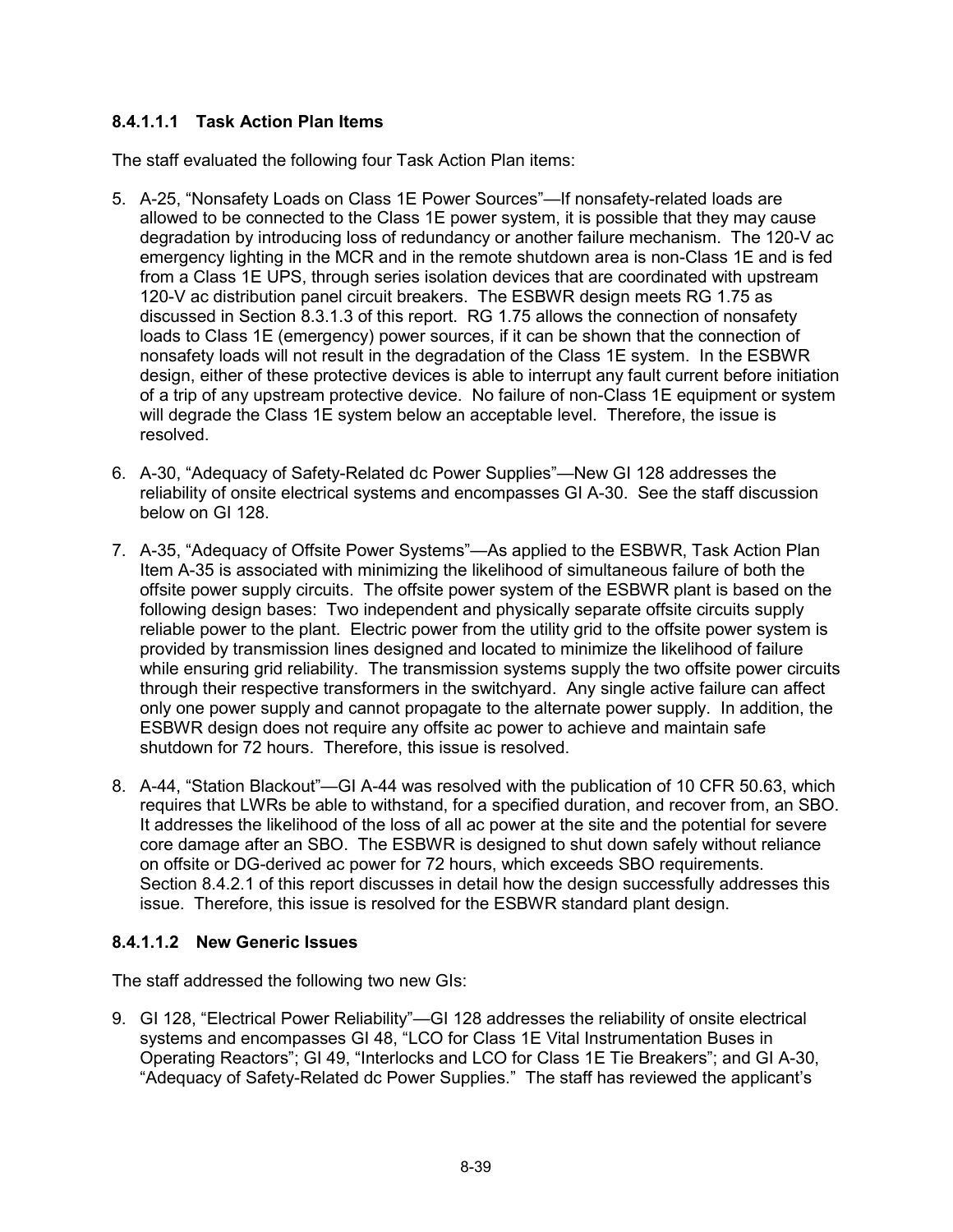#### 8.4.1.1.1 Task Action Plan Items

The staff evaluated the following four Task Action Plan items:

5. A-25, "Nonsafety Loads on Class 1E Power Sources"—If nonsafety-related loads are allowed to be connected to the Class 1E power system, it is possible that they may cause degradation by introducing loss of redundancy or another failure mechanism. The 120-V ac emergency lighting in the MCR and in the remote shutdown area is non-Class 1E and is fed from a Class 1E UPS, through series isolation devices that are coordinated with upstream 120-V ac distribution panel circuit breakers. The ESBWR design meets RG 1.75 as discussed in Section 8.3.1.3 of this report. RG 1.75 allows the connection of nonsafety loads to Class 1E (emergency) power sources, if it can be shown that the connection of nonsafety loads will not result in the degradation of the Class 1E system. In the ESBWR design, either of these protective devices is able to interrupt any fault current before initiation of a trip of any upstream protective device. No failure of non-Class 1E equipment or system will degrade the Class 1E system below an acceptable level. Therefore, the issue is resolved.

6. A-30, "Adequacy of Safety-Related dc Power Supplies"—New GI 128 addresses the reliability of onsite electrical systems and encompasses GI A-30. See the staff discussion below on GI 128.

7. A-35, "Adequacy of Offsite Power Systems"—As applied to the ESBWR, Task Action Plan Item A-35 is associated with minimizing the likelihood of simultaneous failure of both the offsite power supply circuits. The offsite power system of the ESBWR plant is based on the following design bases: Two independent and physically separate offsite circuits supply reliable power to the plant. Electric power from the utility grid to the offsite power system is provided by transmission lines designed and located to minimize the likelihood of failure while ensuring grid reliability. The transmission systems supply the two offsite power circuits through their respective transformers in the switchyard. Any single active failure can affect only one power supply and cannot propagate to the alternate power supply. In addition, the ESBWR design does not require any offsite ac power to achieve and maintain safe shutdown for 72 hours. Therefore, this issue is resolved.

8. A-44, "Station Blackout"—GI A-44 was resolved with the publication of 10 CFR 50.63, which requires that LWRs be able to withstand, for a specified duration, and recover from, an SBO. It addresses the likelihood of the loss of all ac power at the site and the potential for severe core damage after an SBO. The ESBWR is designed to shut down safely without reliance on offsite or DG-derived ac power for 72 hours, which exceeds SBO requirements. Section 8.4.2.1 of this report discusses in detail how the design successfully addresses this issue. Therefore, this issue is resolved for the ESBWR standard plant design.

#### 8.4.1.1.2 New Generic Issues

The staff addressed the following two new GIs:

9. GI 128, "Electrical Power Reliability"—GI 128 addresses the reliability of onsite electrical systems and encompasses GI 48, "LCO for Class 1E Vital Instrumentation Buses in Operating Reactors"; GI 49, "Interlocks and LCO for Class 1E Tie Breakers"; and GI A-30, "Adequacy of Safety-Related dc Power Supplies." The staff has reviewed the applicant's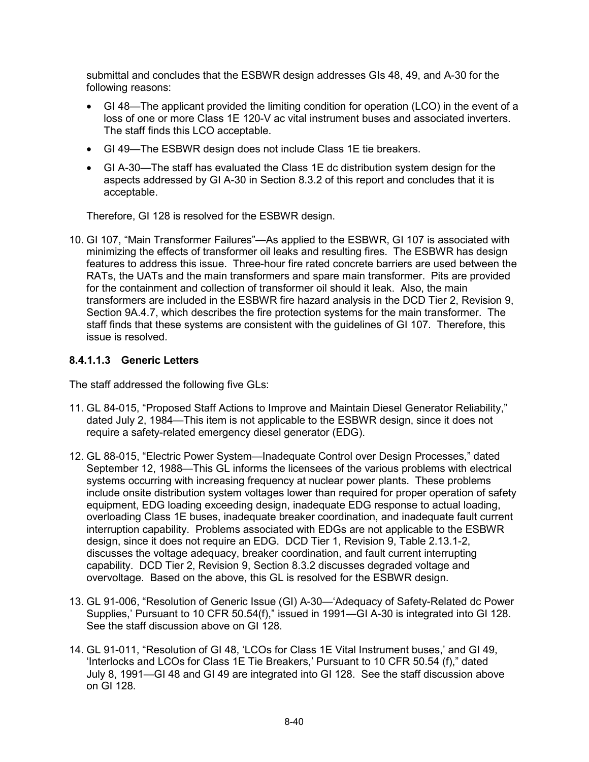submittal and concludes that the ESBWR design addresses GIs 48, 49, and A-30 for the following reasons:

- GI 48—The applicant provided the limiting condition for operation (LCO) in the event of a loss of one or more Class 1E 120-V ac vital instrument buses and associated inverters. The staff finds this LCO acceptable.
- GI 49—The ESBWR design does not include Class 1E tie breakers.
- GI A-30—The staff has evaluated the Class 1E dc distribution system design for the aspects addressed by GI A-30 in Section 8.3.2 of this report and concludes that it is acceptable.

Therefore, GI 128 is resolved for the ESBWR design.

10. GI 107, "Main Transformer Failures"—As applied to the ESBWR, GI 107 is associated with minimizing the effects of transformer oil leaks and resulting fires. The ESBWR has design features to address this issue. Three-hour fire rated concrete barriers are used between the RATs, the UATs and the main transformers and spare main transformer. Pits are provided for the containment and collection of transformer oil should it leak. Also, the main transformers are included in the ESBWR fire hazard analysis in the DCD Tier 2, Revision 9, Section 9A.4.7, which describes the fire protection systems for the main transformer. The staff finds that these systems are consistent with the guidelines of GI 107. Therefore, this issue is resolved.

### 8.4.1.1.3 Generic Letters

The staff addressed the following five GLs:

11. GL 84-015, "Proposed Staff Actions to Improve and Maintain Diesel Generator Reliability," dated July 2, 1984—This item is not applicable to the ESBWR design, since it does not require a safety-related emergency diesel generator (EDG).
12. GL 88-015, "Electric Power System—Inadequate Control over Design Processes," dated September 12, 1988—This GL informs the licensees of the various problems with electrical systems occurring with increasing frequency at nuclear power plants. These problems include onsite distribution system voltages lower than required for proper operation of safety equipment, EDG loading exceeding design, inadequate EDG response to actual loading, overloading Class 1E buses, inadequate breaker coordination, and inadequate fault current interruption capability. Problems associated with EDGs are not applicable to the ESBWR design, since it does not require an EDG. DCD Tier 1, Revision 9, Table 2.13.1-2, discusses the voltage adequacy, breaker coordination, and fault current interrupting capability. DCD Tier 2, Revision 9, Section 8.3.2 discusses degraded voltage and overvoltage. Based on the above, this GL is resolved for the ESBWR design.
13. GL 91-006, "Resolution of Generic Issue (GI) A-30—'Adequacy of Safety-Related dc Power Supplies,' Pursuant to 10 CFR 50.54(f)," issued in 1991—GI A-30 is integrated into GI 128. See the staff discussion above on GI 128.
14. GL 91-011, "Resolution of GI 48, 'LCOs for Class 1E Vital Instrument buses,' and GI 49, 'Interlocks and LCOs for Class 1E Tie Breakers,' Pursuant to 10 CFR 50.54 (f)," dated July 8, 1991—GI 48 and GI 49 are integrated into GI 128. See the staff discussion above on GI 128.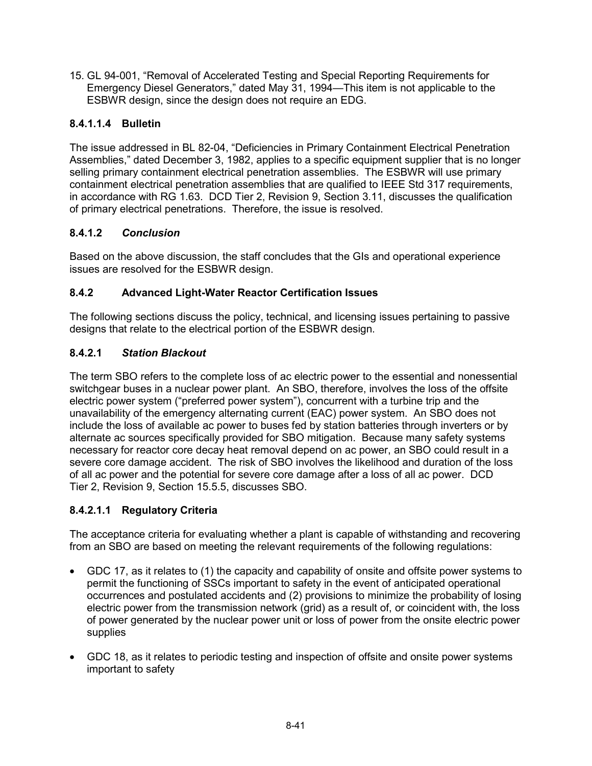15. GL 94-001, "Removal of Accelerated Testing and Special Reporting Requirements for Emergency Diesel Generators," dated May 31, 1994—This item is not applicable to the ESBWR design, since the design does not require an EDG.

#### 8.4.1.1.4 Bulletin

The issue addressed in BL 82-04, "Deficiencies in Primary Containment Electrical Penetration Assemblies," dated December 3, 1982, applies to a specific equipment supplier that is no longer selling primary containment electrical penetration assemblies. The ESBWR will use primary containment electrical penetration assemblies that are qualified to IEEE Std 317 requirements, in accordance with RG 1.63. DCD Tier 2, Revision 9, Section 3.11, discusses the qualification of primary electrical penetrations. Therefore, the issue is resolved.

### 8.4.1.2 *Conclusion*

Based on the above discussion, the staff concludes that the GIs and operational experience issues are resolved for the ESBWR design.

## 8.4.2 Advanced Light-Water Reactor Certification Issues

The following sections discuss the policy, technical, and licensing issues pertaining to passive designs that relate to the electrical portion of the ESBWR design.

### 8.4.2.1 *Station Blackout*

The term SBO refers to the complete loss of ac electric power to the essential and nonessential switchgear buses in a nuclear power plant. An SBO, therefore, involves the loss of the offsite electric power system ("preferred power system"), concurrent with a turbine trip and the unavailability of the emergency alternating current (EAC) power system. An SBO does not include the loss of available ac power to buses fed by station batteries through inverters or by alternate ac sources specifically provided for SBO mitigation. Because many safety systems necessary for reactor core decay heat removal depend on ac power, an SBO could result in a severe core damage accident. The risk of SBO involves the likelihood and duration of the loss of all ac power and the potential for severe core damage after a loss of all ac power. DCD Tier 2, Revision 9, Section 15.5.5, discusses SBO.

#### 8.4.2.1.1 Regulatory Criteria

The acceptance criteria for evaluating whether a plant is capable of withstanding and recovering from an SBO are based on meeting the relevant requirements of the following regulations:

- GDC 17, as it relates to (1) the capacity and capability of onsite and offsite power systems to permit the functioning of SSCs important to safety in the event of anticipated operational occurrences and postulated accidents and (2) provisions to minimize the probability of losing electric power from the transmission network (grid) as a result of, or coincident with, the loss of power generated by the nuclear power unit or loss of power from the onsite electric power supplies

- GDC 18, as it relates to periodic testing and inspection of offsite and onsite power systems important to safety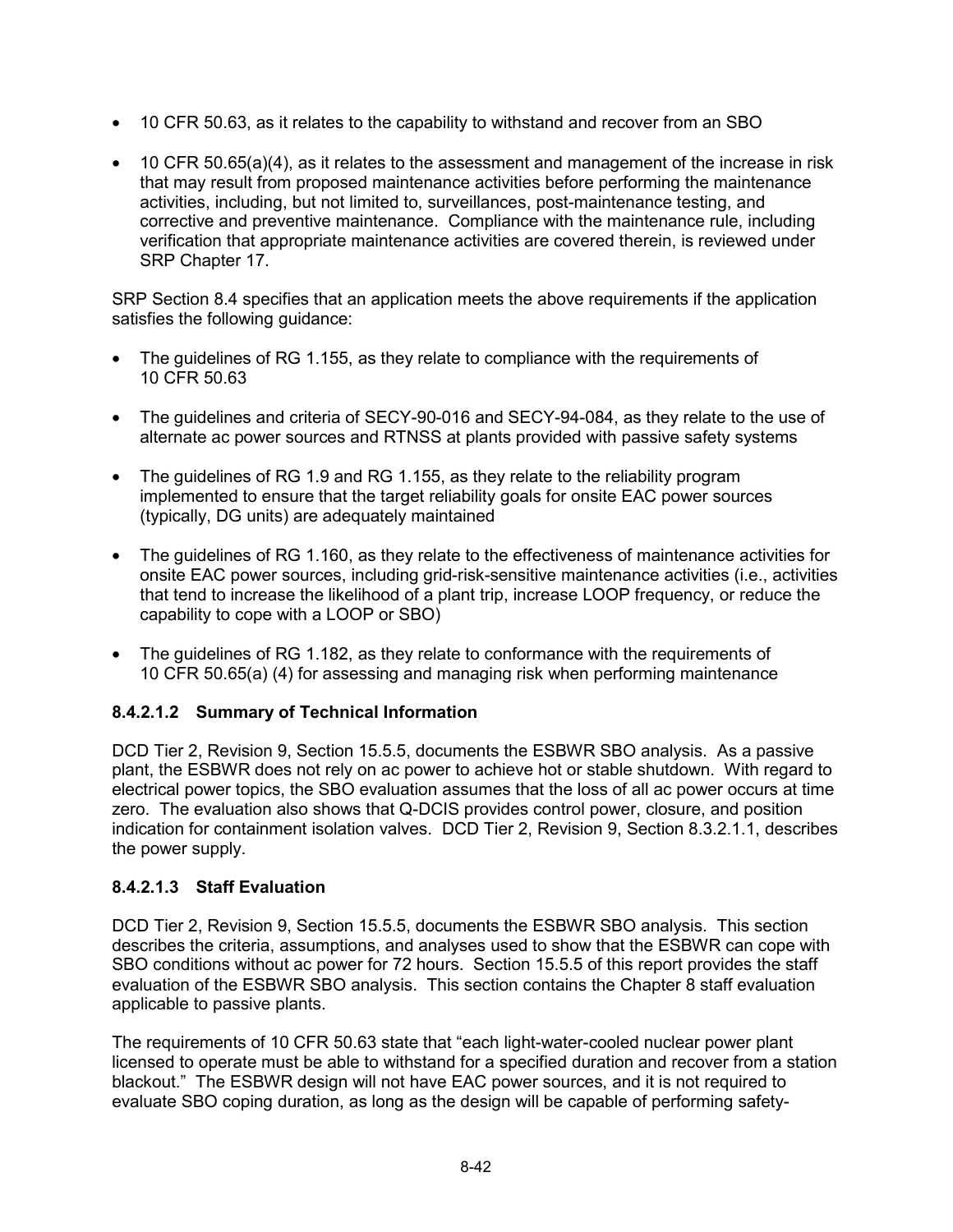- 10 CFR 50.63, as it relates to the capability to withstand and recover from an SBO
- 10 CFR 50.65(a)(4), as it relates to the assessment and management of the increase in risk that may result from proposed maintenance activities before performing the maintenance activities, including, but not limited to, surveillances, post-maintenance testing, and corrective and preventive maintenance. Compliance with the maintenance rule, including verification that appropriate maintenance activities are covered therein, is reviewed under SRP Chapter 17.

SRP Section 8.4 specifies that an application meets the above requirements if the application satisfies the following guidance:

- The guidelines of RG 1.155, as they relate to compliance with the requirements of 10 CFR 50.63
- The guidelines and criteria of SECY-90-016 and SECY-94-084, as they relate to the use of alternate ac power sources and RTNSS at plants provided with passive safety systems
- The guidelines of RG 1.9 and RG 1.155, as they relate to the reliability program implemented to ensure that the target reliability goals for onsite EAC power sources (typically, DG units) are adequately maintained
- The guidelines of RG 1.160, as they relate to the effectiveness of maintenance activities for onsite EAC power sources, including grid-risk-sensitive maintenance activities (i.e., activities that tend to increase the likelihood of a plant trip, increase LOOP frequency, or reduce the capability to cope with a LOOP or SBO)
- The guidelines of RG 1.182, as they relate to conformance with the requirements of 10 CFR 50.65(a) (4) for assessing and managing risk when performing maintenance

### 8.4.2.1.2 Summary of Technical Information

DCD Tier 2, Revision 9, Section 15.5.5, documents the ESBWR SBO analysis. As a passive plant, the ESBWR does not rely on ac power to achieve hot or stable shutdown. With regard to electrical power topics, the SBO evaluation assumes that the loss of all ac power occurs at time zero. The evaluation also shows that Q-DCIS provides control power, closure, and position indication for containment isolation valves. DCD Tier 2, Revision 9, Section 8.3.2.1.1, describes the power supply.

### 8.4.2.1.3 Staff Evaluation

DCD Tier 2, Revision 9, Section 15.5.5, documents the ESBWR SBO analysis. This section describes the criteria, assumptions, and analyses used to show that the ESBWR can cope with SBO conditions without ac power for 72 hours. Section 15.5.5 of this report provides the staff evaluation of the ESBWR SBO analysis. This section contains the Chapter 8 staff evaluation applicable to passive plants.

The requirements of 10 CFR 50.63 state that "each light-water-cooled nuclear power plant licensed to operate must be able to withstand for a specified duration and recover from a station blackout." The ESBWR design will not have EAC power sources, and it is not required to evaluate SBO coping duration, as long as the design will be capable of performing safety-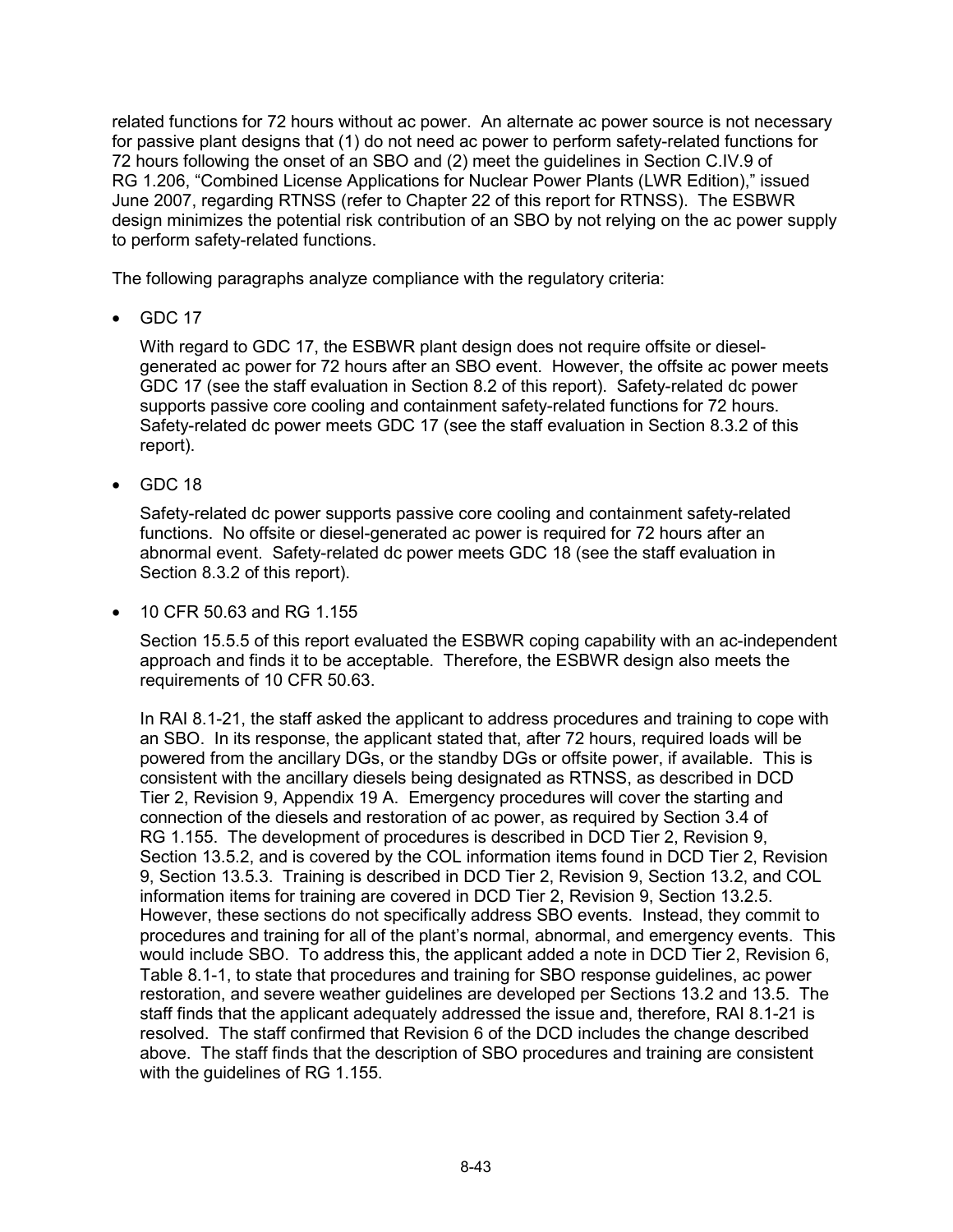related functions for 72 hours without ac power. An alternate ac power source is not necessary for passive plant designs that (1) do not need ac power to perform safety-related functions for 72 hours following the onset of an SBO and (2) meet the guidelines in Section C.IV.9 of RG 1.206, "Combined License Applications for Nuclear Power Plants (LWR Edition)," issued June 2007, regarding RTNSS (refer to Chapter 22 of this report for RTNSS). The ESBWR design minimizes the potential risk contribution of an SBO by not relying on the ac power supply to perform safety-related functions.

The following paragraphs analyze compliance with the regulatory criteria:

- GDC 17

  With regard to GDC 17, the ESBWR plant design does not require offsite or diesel-generated ac power for 72 hours after an SBO event. However, the offsite ac power meets GDC 17 (see the staff evaluation in Section 8.2 of this report). Safety-related dc power supports passive core cooling and containment safety-related functions for 72 hours. Safety-related dc power meets GDC 17 (see the staff evaluation in Section 8.3.2 of this report).

- GDC 18

  Safety-related dc power supports passive core cooling and containment safety-related functions. No offsite or diesel-generated ac power is required for 72 hours after an abnormal event. Safety-related dc power meets GDC 18 (see the staff evaluation in Section 8.3.2 of this report).

- 10 CFR 50.63 and RG 1.155

  Section 15.5.5 of this report evaluated the ESBWR coping capability with an ac-independent approach and finds it to be acceptable. Therefore, the ESBWR design also meets the requirements of 10 CFR 50.63.

  In RAI 8.1-21, the staff asked the applicant to address procedures and training to cope with an SBO. In its response, the applicant stated that, after 72 hours, required loads will be powered from the ancillary DGs, or the standby DGs or offsite power, if available. This is consistent with the ancillary diesels being designated as RTNSS, as described in DCD Tier 2, Revision 9, Appendix 19 A. Emergency procedures will cover the starting and connection of the diesels and restoration of ac power, as required by Section 3.4 of RG 1.155. The development of procedures is described in DCD Tier 2, Revision 9, Section 13.5.2, and is covered by the COL information items found in DCD Tier 2, Revision 9, Section 13.5.3. Training is described in DCD Tier 2, Revision 9, Section 13.2, and COL information items for training are covered in DCD Tier 2, Revision 9, Section 13.2.5. However, these sections do not specifically address SBO events. Instead, they commit to procedures and training for all of the plant's normal, abnormal, and emergency events. This would include SBO. To address this, the applicant added a note in DCD Tier 2, Revision 6, Table 8.1-1, to state that procedures and training for SBO response guidelines, ac power restoration, and severe weather guidelines are developed per Sections 13.2 and 13.5. The staff finds that the applicant adequately addressed the issue and, therefore, RAI 8.1-21 is resolved. The staff confirmed that Revision 6 of the DCD includes the change described above. The staff finds that the description of SBO procedures and training are consistent with the guidelines of RG 1.155.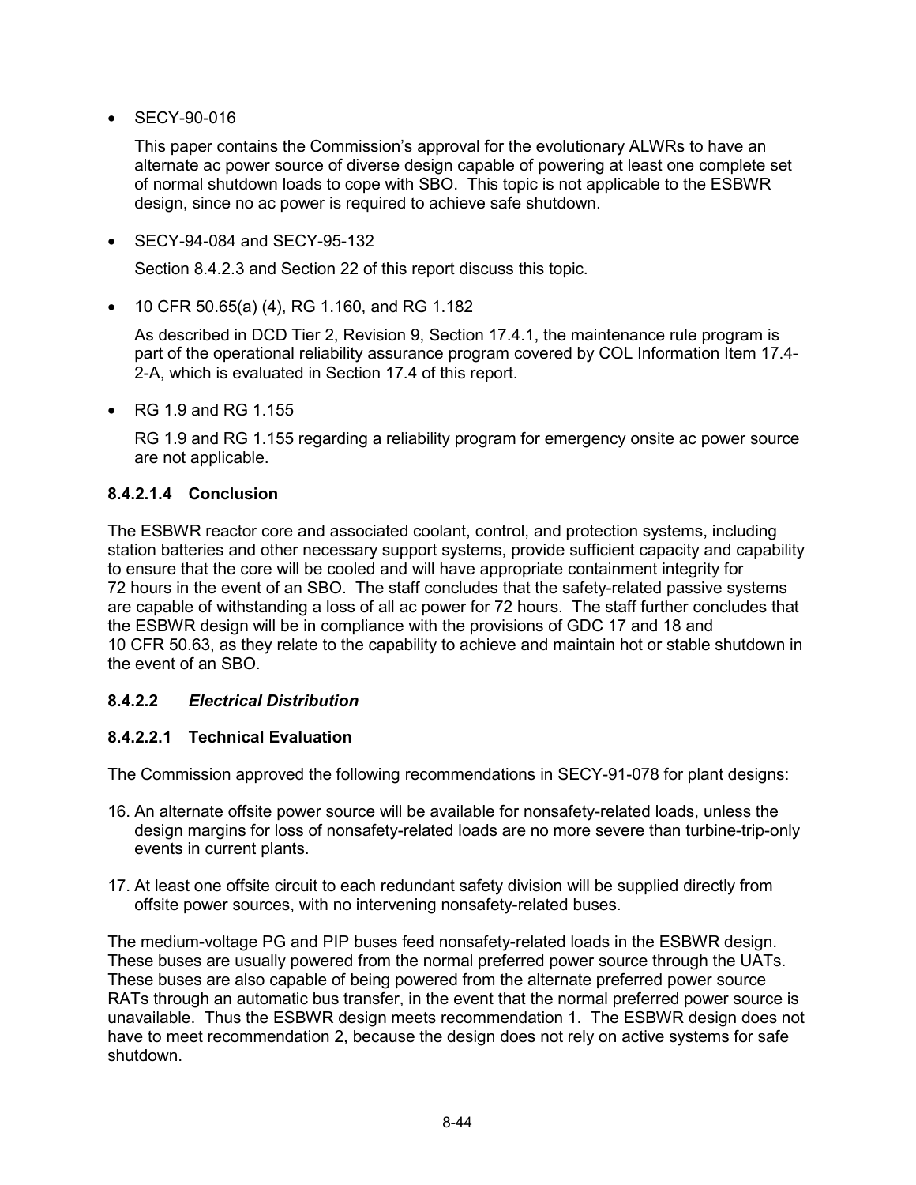- SECY-90-016

  This paper contains the Commission's approval for the evolutionary ALWRs to have an alternate ac power source of diverse design capable of powering at least one complete set of normal shutdown loads to cope with SBO. This topic is not applicable to the ESBWR design, since no ac power is required to achieve safe shutdown.

- SECY-94-084 and SECY-95-132

  Section 8.4.2.3 and Section 22 of this report discuss this topic.

- 10 CFR 50.65(a) (4), RG 1.160, and RG 1.182

  As described in DCD Tier 2, Revision 9, Section 17.4.1, the maintenance rule program is part of the operational reliability assurance program covered by COL Information Item 17.4-2-A, which is evaluated in Section 17.4 of this report.

- RG 1.9 and RG 1.155

  RG 1.9 and RG 1.155 regarding a reliability program for emergency onsite ac power source are not applicable.

#### 8.4.2.1.4 Conclusion

The ESBWR reactor core and associated coolant, control, and protection systems, including station batteries and other necessary support systems, provide sufficient capacity and capability to ensure that the core will be cooled and will have appropriate containment integrity for 72 hours in the event of an SBO. The staff concludes that the safety-related passive systems are capable of withstanding a loss of all ac power for 72 hours. The staff further concludes that the ESBWR design will be in compliance with the provisions of GDC 17 and 18 and 10 CFR 50.63, as they relate to the capability to achieve and maintain hot or stable shutdown in the event of an SBO.

### 8.4.2.2 *Electrical Distribution*

#### 8.4.2.2.1 Technical Evaluation

The Commission approved the following recommendations in SECY-91-078 for plant designs:

16. An alternate offsite power source will be available for nonsafety-related loads, unless the design margins for loss of nonsafety-related loads are no more severe than turbine-trip-only events in current plants.

17. At least one offsite circuit to each redundant safety division will be supplied directly from offsite power sources, with no intervening nonsafety-related buses.

The medium-voltage PG and PIP buses feed nonsafety-related loads in the ESBWR design. These buses are usually powered from the normal preferred power source through the UATs. These buses are also capable of being powered from the alternate preferred power source RATs through an automatic bus transfer, in the event that the normal preferred power source is unavailable. Thus the ESBWR design meets recommendation 1. The ESBWR design does not have to meet recommendation 2, because the design does not rely on active systems for safe shutdown.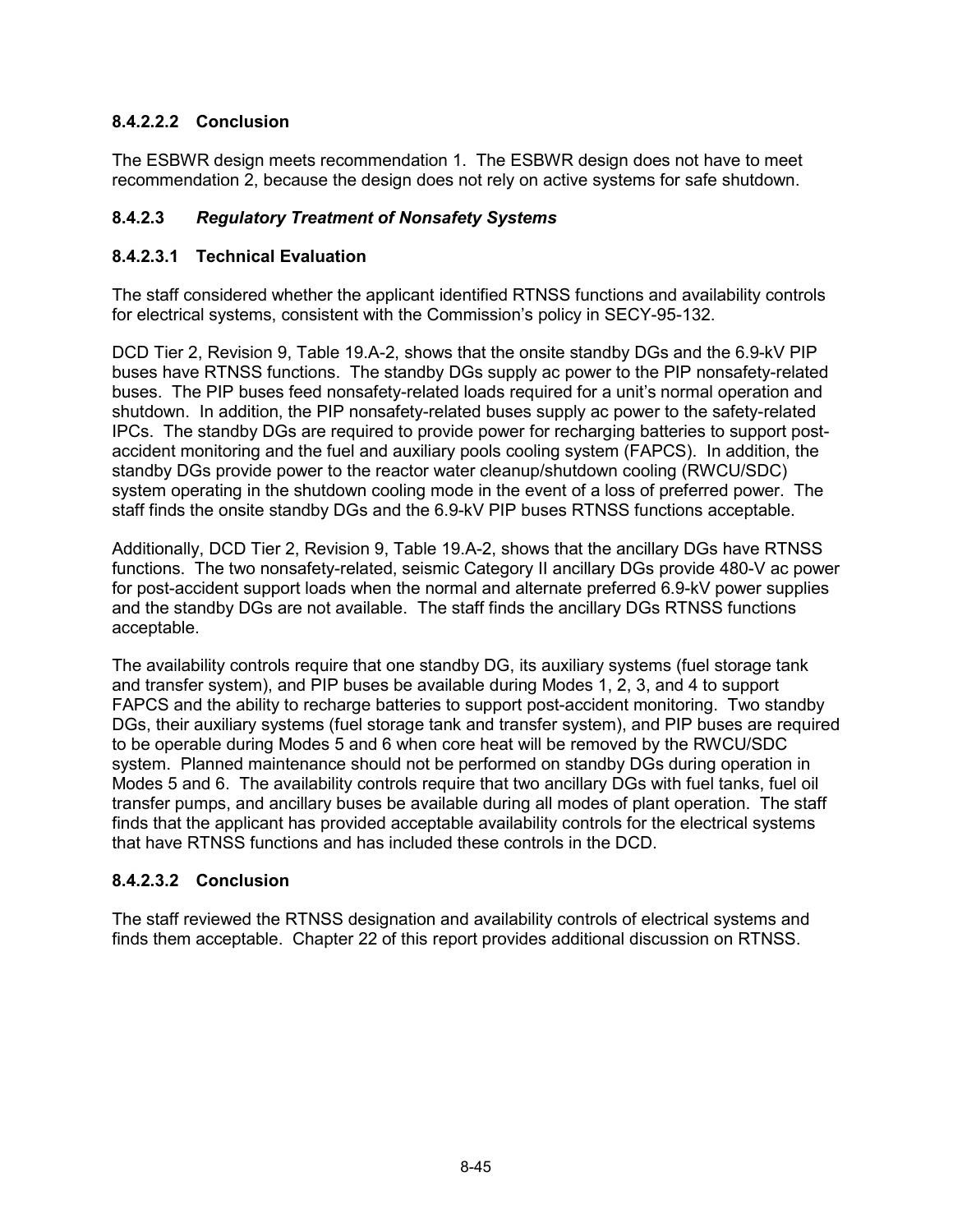#### 8.4.2.2.2 Conclusion

The ESBWR design meets recommendation 1. The ESBWR design does not have to meet recommendation 2, because the design does not rely on active systems for safe shutdown.

### 8.4.2.3 *Regulatory Treatment of Nonsafety Systems*

#### 8.4.2.3.1 Technical Evaluation

The staff considered whether the applicant identified RTNSS functions and availability controls for electrical systems, consistent with the Commission's policy in SECY-95-132.

DCD Tier 2, Revision 9, Table 19.A-2, shows that the onsite standby DGs and the 6.9-kV PIP buses have RTNSS functions. The standby DGs supply ac power to the PIP nonsafety-related buses. The PIP buses feed nonsafety-related loads required for a unit's normal operation and shutdown. In addition, the PIP nonsafety-related buses supply ac power to the safety-related IPCs. The standby DGs are required to provide power for recharging batteries to support post-accident monitoring and the fuel and auxiliary pools cooling system (FAPCS). In addition, the standby DGs provide power to the reactor water cleanup/shutdown cooling (RWCU/SDC) system operating in the shutdown cooling mode in the event of a loss of preferred power. The staff finds the onsite standby DGs and the 6.9-kV PIP buses RTNSS functions acceptable.

Additionally, DCD Tier 2, Revision 9, Table 19.A-2, shows that the ancillary DGs have RTNSS functions. The two nonsafety-related, seismic Category II ancillary DGs provide 480-V ac power for post-accident support loads when the normal and alternate preferred 6.9-kV power supplies and the standby DGs are not available. The staff finds the ancillary DGs RTNSS functions acceptable.

The availability controls require that one standby DG, its auxiliary systems (fuel storage tank and transfer system), and PIP buses be available during Modes 1, 2, 3, and 4 to support FAPCS and the ability to recharge batteries to support post-accident monitoring. Two standby DGs, their auxiliary systems (fuel storage tank and transfer system), and PIP buses are required to be operable during Modes 5 and 6 when core heat will be removed by the RWCU/SDC system. Planned maintenance should not be performed on standby DGs during operation in Modes 5 and 6. The availability controls require that two ancillary DGs with fuel tanks, fuel oil transfer pumps, and ancillary buses be available during all modes of plant operation. The staff finds that the applicant has provided acceptable availability controls for the electrical systems that have RTNSS functions and has included these controls in the DCD.

#### 8.4.2.3.2 Conclusion

The staff reviewed the RTNSS designation and availability controls of electrical systems and finds them acceptable. Chapter 22 of this report provides additional discussion on RTNSS.